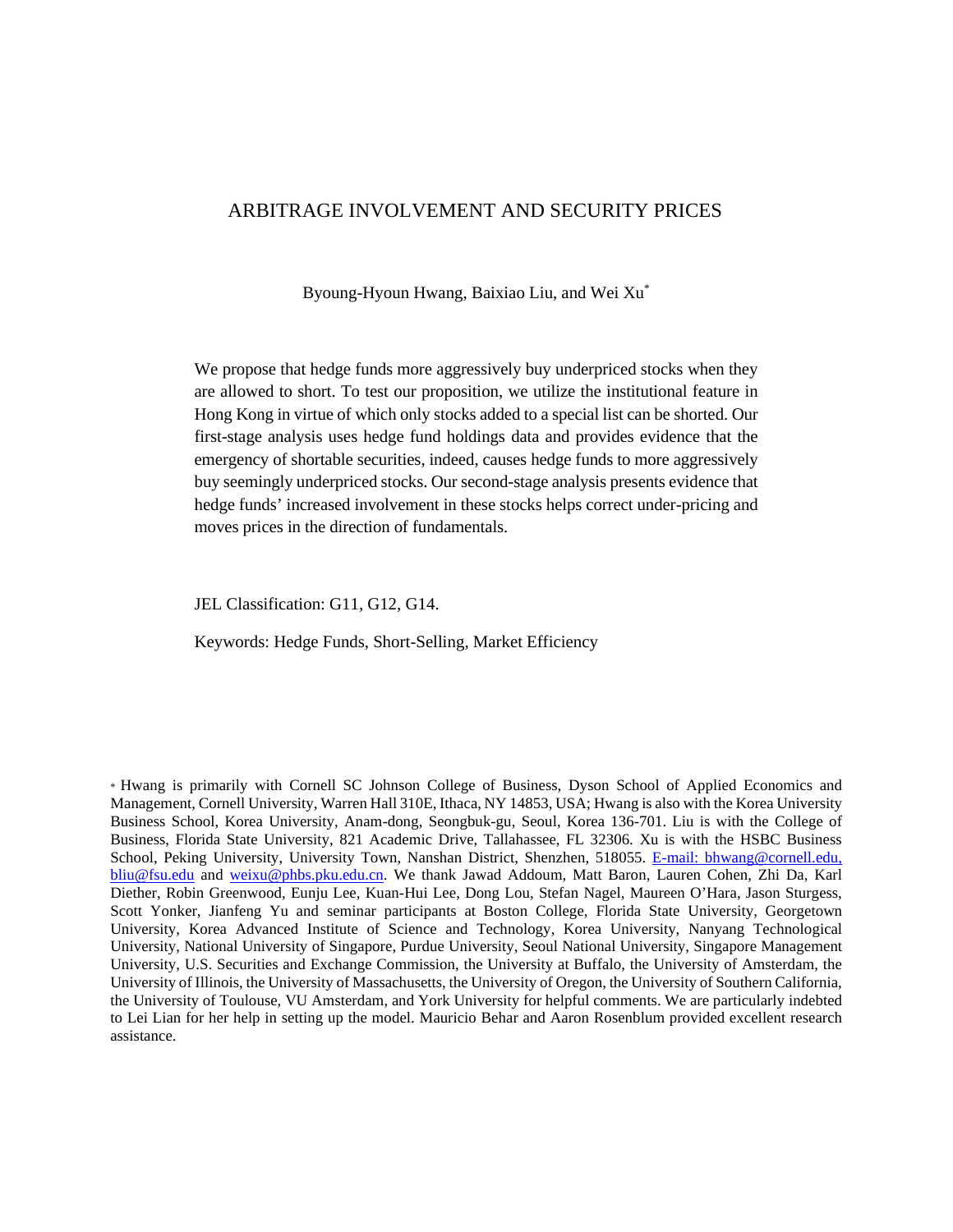# ARBITRAGE INVOLVEMENT AND SECURITY PRICES

Byoung-Hyoun Hwang, Baixiao Liu, and Wei Xu*

We propose that hedge funds more aggressively buy underpriced stocks when they are allowed to short. To test our proposition, we utilize the institutional feature in Hong Kong in virtue of which only stocks added to a special list can be shorted. Our first-stage analysis uses hedge fund holdings data and provides evidence that the emergency of shortable securities, indeed, causes hedge funds to more aggressively buy seemingly underpriced stocks. Our second-stage analysis presents evidence that hedge funds' increased involvement in these stocks helps correct under-pricing and moves prices in the direction of fundamentals.

JEL Classification: G11, G12, G14.

Keywords: Hedge Funds, Short-Selling, Market Efficiency

* Hwang is primarily with Cornell SC Johnson College of Business, Dyson School of Applied Economics and Management, Cornell University, Warren Hall 310E, Ithaca, NY 14853, USA; Hwang is also with the Korea University Business School, Korea University, Anam-dong, Seongbuk-gu, Seoul, Korea 136-701. Liu is with the College of Business, Florida State University, 821 Academic Drive, Tallahassee, FL 32306. Xu is with the HSBC Business School, Peking University, University Town, Nanshan District, Shenzhen, 518055. E-mail: bhwang@cornell.edu, bliu@fsu.edu and weixu@phbs.pku.edu.cn. We thank Jawad Addoum, Matt Baron, Lauren Cohen, Zhi Da, Karl Diether, Robin Greenwood, Eunju Lee, Kuan-Hui Lee, Dong Lou, Stefan Nagel, Maureen O'Hara, Jason Sturgess, Scott Yonker, Jianfeng Yu and seminar participants at Boston College, Florida State University, Georgetown University, Korea Advanced Institute of Science and Technology, Korea University, Nanyang Technological University, National University of Singapore, Purdue University, Seoul National University, Singapore Management University, U.S. Securities and Exchange Commission, the University at Buffalo, the University of Amsterdam, the University of Illinois, the University of Massachusetts, the University of Oregon, the University of Southern California, the University of Toulouse, VU Amsterdam, and York University for helpful comments. We are particularly indebted to Lei Lian for her help in setting up the model. Mauricio Behar and Aaron Rosenblum provided excellent research assistance.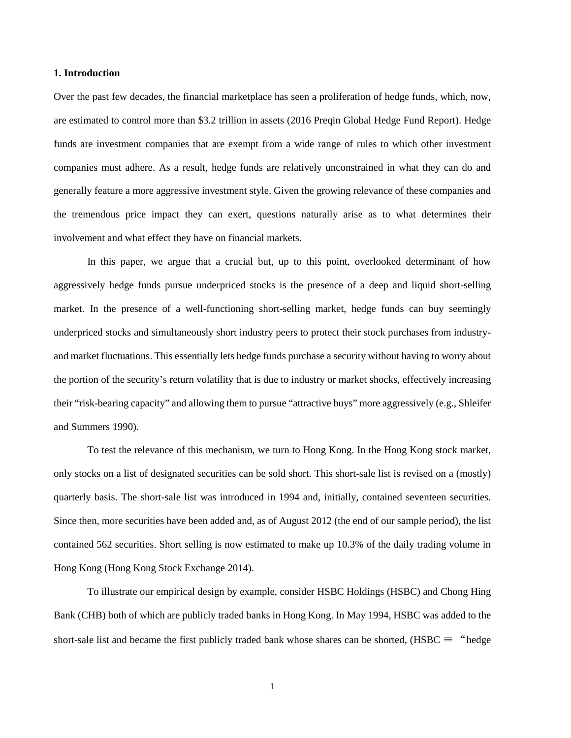## 1. Introduction

Over the past few decades, the financial marketplace has seen a proliferation of hedge funds, which, now, are estimated to control more than $3.2 trillion in assets (2016 Preqin Global Hedge Fund Report). Hedge funds are investment companies that are exempt from a wide range of rules to which other investment companies must adhere. As a result, hedge funds are relatively unconstrained in what they can do and generally feature a more aggressive investment style. Given the growing relevance of these companies and the tremendous price impact they can exert, questions naturally arise as to what determines their involvement and what effect they have on financial markets.

In this paper, we argue that a crucial but, up to this point, overlooked determinant of how aggressively hedge funds pursue underpriced stocks is the presence of a deep and liquid short-selling market. In the presence of a well-functioning short-selling market, hedge funds can buy seemingly underpriced stocks and simultaneously short industry peers to protect their stock purchases from industry- and market fluctuations. This essentially lets hedge funds purchase a security without having to worry about the portion of the security's return volatility that is due to industry or market shocks, effectively increasing their "risk-bearing capacity" and allowing them to pursue "attractive buys" more aggressively (e.g., Shleifer and Summers 1990).

To test the relevance of this mechanism, we turn to Hong Kong. In the Hong Kong stock market, only stocks on a list of designated securities can be sold short. This short-sale list is revised on a (mostly) quarterly basis. The short-sale list was introduced in 1994 and, initially, contained seventeen securities. Since then, more securities have been added and, as of August 2012 (the end of our sample period), the list contained 562 securities. Short selling is now estimated to make up 10.3% of the daily trading volume in Hong Kong (Hong Kong Stock Exchange 2014).

To illustrate our empirical design by example, consider HSBC Holdings (HSBC) and Chong Hing Bank (CHB) both of which are publicly traded banks in Hong Kong. In May 1994, HSBC was added to the short-sale list and became the first publicly traded bank whose shares can be shorted, (HSBC ≡ "hedge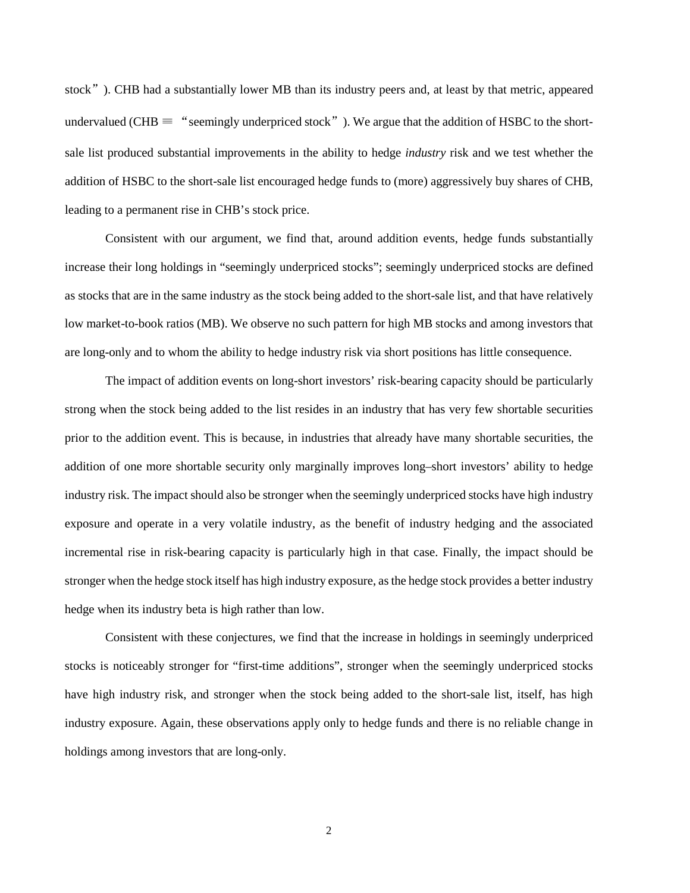stock”). CHB had a substantially lower MB than its industry peers and, at least by that metric, appeared undervalued (CHB ≡ “seemingly underpriced stock”). We argue that the addition of HSBC to the short-sale list produced substantial improvements in the ability to hedge *industry* risk and we test whether the addition of HSBC to the short-sale list encouraged hedge funds to (more) aggressively buy shares of CHB, leading to a permanent rise in CHB’s stock price.

Consistent with our argument, we find that, around addition events, hedge funds substantially increase their long holdings in “seemingly underpriced stocks”; seemingly underpriced stocks are defined as stocks that are in the same industry as the stock being added to the short-sale list, and that have relatively low market-to-book ratios (MB). We observe no such pattern for high MB stocks and among investors that are long-only and to whom the ability to hedge industry risk via short positions has little consequence.

The impact of addition events on long-short investors’ risk-bearing capacity should be particularly strong when the stock being added to the list resides in an industry that has very few shortable securities prior to the addition event. This is because, in industries that already have many shortable securities, the addition of one more shortable security only marginally improves long–short investors’ ability to hedge industry risk. The impact should also be stronger when the seemingly underpriced stocks have high industry exposure and operate in a very volatile industry, as the benefit of industry hedging and the associated incremental rise in risk-bearing capacity is particularly high in that case. Finally, the impact should be stronger when the hedge stock itself has high industry exposure, as the hedge stock provides a better industry hedge when its industry beta is high rather than low.

Consistent with these conjectures, we find that the increase in holdings in seemingly underpriced stocks is noticeably stronger for “first-time additions”, stronger when the seemingly underpriced stocks have high industry risk, and stronger when the stock being added to the short-sale list, itself, has high industry exposure. Again, these observations apply only to hedge funds and there is no reliable change in holdings among investors that are long-only.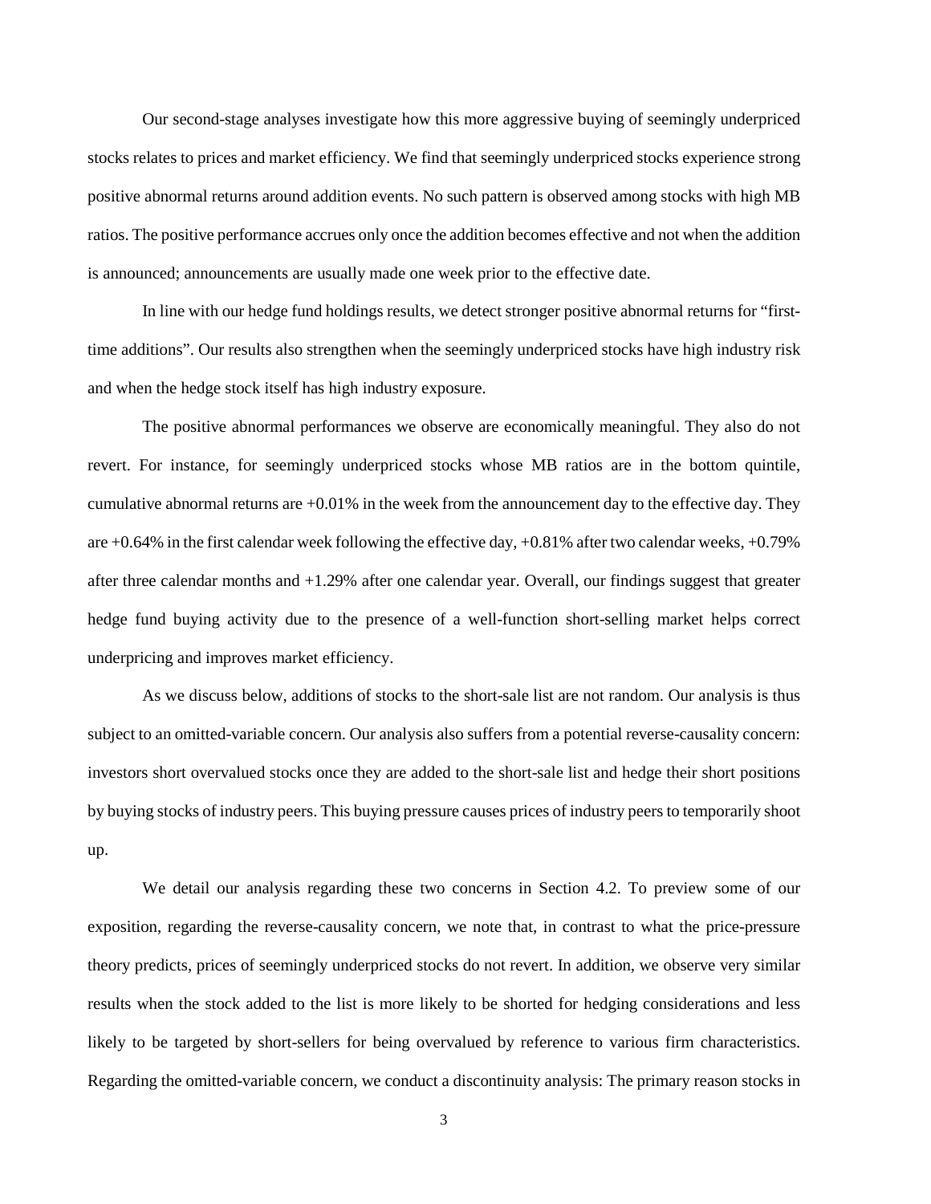Our second-stage analyses investigate how this more aggressive buying of seemingly underpriced stocks relates to prices and market efficiency. We find that seemingly underpriced stocks experience strong positive abnormal returns around addition events. No such pattern is observed among stocks with high MB ratios. The positive performance accrues only once the addition becomes effective and not when the addition is announced; announcements are usually made one week prior to the effective date.

In line with our hedge fund holdings results, we detect stronger positive abnormal returns for "first-time additions". Our results also strengthen when the seemingly underpriced stocks have high industry risk and when the hedge stock itself has high industry exposure.

The positive abnormal performances we observe are economically meaningful. They also do not revert. For instance, for seemingly underpriced stocks whose MB ratios are in the bottom quintile, cumulative abnormal returns are +0.01% in the week from the announcement day to the effective day. They are +0.64% in the first calendar week following the effective day, +0.81% after two calendar weeks, +0.79% after three calendar months and +1.29% after one calendar year. Overall, our findings suggest that greater hedge fund buying activity due to the presence of a well-function short-selling market helps correct underpricing and improves market efficiency.

As we discuss below, additions of stocks to the short-sale list are not random. Our analysis is thus subject to an omitted-variable concern. Our analysis also suffers from a potential reverse-causality concern: investors short overvalued stocks once they are added to the short-sale list and hedge their short positions by buying stocks of industry peers. This buying pressure causes prices of industry peers to temporarily shoot up.

We detail our analysis regarding these two concerns in Section 4.2. To preview some of our exposition, regarding the reverse-causality concern, we note that, in contrast to what the price-pressure theory predicts, prices of seemingly underpriced stocks do not revert. In addition, we observe very similar results when the stock added to the list is more likely to be shorted for hedging considerations and less likely to be targeted by short-sellers for being overvalued by reference to various firm characteristics. Regarding the omitted-variable concern, we conduct a discontinuity analysis: The primary reason stocks in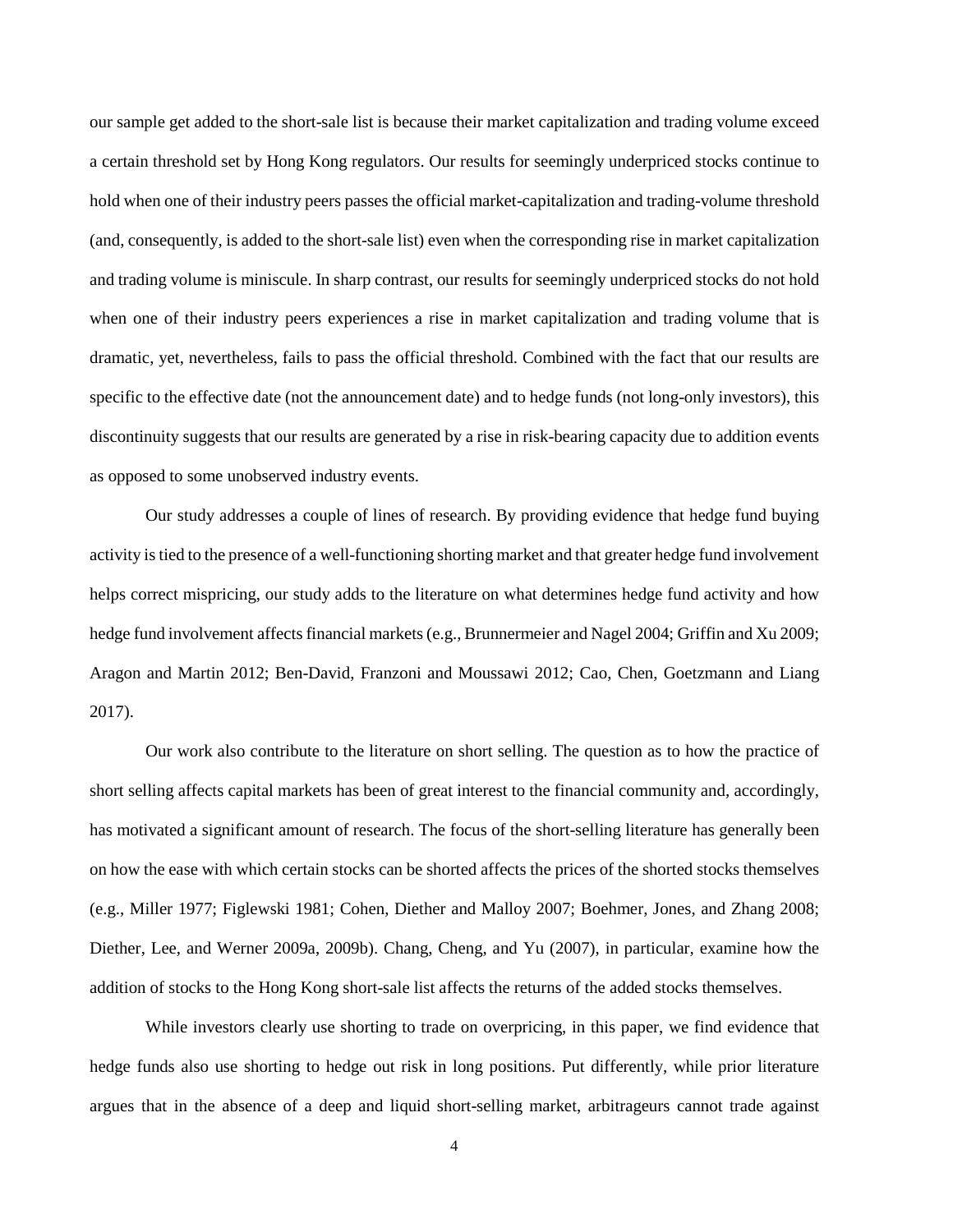our sample get added to the short-sale list is because their market capitalization and trading volume exceed a certain threshold set by Hong Kong regulators. Our results for seemingly underpriced stocks continue to hold when one of their industry peers passes the official market-capitalization and trading-volume threshold (and, consequently, is added to the short-sale list) even when the corresponding rise in market capitalization and trading volume is miniscule. In sharp contrast, our results for seemingly underpriced stocks do not hold when one of their industry peers experiences a rise in market capitalization and trading volume that is dramatic, yet, nevertheless, fails to pass the official threshold. Combined with the fact that our results are specific to the effective date (not the announcement date) and to hedge funds (not long-only investors), this discontinuity suggests that our results are generated by a rise in risk-bearing capacity due to addition events as opposed to some unobserved industry events.

Our study addresses a couple of lines of research. By providing evidence that hedge fund buying activity is tied to the presence of a well-functioning shorting market and that greater hedge fund involvement helps correct mispricing, our study adds to the literature on what determines hedge fund activity and how hedge fund involvement affects financial markets (e.g., Brunnermeier and Nagel 2004; Griffin and Xu 2009; Aragon and Martin 2012; Ben-David, Franzoni and Moussawi 2012; Cao, Chen, Goetzmann and Liang 2017).

Our work also contribute to the literature on short selling. The question as to how the practice of short selling affects capital markets has been of great interest to the financial community and, accordingly, has motivated a significant amount of research. The focus of the short-selling literature has generally been on how the ease with which certain stocks can be shorted affects the prices of the shorted stocks themselves (e.g., Miller 1977; Figlewski 1981; Cohen, Diether and Malloy 2007; Boehmer, Jones, and Zhang 2008; Diether, Lee, and Werner 2009a, 2009b). Chang, Cheng, and Yu (2007), in particular, examine how the addition of stocks to the Hong Kong short-sale list affects the returns of the added stocks themselves.

While investors clearly use shorting to trade on overpricing, in this paper, we find evidence that hedge funds also use shorting to hedge out risk in long positions. Put differently, while prior literature argues that in the absence of a deep and liquid short-selling market, arbitrageurs cannot trade against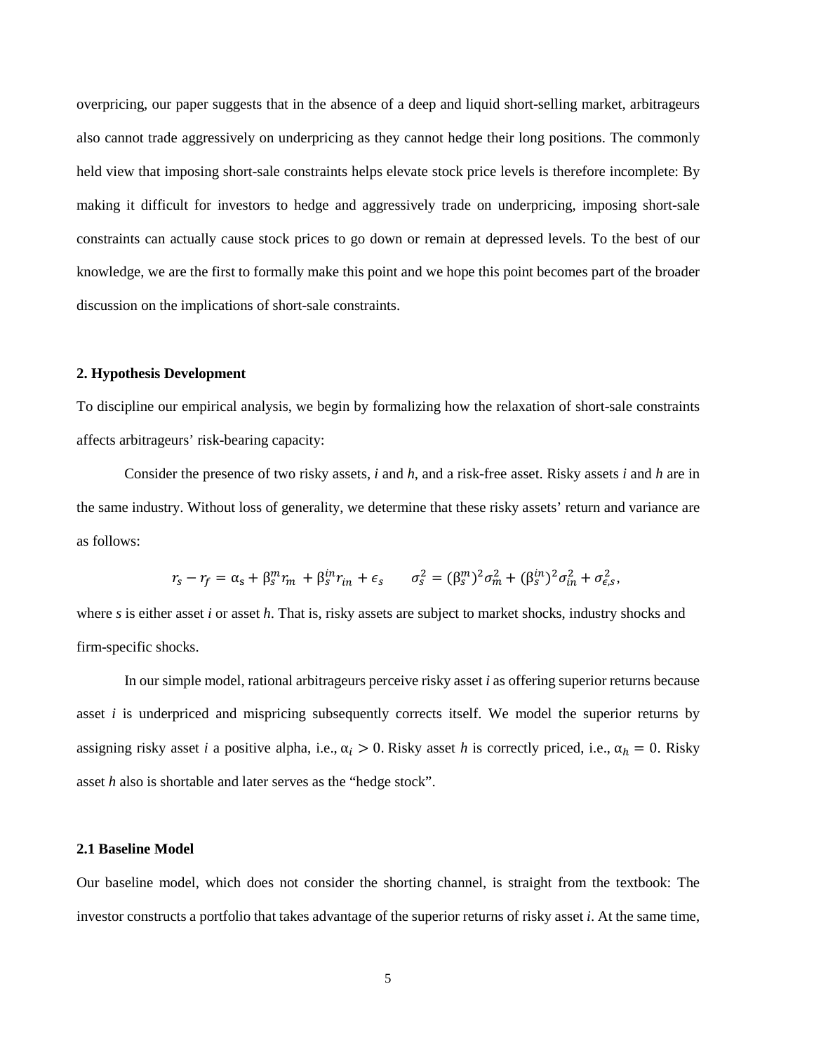overpricing, our paper suggests that in the absence of a deep and liquid short-selling market, arbitrageurs also cannot trade aggressively on underpricing as they cannot hedge their long positions. The commonly held view that imposing short-sale constraints helps elevate stock price levels is therefore incomplete: By making it difficult for investors to hedge and aggressively trade on underpricing, imposing short-sale constraints can actually cause stock prices to go down or remain at depressed levels. To the best of our knowledge, we are the first to formally make this point and we hope this point becomes part of the broader discussion on the implications of short-sale constraints.

## 2. Hypothesis Development

To discipline our empirical analysis, we begin by formalizing how the relaxation of short-sale constraints affects arbitrageurs' risk-bearing capacity:

Consider the presence of two risky assets, *i* and *h*, and a risk-free asset. Risky assets *i* and *h* are in the same industry. Without loss of generality, we determine that these risky assets' return and variance are as follows:

$$r_s - r_f = \alpha_s + \beta_s^m r_m + \beta_s^{in} r_{in} + \epsilon_s \qquad \sigma_s^2 = (\beta_s^m)^2 \sigma_m^2 + (\beta_s^{in})^2 \sigma_{in}^2 + \sigma_{\epsilon,s}^2,$$

where *s* is either asset *i* or asset *h*. That is, risky assets are subject to market shocks, industry shocks and firm-specific shocks.

In our simple model, rational arbitrageurs perceive risky asset *i* as offering superior returns because asset *i* is underpriced and mispricing subsequently corrects itself. We model the superior returns by assigning risky asset *i* a positive alpha, i.e., $\alpha_i > 0$. Risky asset *h* is correctly priced, i.e., $\alpha_h = 0$. Risky asset *h* also is shortable and later serves as the "hedge stock".

### 2.1 Baseline Model

Our baseline model, which does not consider the shorting channel, is straight from the textbook: The investor constructs a portfolio that takes advantage of the superior returns of risky asset *i*. At the same time,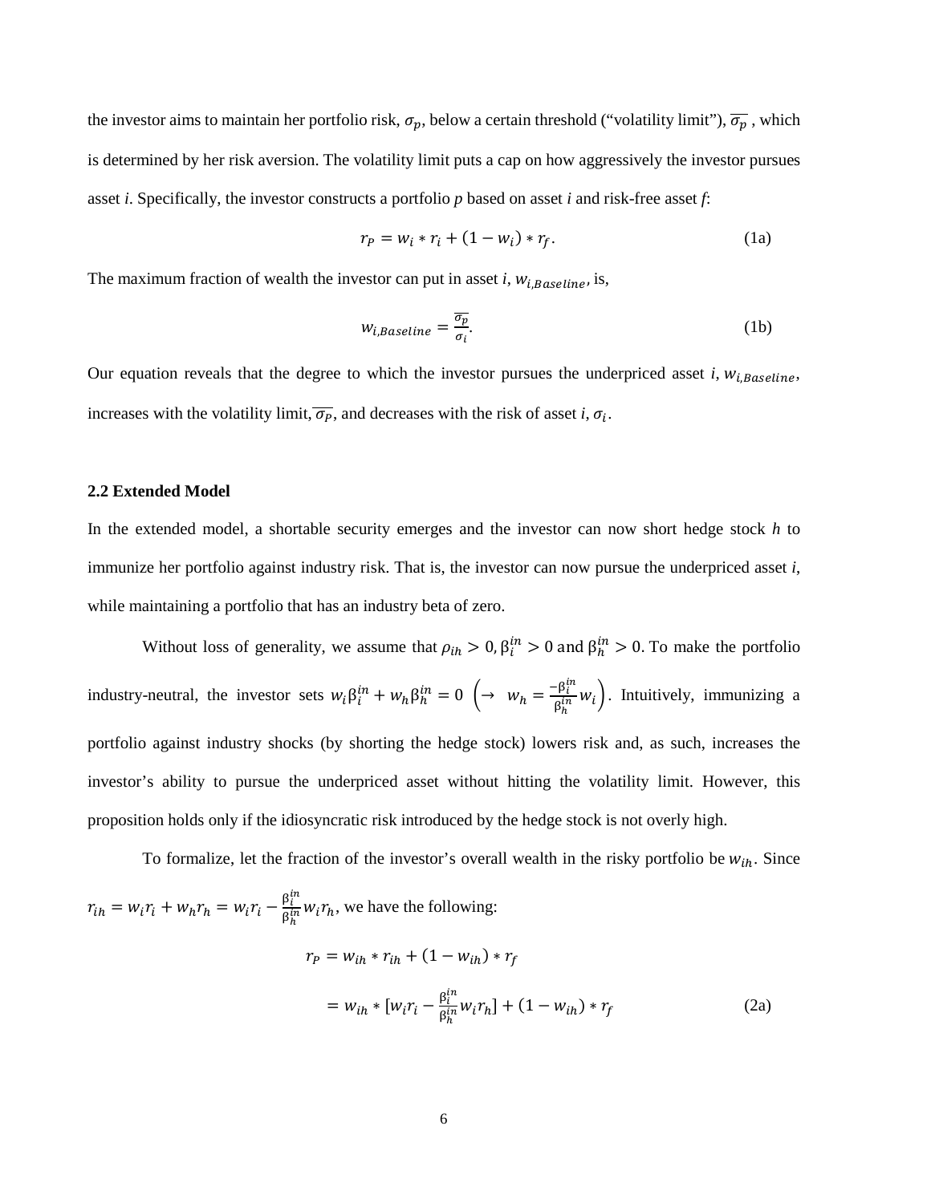the investor aims to maintain her portfolio risk, $\sigma_p$, below a certain threshold ("volatility limit"), $\overline{\sigma_p}$ , which is determined by her risk aversion. The volatility limit puts a cap on how aggressively the investor pursues asset *i*. Specifically, the investor constructs a portfolio *p* based on asset *i* and risk-free asset *f*:

$$r_P = w_i * r_i + (1 - w_i) * r_f. \tag{1a}$$

The maximum fraction of wealth the investor can put in asset *i*, $w_{i,Baseline}$, is,

$$w_{i,Baseline} = \frac{\overline{\sigma_p}}{\sigma_i}. \tag{1b}$$

Our equation reveals that the degree to which the investor pursues the underpriced asset *i*, $w_{i,Baseline}$, increases with the volatility limit, $\overline{\sigma_P}$, and decreases with the risk of asset *i*, $\sigma_i$.

### 2.2 Extended Model

In the extended model, a shortable security emerges and the investor can now short hedge stock *h* to immunize her portfolio against industry risk. That is, the investor can now pursue the underpriced asset *i*, while maintaining a portfolio that has an industry beta of zero.

Without loss of generality, we assume that $\rho_{ih} > 0$, $\beta_i^{in} > 0$ and $\beta_h^{in} > 0$. To make the portfolio industry-neutral, the investor sets $w_i\beta_i^{in} + w_h\beta_h^{in} = 0$ $\left(\rightarrow\ w_h = \frac{-\beta_i^{in}}{\beta_h^{in}}w_i\right)$. Intuitively, immunizing a portfolio against industry shocks (by shorting the hedge stock) lowers risk and, as such, increases the investor's ability to pursue the underpriced asset without hitting the volatility limit. However, this proposition holds only if the idiosyncratic risk introduced by the hedge stock is not overly high.

To formalize, let the fraction of the investor's overall wealth in the risky portfolio be $w_{ih}$. Since $r_{ih} = w_i r_i + w_h r_h = w_i r_i - \frac{\beta_i^{in}}{\beta_h^{in}} w_i r_h$, we have the following:

$$\begin{aligned} r_P &= w_{ih} * r_{ih} + (1 - w_{ih}) * r_f \\ &= w_{ih} * [w_i r_i - \frac{\beta_i^{in}}{\beta_h^{in}} w_i r_h] + (1 - w_{ih}) * r_f \end{aligned} \tag{2a}$$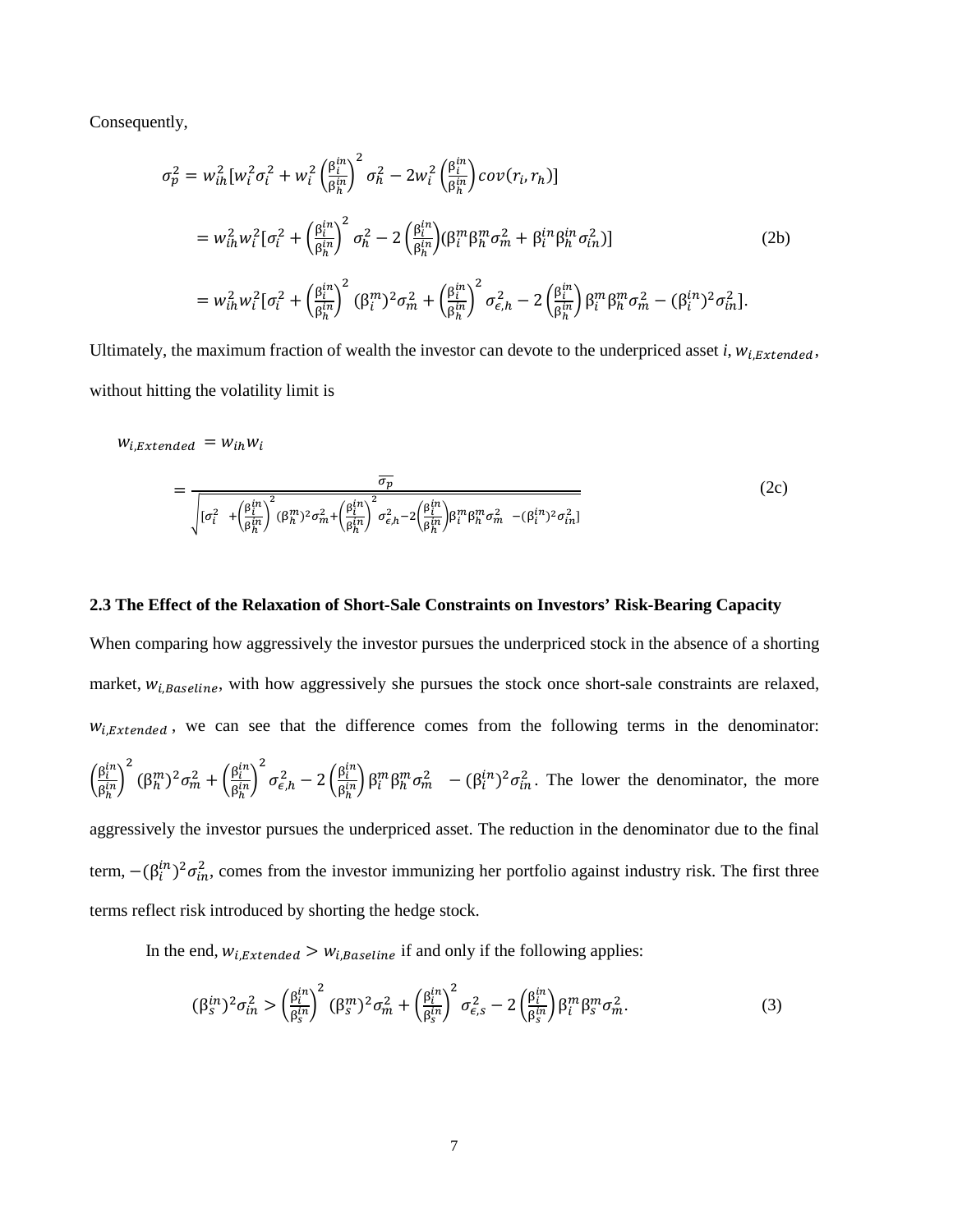Consequently,

$$\sigma_p^2 = w_{ih}^2[w_i^2\sigma_i^2 + w_i^2\left(\frac{\beta_i^{in}}{\beta_h^{in}}\right)^2\sigma_h^2 - 2w_i^2\left(\frac{\beta_i^{in}}{\beta_h^{in}}\right)cov(r_i, r_h)]$$

$$= w_{ih}^2 w_i^2[\sigma_i^2 + \left(\frac{\beta_i^{in}}{\beta_h^{in}}\right)^2\sigma_h^2 - 2\left(\frac{\beta_i^{in}}{\beta_h^{in}}\right)(\beta_i^m\beta_h^m\sigma_m^2 + \beta_i^{in}\beta_h^{in}\sigma_{in}^2)] \tag{2b}$$

$$= w_{ih}^2 w_i^2[\sigma_i^2 + \left(\frac{\beta_i^{in}}{\beta_h^{in}}\right)^2(\beta_i^m)^2\sigma_m^2 + \left(\frac{\beta_i^{in}}{\beta_h^{in}}\right)^2\sigma_{\epsilon,h}^2 - 2\left(\frac{\beta_i^{in}}{\beta_h^{in}}\right)\beta_i^m\beta_h^m\sigma_m^2 - (\beta_i^{in})^2\sigma_{in}^2].$$

Ultimately, the maximum fraction of wealth the investor can devote to the underpriced asset $i$, $w_{i,Extended}$, without hitting the volatility limit is

$$w_{i,Extended} = w_{ih}w_i$$

$$= \frac{\overline{\sigma_p}}{\sqrt{[\sigma_i^2 + \left(\frac{\beta_i^{in}}{\beta_h^{in}}\right)^2(\beta_h^m)^2\sigma_m^2 + \left(\frac{\beta_i^{in}}{\beta_h^{in}}\right)^2\sigma_{\epsilon,h}^2 - 2\left(\frac{\beta_i^{in}}{\beta_h^{in}}\right)\beta_i^m\beta_h^m\sigma_m^2 - (\beta_i^{in})^2\sigma_{in}^2]}} \tag{2c}$$

### 2.3 The Effect of the Relaxation of Short-Sale Constraints on Investors' Risk-Bearing Capacity

When comparing how aggressively the investor pursues the underpriced stock in the absence of a shorting market, $w_{i,Baseline}$, with how aggressively she pursues the stock once short-sale constraints are relaxed, $w_{i,Extended}$, we can see that the difference comes from the following terms in the denominator: $\left(\frac{\beta_i^{in}}{\beta_h^{in}}\right)^2(\beta_h^m)^2\sigma_m^2 + \left(\frac{\beta_i^{in}}{\beta_h^{in}}\right)^2\sigma_{\epsilon,h}^2 - 2\left(\frac{\beta_i^{in}}{\beta_h^{in}}\right)\beta_i^m\beta_h^m\sigma_m^2 \; - (\beta_i^{in})^2\sigma_{in}^2$. The lower the denominator, the more aggressively the investor pursues the underpriced asset. The reduction in the denominator due to the final term, $-(\beta_i^{in})^2\sigma_{in}^2$, comes from the investor immunizing her portfolio against industry risk. The first three terms reflect risk introduced by shorting the hedge stock.

In the end, $w_{i,Extended} > w_{i,Baseline}$ if and only if the following applies:

$$(\beta_s^{in})^2\sigma_{in}^2 > \left(\frac{\beta_i^{in}}{\beta_s^{in}}\right)^2(\beta_s^m)^2\sigma_m^2 + \left(\frac{\beta_i^{in}}{\beta_s^{in}}\right)^2\sigma_{\epsilon,s}^2 - 2\left(\frac{\beta_i^{in}}{\beta_s^{in}}\right)\beta_i^m\beta_s^m\sigma_m^2. \tag{3}$$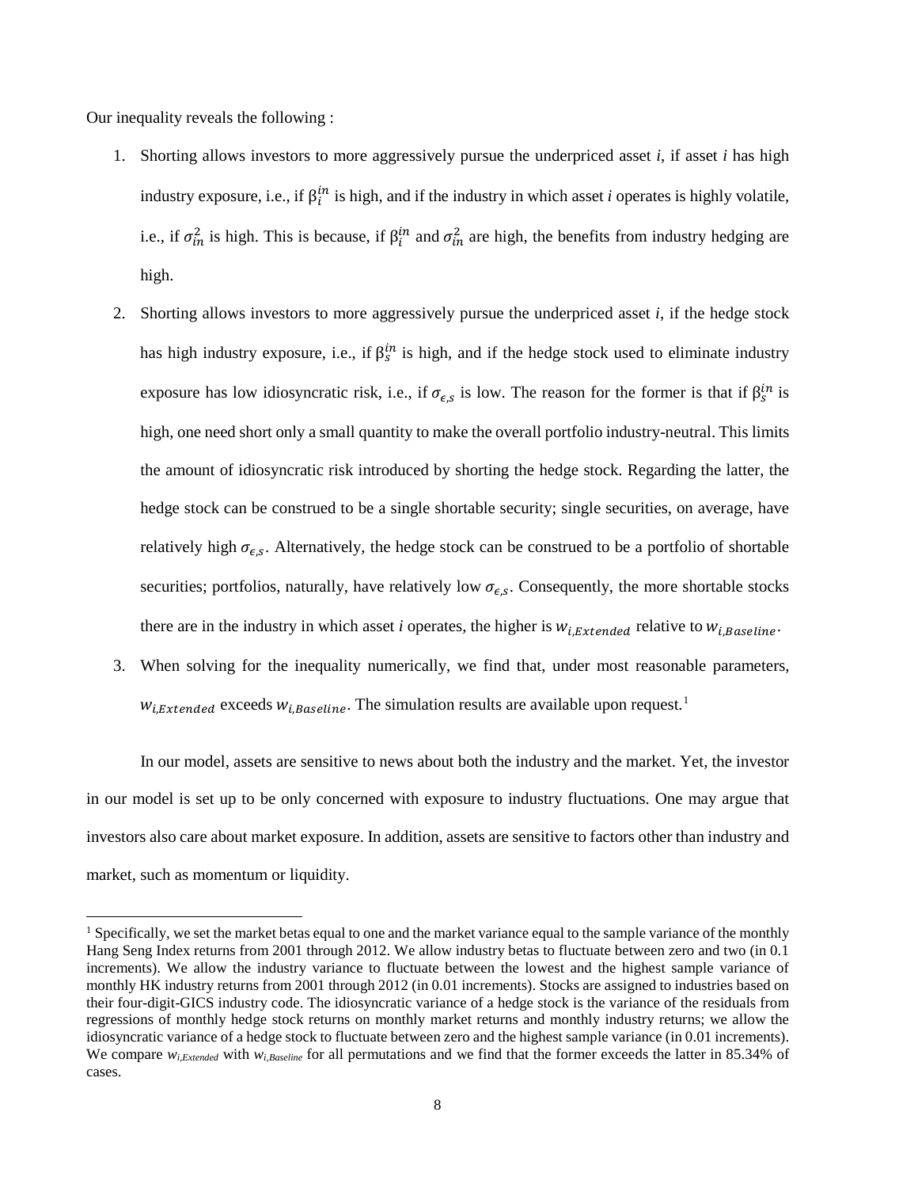Our inequality reveals the following :

1. Shorting allows investors to more aggressively pursue the underpriced asset *i*, if asset *i* has high industry exposure, i.e., if $\beta_i^{in}$ is high, and if the industry in which asset *i* operates is highly volatile, i.e., if $\sigma_{in}^2$ is high. This is because, if $\beta_i^{in}$ and $\sigma_{in}^2$ are high, the benefits from industry hedging are high.
2. Shorting allows investors to more aggressively pursue the underpriced asset *i*, if the hedge stock has high industry exposure, i.e., if $\beta_s^{in}$ is high, and if the hedge stock used to eliminate industry exposure has low idiosyncratic risk, i.e., if $\sigma_{\epsilon,s}$ is low. The reason for the former is that if $\beta_s^{in}$ is high, one need short only a small quantity to make the overall portfolio industry-neutral. This limits the amount of idiosyncratic risk introduced by shorting the hedge stock. Regarding the latter, the hedge stock can be construed to be a single shortable security; single securities, on average, have relatively high $\sigma_{\epsilon,s}$. Alternatively, the hedge stock can be construed to be a portfolio of shortable securities; portfolios, naturally, have relatively low $\sigma_{\epsilon,s}$. Consequently, the more shortable stocks there are in the industry in which asset *i* operates, the higher is $w_{i,Extended}$ relative to $w_{i,Baseline}$.
3. When solving for the inequality numerically, we find that, under most reasonable parameters, $w_{i,Extended}$ exceeds $w_{i,Baseline}$. The simulation results are available upon request.[1]

In our model, assets are sensitive to news about both the industry and the market. Yet, the investor in our model is set up to be only concerned with exposure to industry fluctuations. One may argue that investors also care about market exposure. In addition, assets are sensitive to factors other than industry and market, such as momentum or liquidity.

[1] Specifically, we set the market betas equal to one and the market variance equal to the sample variance of the monthly Hang Seng Index returns from 2001 through 2012. We allow industry betas to fluctuate between zero and two (in 0.1 increments). We allow the industry variance to fluctuate between the lowest and the highest sample variance of monthly HK industry returns from 2001 through 2012 (in 0.01 increments). Stocks are assigned to industries based on their four-digit-GICS industry code. The idiosyncratic variance of a hedge stock is the variance of the residuals from regressions of monthly hedge stock returns on monthly market returns and monthly industry returns; we allow the idiosyncratic variance of a hedge stock to fluctuate between zero and the highest sample variance (in 0.01 increments). We compare $w_{i,Extended}$ with $w_{i,Baseline}$ for all permutations and we find that the former exceeds the latter in 85.34% of cases.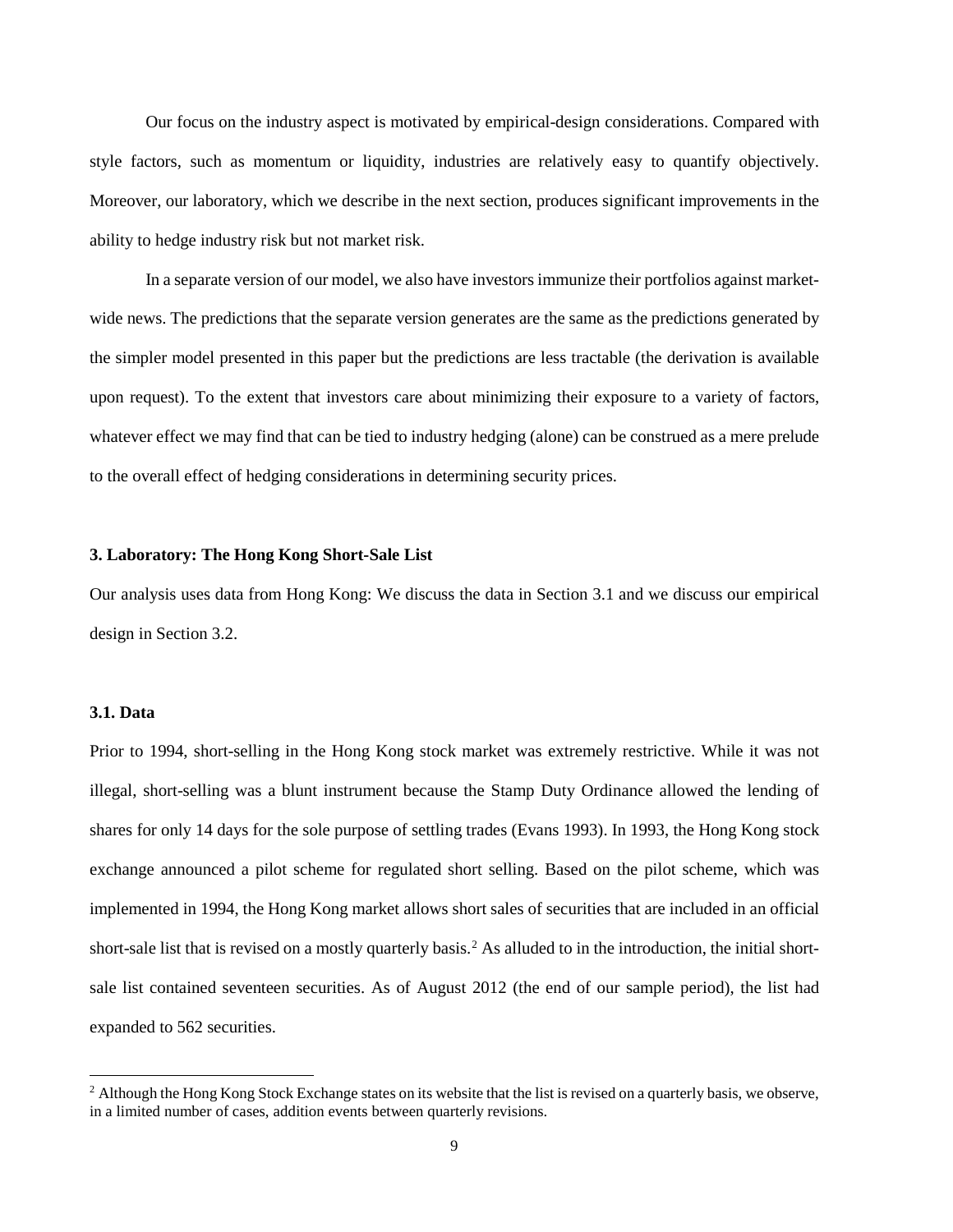Our focus on the industry aspect is motivated by empirical-design considerations. Compared with style factors, such as momentum or liquidity, industries are relatively easy to quantify objectively. Moreover, our laboratory, which we describe in the next section, produces significant improvements in the ability to hedge industry risk but not market risk.

In a separate version of our model, we also have investors immunize their portfolios against market-wide news. The predictions that the separate version generates are the same as the predictions generated by the simpler model presented in this paper but the predictions are less tractable (the derivation is available upon request). To the extent that investors care about minimizing their exposure to a variety of factors, whatever effect we may find that can be tied to industry hedging (alone) can be construed as a mere prelude to the overall effect of hedging considerations in determining security prices.

## 3. Laboratory: The Hong Kong Short-Sale List

Our analysis uses data from Hong Kong: We discuss the data in Section 3.1 and we discuss our empirical design in Section 3.2.

### 3.1. Data

Prior to 1994, short-selling in the Hong Kong stock market was extremely restrictive. While it was not illegal, short-selling was a blunt instrument because the Stamp Duty Ordinance allowed the lending of shares for only 14 days for the sole purpose of settling trades (Evans 1993). In 1993, the Hong Kong stock exchange announced a pilot scheme for regulated short selling. Based on the pilot scheme, which was implemented in 1994, the Hong Kong market allows short sales of securities that are included in an official short-sale list that is revised on a mostly quarterly basis.[2] As alluded to in the introduction, the initial short-sale list contained seventeen securities. As of August 2012 (the end of our sample period), the list had expanded to 562 securities.

[2] Although the Hong Kong Stock Exchange states on its website that the list is revised on a quarterly basis, we observe, in a limited number of cases, addition events between quarterly revisions.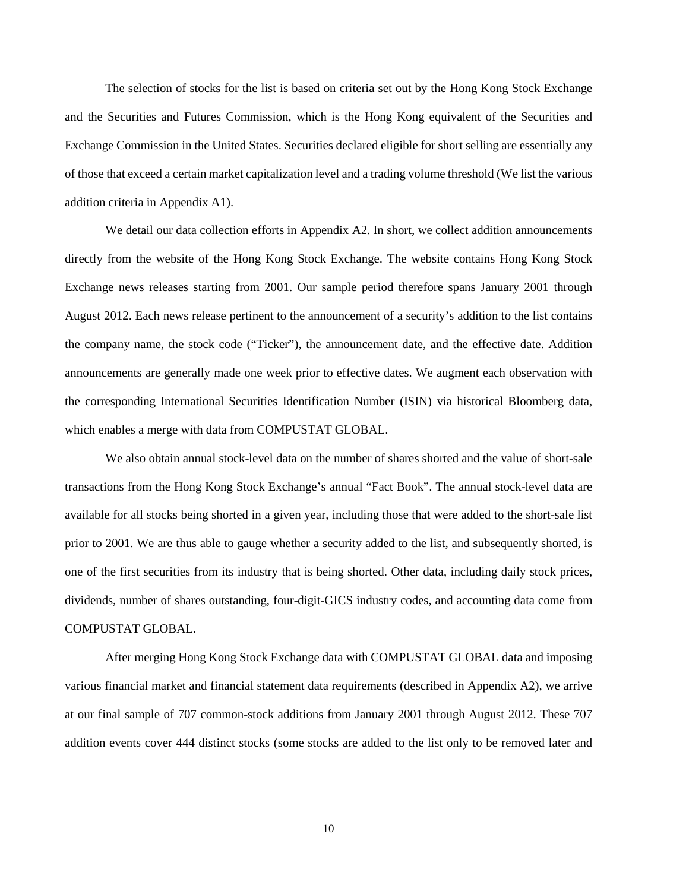The selection of stocks for the list is based on criteria set out by the Hong Kong Stock Exchange and the Securities and Futures Commission, which is the Hong Kong equivalent of the Securities and Exchange Commission in the United States. Securities declared eligible for short selling are essentially any of those that exceed a certain market capitalization level and a trading volume threshold (We list the various addition criteria in Appendix A1).

We detail our data collection efforts in Appendix A2. In short, we collect addition announcements directly from the website of the Hong Kong Stock Exchange. The website contains Hong Kong Stock Exchange news releases starting from 2001. Our sample period therefore spans January 2001 through August 2012. Each news release pertinent to the announcement of a security's addition to the list contains the company name, the stock code ("Ticker"), the announcement date, and the effective date. Addition announcements are generally made one week prior to effective dates. We augment each observation with the corresponding International Securities Identification Number (ISIN) via historical Bloomberg data, which enables a merge with data from COMPUSTAT GLOBAL.

We also obtain annual stock-level data on the number of shares shorted and the value of short-sale transactions from the Hong Kong Stock Exchange's annual "Fact Book". The annual stock-level data are available for all stocks being shorted in a given year, including those that were added to the short-sale list prior to 2001. We are thus able to gauge whether a security added to the list, and subsequently shorted, is one of the first securities from its industry that is being shorted. Other data, including daily stock prices, dividends, number of shares outstanding, four-digit-GICS industry codes, and accounting data come from COMPUSTAT GLOBAL.

After merging Hong Kong Stock Exchange data with COMPUSTAT GLOBAL data and imposing various financial market and financial statement data requirements (described in Appendix A2), we arrive at our final sample of 707 common-stock additions from January 2001 through August 2012. These 707 addition events cover 444 distinct stocks (some stocks are added to the list only to be removed later and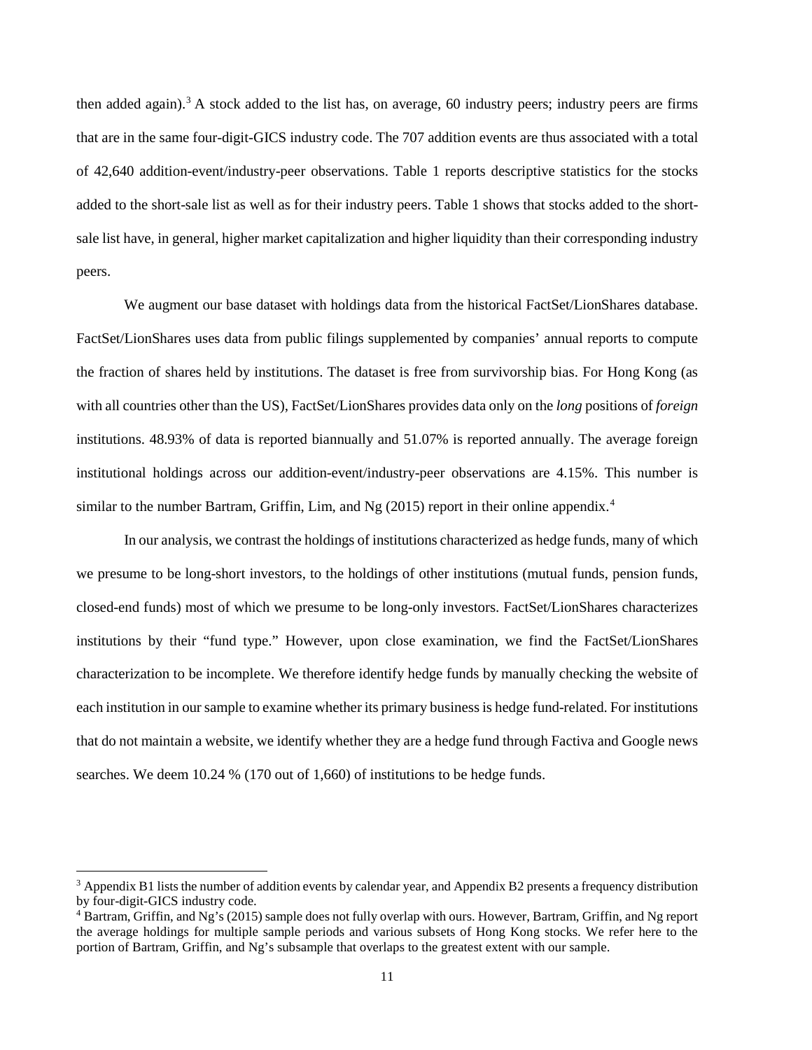then added again).[3] A stock added to the list has, on average, 60 industry peers; industry peers are firms that are in the same four-digit-GICS industry code. The 707 addition events are thus associated with a total of 42,640 addition-event/industry-peer observations. Table 1 reports descriptive statistics for the stocks added to the short-sale list as well as for their industry peers. Table 1 shows that stocks added to the short-sale list have, in general, higher market capitalization and higher liquidity than their corresponding industry peers.

We augment our base dataset with holdings data from the historical FactSet/LionShares database. FactSet/LionShares uses data from public filings supplemented by companies' annual reports to compute the fraction of shares held by institutions. The dataset is free from survivorship bias. For Hong Kong (as with all countries other than the US), FactSet/LionShares provides data only on the *long* positions of *foreign* institutions. 48.93% of data is reported biannually and 51.07% is reported annually. The average foreign institutional holdings across our addition-event/industry-peer observations are 4.15%. This number is similar to the number Bartram, Griffin, Lim, and Ng (2015) report in their online appendix.[4]

In our analysis, we contrast the holdings of institutions characterized as hedge funds, many of which we presume to be long-short investors, to the holdings of other institutions (mutual funds, pension funds, closed-end funds) most of which we presume to be long-only investors. FactSet/LionShares characterizes institutions by their "fund type." However, upon close examination, we find the FactSet/LionShares characterization to be incomplete. We therefore identify hedge funds by manually checking the website of each institution in our sample to examine whether its primary business is hedge fund-related. For institutions that do not maintain a website, we identify whether they are a hedge fund through Factiva and Google news searches. We deem 10.24 % (170 out of 1,660) of institutions to be hedge funds.

---

[3] Appendix B1 lists the number of addition events by calendar year, and Appendix B2 presents a frequency distribution by four-digit-GICS industry code.

[4] Bartram, Griffin, and Ng's (2015) sample does not fully overlap with ours. However, Bartram, Griffin, and Ng report the average holdings for multiple sample periods and various subsets of Hong Kong stocks. We refer here to the portion of Bartram, Griffin, and Ng's subsample that overlaps to the greatest extent with our sample.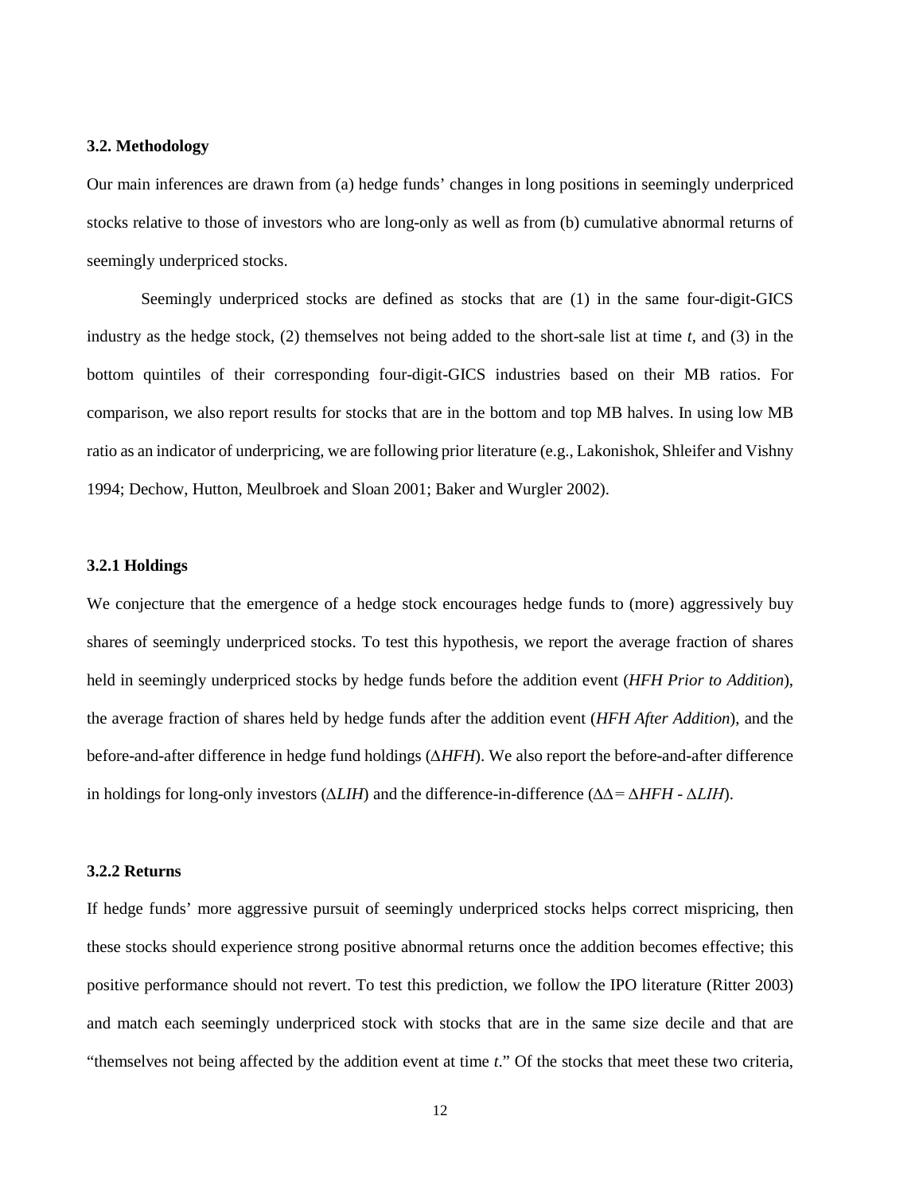### 3.2. Methodology

Our main inferences are drawn from (a) hedge funds' changes in long positions in seemingly underpriced stocks relative to those of investors who are long-only as well as from (b) cumulative abnormal returns of seemingly underpriced stocks.

Seemingly underpriced stocks are defined as stocks that are (1) in the same four-digit-GICS industry as the hedge stock, (2) themselves not being added to the short-sale list at time *t*, and (3) in the bottom quintiles of their corresponding four-digit-GICS industries based on their MB ratios. For comparison, we also report results for stocks that are in the bottom and top MB halves. In using low MB ratio as an indicator of underpricing, we are following prior literature (e.g., Lakonishok, Shleifer and Vishny 1994; Dechow, Hutton, Meulbroek and Sloan 2001; Baker and Wurgler 2002).

#### 3.2.1 Holdings

We conjecture that the emergence of a hedge stock encourages hedge funds to (more) aggressively buy shares of seemingly underpriced stocks. To test this hypothesis, we report the average fraction of shares held in seemingly underpriced stocks by hedge funds before the addition event (*HFH Prior to Addition*), the average fraction of shares held by hedge funds after the addition event (*HFH After Addition*), and the before-and-after difference in hedge fund holdings ($\Delta HFH$). We also report the before-and-after difference in holdings for long-only investors ($\Delta LIH$) and the difference-in-difference ($\Delta\Delta = \Delta HFH - \Delta LIH$).

#### 3.2.2 Returns

If hedge funds' more aggressive pursuit of seemingly underpriced stocks helps correct mispricing, then these stocks should experience strong positive abnormal returns once the addition becomes effective; this positive performance should not revert. To test this prediction, we follow the IPO literature (Ritter 2003) and match each seemingly underpriced stock with stocks that are in the same size decile and that are "themselves not being affected by the addition event at time *t*." Of the stocks that meet these two criteria,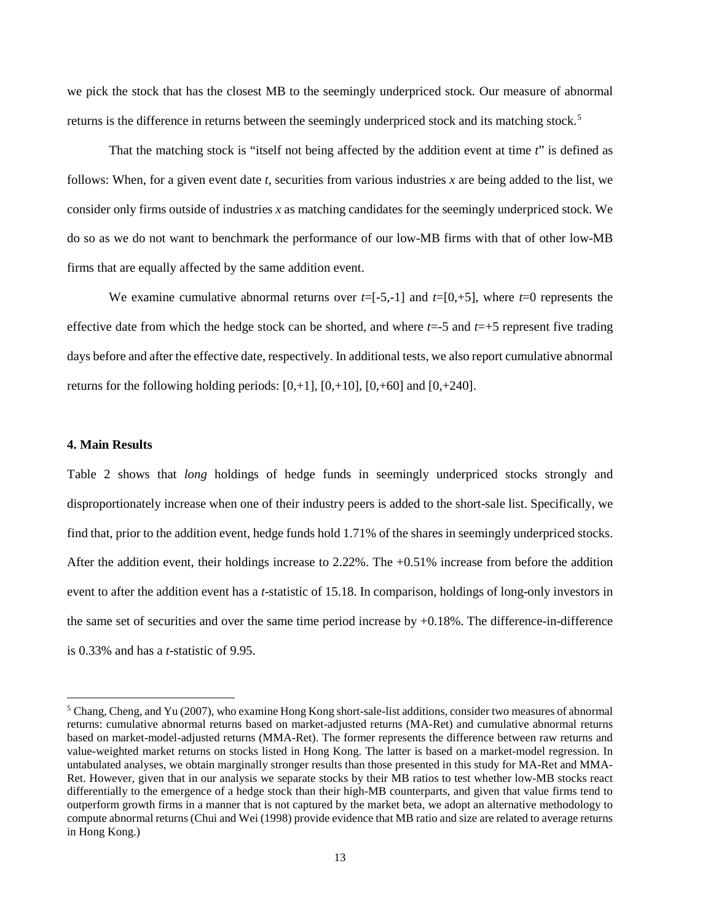we pick the stock that has the closest MB to the seemingly underpriced stock. Our measure of abnormal returns is the difference in returns between the seemingly underpriced stock and its matching stock.[5]

That the matching stock is "itself not being affected by the addition event at time *t*" is defined as follows: When, for a given event date *t*, securities from various industries *x* are being added to the list, we consider only firms outside of industries *x* as matching candidates for the seemingly underpriced stock. We do so as we do not want to benchmark the performance of our low-MB firms with that of other low-MB firms that are equally affected by the same addition event.

We examine cumulative abnormal returns over $t$=[-5,-1] and $t$=[0,+5], where $t$=0 represents the effective date from which the hedge stock can be shorted, and where $t$=-5 and $t$=+5 represent five trading days before and after the effective date, respectively. In additional tests, we also report cumulative abnormal returns for the following holding periods: [0,+1], [0,+10], [0,+60] and [0,+240].

## 4. Main Results

Table 2 shows that *long* holdings of hedge funds in seemingly underpriced stocks strongly and disproportionately increase when one of their industry peers is added to the short-sale list. Specifically, we find that, prior to the addition event, hedge funds hold 1.71% of the shares in seemingly underpriced stocks. After the addition event, their holdings increase to 2.22%. The +0.51% increase from before the addition event to after the addition event has a *t*-statistic of 15.18. In comparison, holdings of long-only investors in the same set of securities and over the same time period increase by +0.18%. The difference-in-difference is 0.33% and has a *t*-statistic of 9.95.

---

[5] Chang, Cheng, and Yu (2007), who examine Hong Kong short-sale-list additions, consider two measures of abnormal returns: cumulative abnormal returns based on market-adjusted returns (MA-Ret) and cumulative abnormal returns based on market-model-adjusted returns (MMA-Ret). The former represents the difference between raw returns and value-weighted market returns on stocks listed in Hong Kong. The latter is based on a market-model regression. In untabulated analyses, we obtain marginally stronger results than those presented in this study for MA-Ret and MMA-Ret. However, given that in our analysis we separate stocks by their MB ratios to test whether low-MB stocks react differentially to the emergence of a hedge stock than their high-MB counterparts, and given that value firms tend to outperform growth firms in a manner that is not captured by the market beta, we adopt an alternative methodology to compute abnormal returns (Chui and Wei (1998) provide evidence that MB ratio and size are related to average returns in Hong Kong.)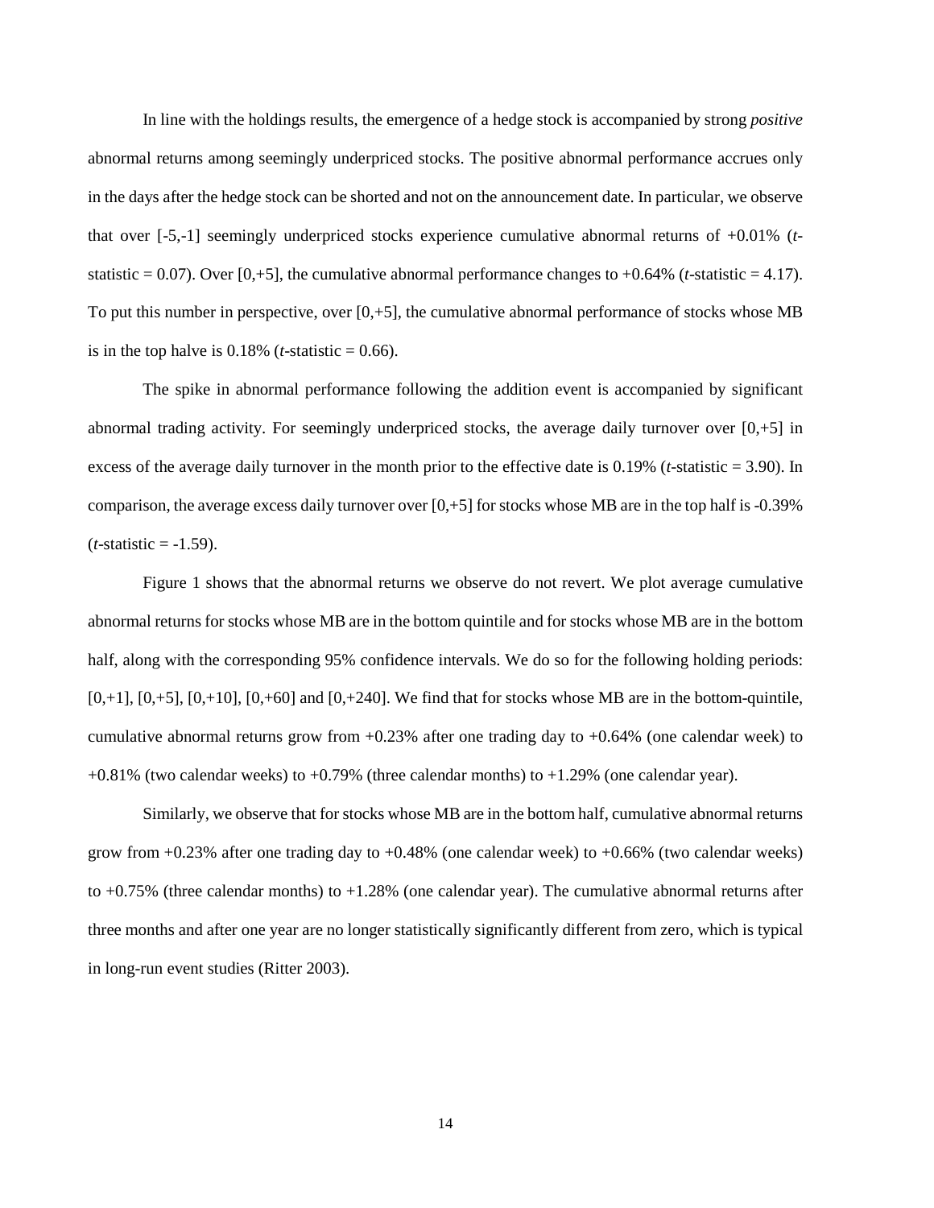In line with the holdings results, the emergence of a hedge stock is accompanied by strong *positive* abnormal returns among seemingly underpriced stocks. The positive abnormal performance accrues only in the days after the hedge stock can be shorted and not on the announcement date. In particular, we observe that over [-5,-1] seemingly underpriced stocks experience cumulative abnormal returns of +0.01% (*t*-statistic = 0.07). Over [0,+5], the cumulative abnormal performance changes to +0.64% (*t*-statistic = 4.17). To put this number in perspective, over [0,+5], the cumulative abnormal performance of stocks whose MB is in the top halve is 0.18% (*t*-statistic = 0.66).

The spike in abnormal performance following the addition event is accompanied by significant abnormal trading activity. For seemingly underpriced stocks, the average daily turnover over [0,+5] in excess of the average daily turnover in the month prior to the effective date is 0.19% (*t*-statistic = 3.90). In comparison, the average excess daily turnover over [0,+5] for stocks whose MB are in the top half is -0.39% (*t*-statistic = -1.59).

Figure 1 shows that the abnormal returns we observe do not revert. We plot average cumulative abnormal returns for stocks whose MB are in the bottom quintile and for stocks whose MB are in the bottom half, along with the corresponding 95% confidence intervals. We do so for the following holding periods: [0,+1], [0,+5], [0,+10], [0,+60] and [0,+240]. We find that for stocks whose MB are in the bottom-quintile, cumulative abnormal returns grow from +0.23% after one trading day to +0.64% (one calendar week) to +0.81% (two calendar weeks) to +0.79% (three calendar months) to +1.29% (one calendar year).

Similarly, we observe that for stocks whose MB are in the bottom half, cumulative abnormal returns grow from +0.23% after one trading day to +0.48% (one calendar week) to +0.66% (two calendar weeks) to +0.75% (three calendar months) to +1.28% (one calendar year). The cumulative abnormal returns after three months and after one year are no longer statistically significantly different from zero, which is typical in long-run event studies (Ritter 2003).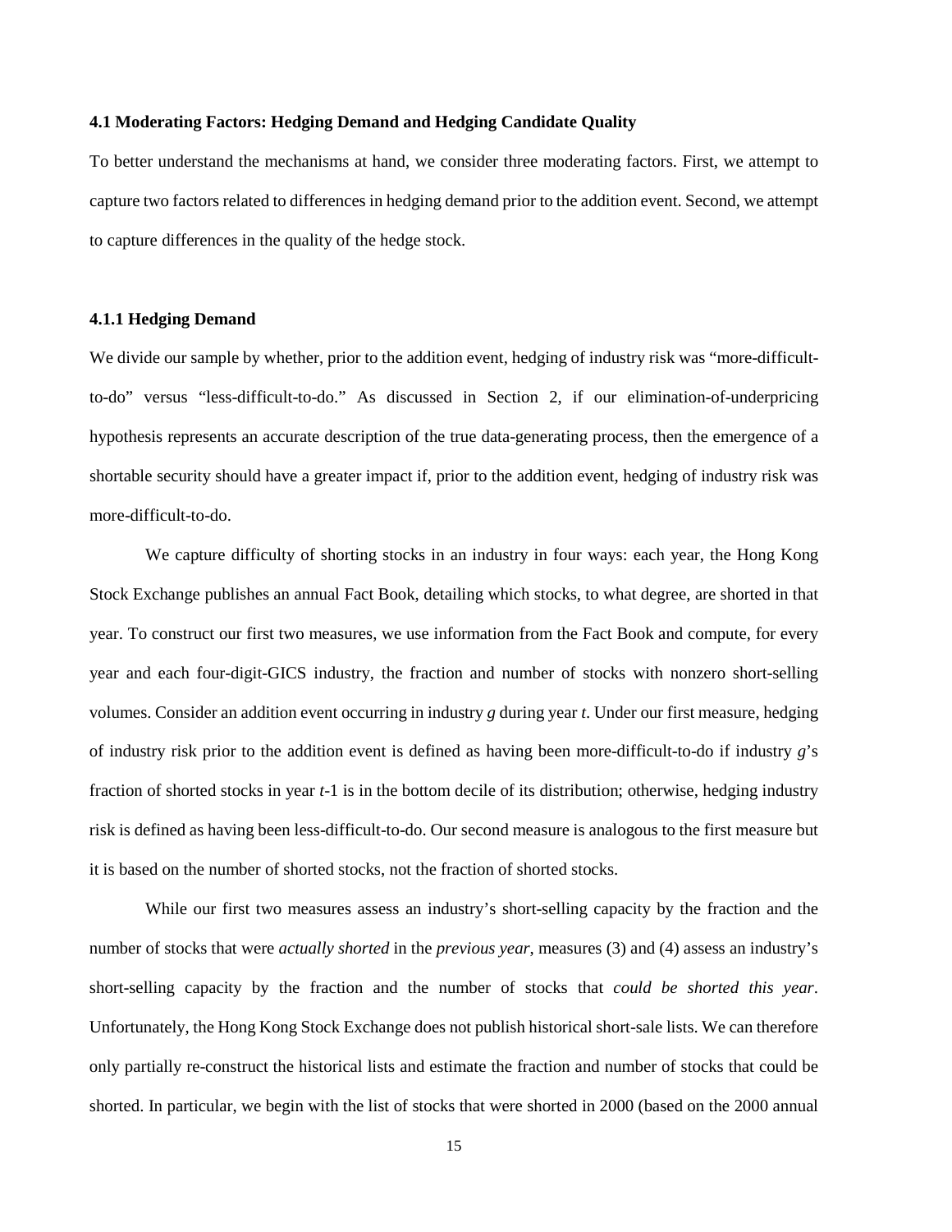### 4.1 Moderating Factors: Hedging Demand and Hedging Candidate Quality

To better understand the mechanisms at hand, we consider three moderating factors. First, we attempt to capture two factors related to differences in hedging demand prior to the addition event. Second, we attempt to capture differences in the quality of the hedge stock.

#### 4.1.1 Hedging Demand

We divide our sample by whether, prior to the addition event, hedging of industry risk was "more-difficult-to-do" versus "less-difficult-to-do." As discussed in Section 2, if our elimination-of-underpricing hypothesis represents an accurate description of the true data-generating process, then the emergence of a shortable security should have a greater impact if, prior to the addition event, hedging of industry risk was more-difficult-to-do.

We capture difficulty of shorting stocks in an industry in four ways: each year, the Hong Kong Stock Exchange publishes an annual Fact Book, detailing which stocks, to what degree, are shorted in that year. To construct our first two measures, we use information from the Fact Book and compute, for every year and each four-digit-GICS industry, the fraction and number of stocks with nonzero short-selling volumes. Consider an addition event occurring in industry $g$ during year $t$. Under our first measure, hedging of industry risk prior to the addition event is defined as having been more-difficult-to-do if industry $g$'s fraction of shorted stocks in year $t$-1 is in the bottom decile of its distribution; otherwise, hedging industry risk is defined as having been less-difficult-to-do. Our second measure is analogous to the first measure but it is based on the number of shorted stocks, not the fraction of shorted stocks.

While our first two measures assess an industry's short-selling capacity by the fraction and the number of stocks that were *actually shorted* in the *previous year*, measures (3) and (4) assess an industry's short-selling capacity by the fraction and the number of stocks that *could be shorted this year*. Unfortunately, the Hong Kong Stock Exchange does not publish historical short-sale lists. We can therefore only partially re-construct the historical lists and estimate the fraction and number of stocks that could be shorted. In particular, we begin with the list of stocks that were shorted in 2000 (based on the 2000 annual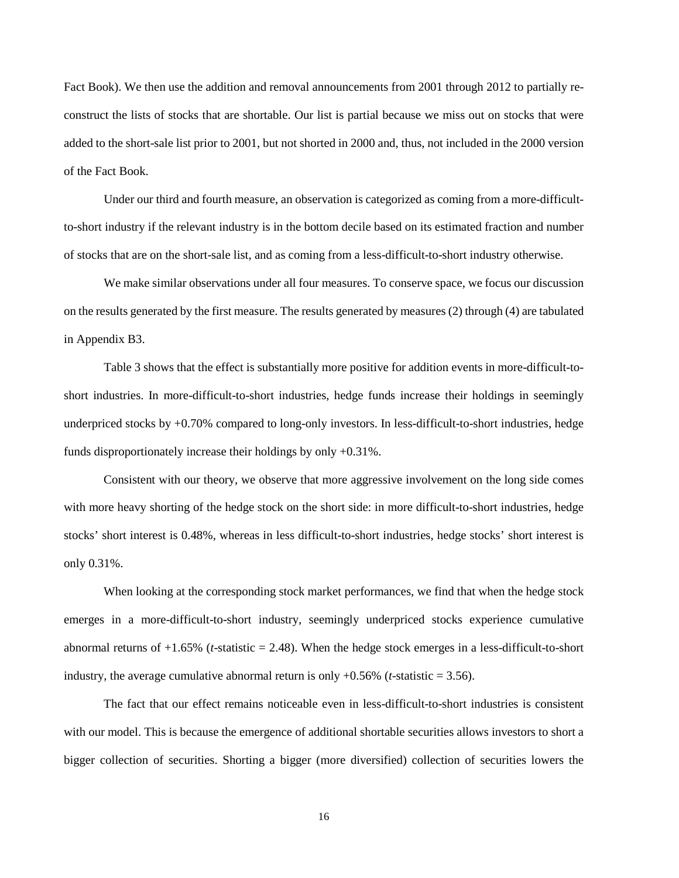Fact Book). We then use the addition and removal announcements from 2001 through 2012 to partially re-construct the lists of stocks that are shortable. Our list is partial because we miss out on stocks that were added to the short-sale list prior to 2001, but not shorted in 2000 and, thus, not included in the 2000 version of the Fact Book.

Under our third and fourth measure, an observation is categorized as coming from a more-difficult-to-short industry if the relevant industry is in the bottom decile based on its estimated fraction and number of stocks that are on the short-sale list, and as coming from a less-difficult-to-short industry otherwise.

We make similar observations under all four measures. To conserve space, we focus our discussion on the results generated by the first measure. The results generated by measures (2) through (4) are tabulated in Appendix B3.

Table 3 shows that the effect is substantially more positive for addition events in more-difficult-to-short industries. In more-difficult-to-short industries, hedge funds increase their holdings in seemingly underpriced stocks by +0.70% compared to long-only investors. In less-difficult-to-short industries, hedge funds disproportionately increase their holdings by only +0.31%.

Consistent with our theory, we observe that more aggressive involvement on the long side comes with more heavy shorting of the hedge stock on the short side: in more difficult-to-short industries, hedge stocks' short interest is 0.48%, whereas in less difficult-to-short industries, hedge stocks' short interest is only 0.31%.

When looking at the corresponding stock market performances, we find that when the hedge stock emerges in a more-difficult-to-short industry, seemingly underpriced stocks experience cumulative abnormal returns of +1.65% (*t*-statistic = 2.48). When the hedge stock emerges in a less-difficult-to-short industry, the average cumulative abnormal return is only +0.56% (*t*-statistic = 3.56).

The fact that our effect remains noticeable even in less-difficult-to-short industries is consistent with our model. This is because the emergence of additional shortable securities allows investors to short a bigger collection of securities. Shorting a bigger (more diversified) collection of securities lowers the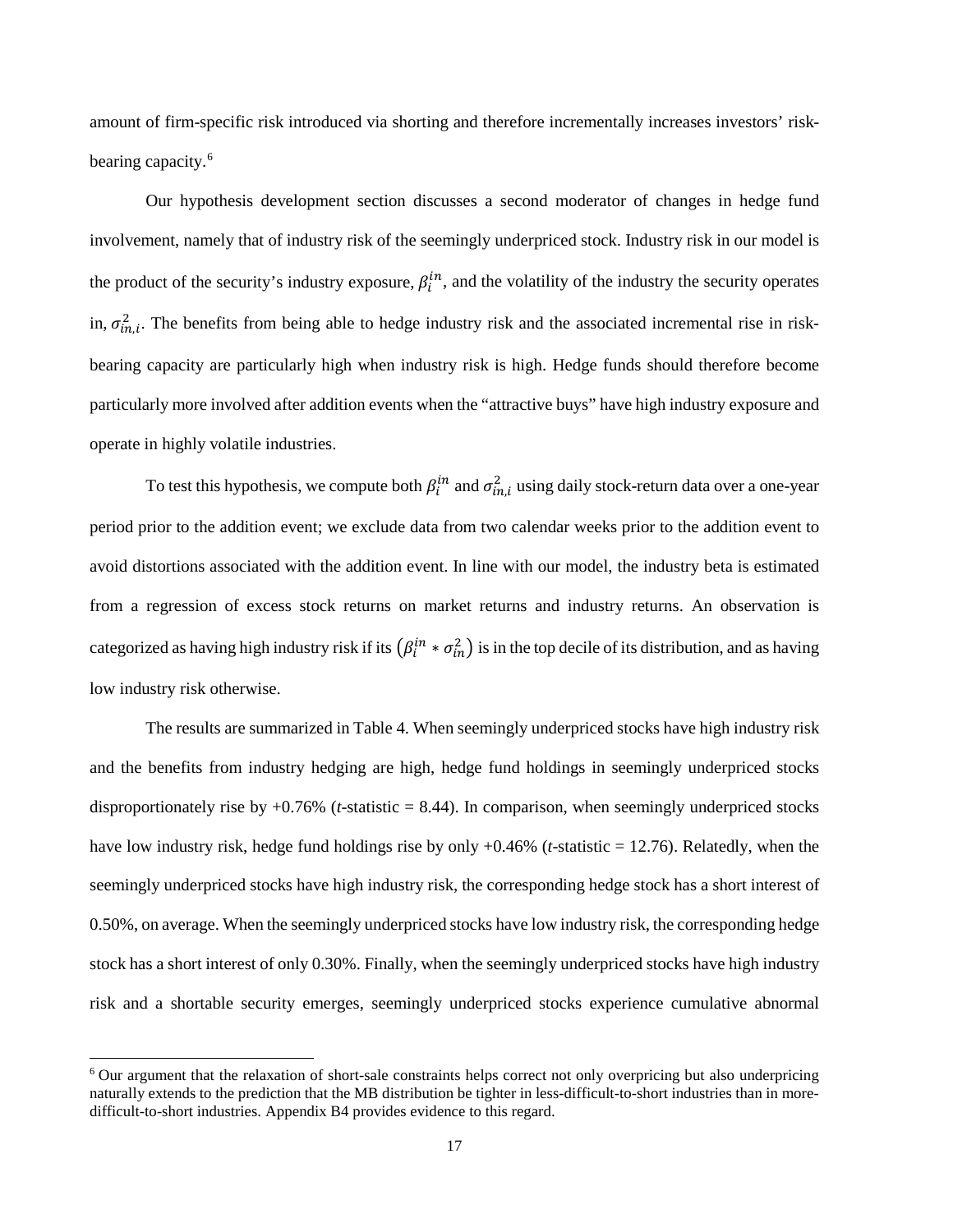amount of firm-specific risk introduced via shorting and therefore incrementally increases investors' risk-bearing capacity.[6]

Our hypothesis development section discusses a second moderator of changes in hedge fund involvement, namely that of industry risk of the seemingly underpriced stock. Industry risk in our model is the product of the security's industry exposure, $\beta_i^{in}$, and the volatility of the industry the security operates in, $\sigma_{in,i}^2$. The benefits from being able to hedge industry risk and the associated incremental rise in risk-bearing capacity are particularly high when industry risk is high. Hedge funds should therefore become particularly more involved after addition events when the "attractive buys" have high industry exposure and operate in highly volatile industries.

To test this hypothesis, we compute both $\beta_i^{in}$ and $\sigma_{in,i}^2$ using daily stock-return data over a one-year period prior to the addition event; we exclude data from two calendar weeks prior to the addition event to avoid distortions associated with the addition event. In line with our model, the industry beta is estimated from a regression of excess stock returns on market returns and industry returns. An observation is categorized as having high industry risk if its $\left(\beta_i^{in} * \sigma_{in}^2\right)$ is in the top decile of its distribution, and as having low industry risk otherwise.

The results are summarized in Table 4. When seemingly underpriced stocks have high industry risk and the benefits from industry hedging are high, hedge fund holdings in seemingly underpriced stocks disproportionately rise by +0.76% (*t*-statistic = 8.44). In comparison, when seemingly underpriced stocks have low industry risk, hedge fund holdings rise by only +0.46% (*t*-statistic = 12.76). Relatedly, when the seemingly underpriced stocks have high industry risk, the corresponding hedge stock has a short interest of 0.50%, on average. When the seemingly underpriced stocks have low industry risk, the corresponding hedge stock has a short interest of only 0.30%. Finally, when the seemingly underpriced stocks have high industry risk and a shortable security emerges, seemingly underpriced stocks experience cumulative abnormal

[6] Our argument that the relaxation of short-sale constraints helps correct not only overpricing but also underpricing naturally extends to the prediction that the MB distribution be tighter in less-difficult-to-short industries than in more-difficult-to-short industries. Appendix B4 provides evidence to this regard.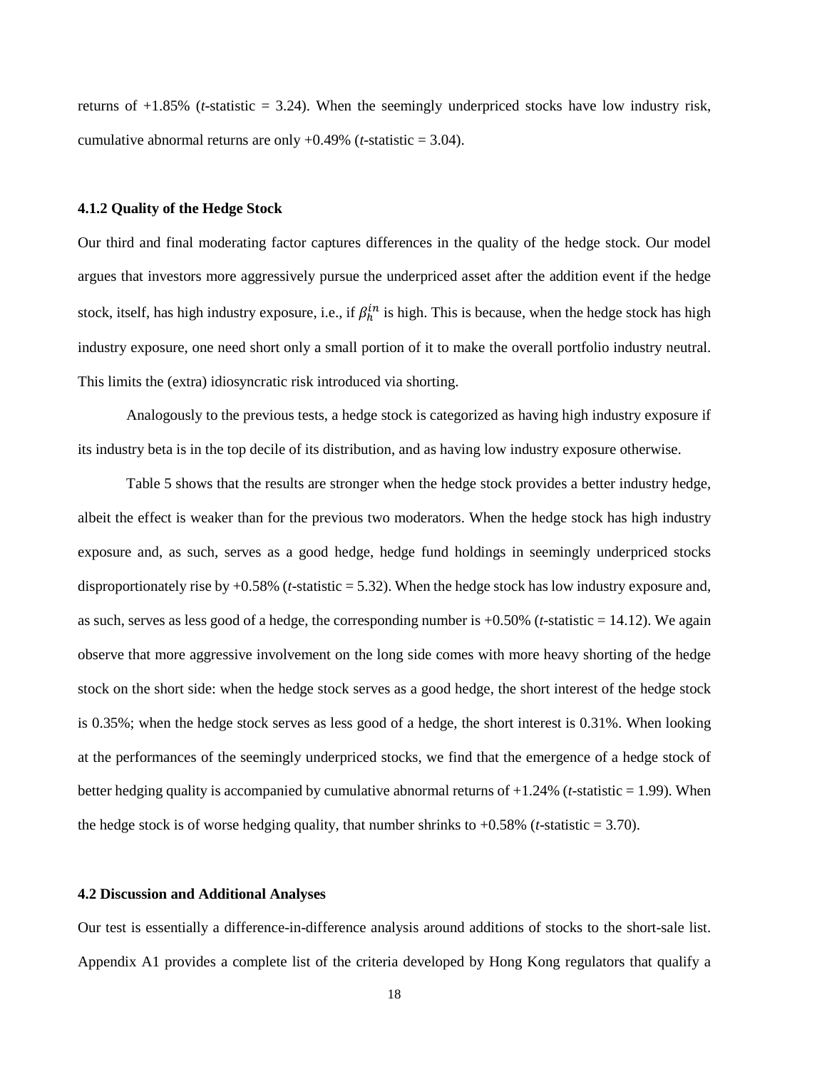returns of +1.85% (*t*-statistic = 3.24). When the seemingly underpriced stocks have low industry risk, cumulative abnormal returns are only +0.49% (*t*-statistic = 3.04).

### 4.1.2 Quality of the Hedge Stock

Our third and final moderating factor captures differences in the quality of the hedge stock. Our model argues that investors more aggressively pursue the underpriced asset after the addition event if the hedge stock, itself, has high industry exposure, i.e., if $\beta_h^{in}$ is high. This is because, when the hedge stock has high industry exposure, one need short only a small portion of it to make the overall portfolio industry neutral. This limits the (extra) idiosyncratic risk introduced via shorting.

Analogously to the previous tests, a hedge stock is categorized as having high industry exposure if its industry beta is in the top decile of its distribution, and as having low industry exposure otherwise.

Table 5 shows that the results are stronger when the hedge stock provides a better industry hedge, albeit the effect is weaker than for the previous two moderators. When the hedge stock has high industry exposure and, as such, serves as a good hedge, hedge fund holdings in seemingly underpriced stocks disproportionately rise by +0.58% (*t*-statistic = 5.32). When the hedge stock has low industry exposure and, as such, serves as less good of a hedge, the corresponding number is +0.50% (*t*-statistic = 14.12). We again observe that more aggressive involvement on the long side comes with more heavy shorting of the hedge stock on the short side: when the hedge stock serves as a good hedge, the short interest of the hedge stock is 0.35%; when the hedge stock serves as less good of a hedge, the short interest is 0.31%. When looking at the performances of the seemingly underpriced stocks, we find that the emergence of a hedge stock of better hedging quality is accompanied by cumulative abnormal returns of +1.24% (*t*-statistic = 1.99). When the hedge stock is of worse hedging quality, that number shrinks to +0.58% (*t*-statistic = 3.70).

## 4.2 Discussion and Additional Analyses

Our test is essentially a difference-in-difference analysis around additions of stocks to the short-sale list. Appendix A1 provides a complete list of the criteria developed by Hong Kong regulators that qualify a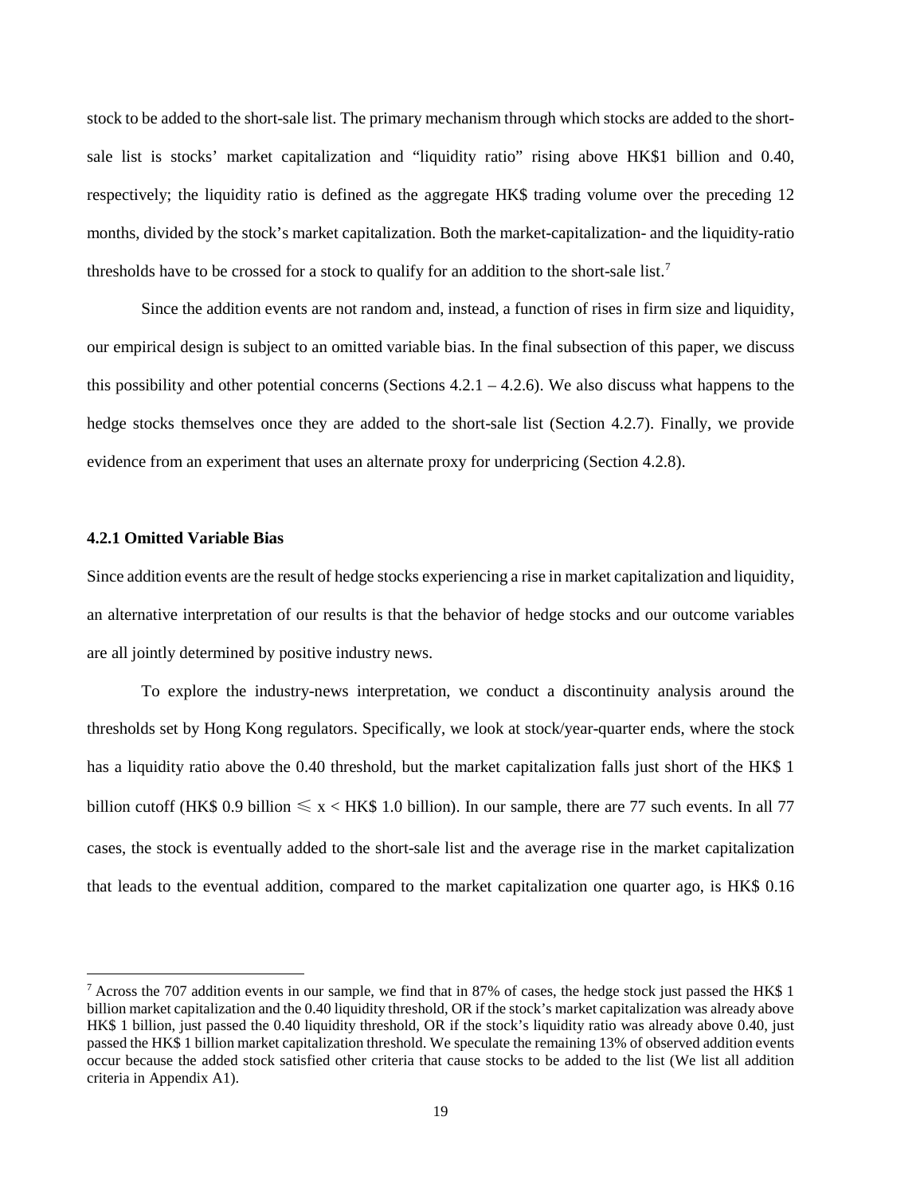stock to be added to the short-sale list. The primary mechanism through which stocks are added to the short-sale list is stocks' market capitalization and "liquidity ratio" rising above HK$1 billion and 0.40, respectively; the liquidity ratio is defined as the aggregate HK$ trading volume over the preceding 12 months, divided by the stock's market capitalization. Both the market-capitalization- and the liquidity-ratio thresholds have to be crossed for a stock to qualify for an addition to the short-sale list.[7]

Since the addition events are not random and, instead, a function of rises in firm size and liquidity, our empirical design is subject to an omitted variable bias. In the final subsection of this paper, we discuss this possibility and other potential concerns (Sections 4.2.1 – 4.2.6). We also discuss what happens to the hedge stocks themselves once they are added to the short-sale list (Section 4.2.7). Finally, we provide evidence from an experiment that uses an alternate proxy for underpricing (Section 4.2.8).

#### 4.2.1 Omitted Variable Bias

Since addition events are the result of hedge stocks experiencing a rise in market capitalization and liquidity, an alternative interpretation of our results is that the behavior of hedge stocks and our outcome variables are all jointly determined by positive industry news.

To explore the industry-news interpretation, we conduct a discontinuity analysis around the thresholds set by Hong Kong regulators. Specifically, we look at stock/year-quarter ends, where the stock has a liquidity ratio above the 0.40 threshold, but the market capitalization falls just short of the HK$ 1 billion cutoff (HK$ 0.9 billion $\leqslant x <$ HK$ 1.0 billion). In our sample, there are 77 such events. In all 77 cases, the stock is eventually added to the short-sale list and the average rise in the market capitalization that leads to the eventual addition, compared to the market capitalization one quarter ago, is HK$ 0.16

[7] Across the 707 addition events in our sample, we find that in 87% of cases, the hedge stock just passed the HK$ 1 billion market capitalization and the 0.40 liquidity threshold, OR if the stock's market capitalization was already above HK$ 1 billion, just passed the 0.40 liquidity threshold, OR if the stock's liquidity ratio was already above 0.40, just passed the HK$ 1 billion market capitalization threshold. We speculate the remaining 13% of observed addition events occur because the added stock satisfied other criteria that cause stocks to be added to the list (We list all addition criteria in Appendix A1).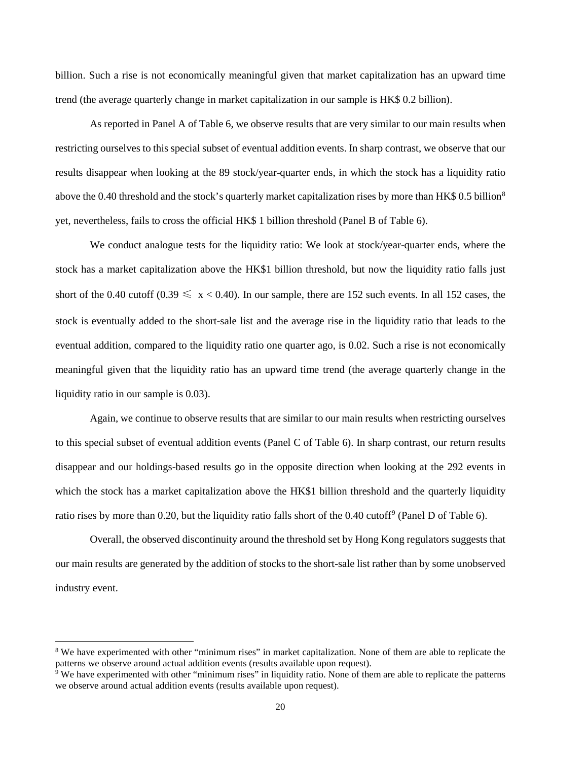billion. Such a rise is not economically meaningful given that market capitalization has an upward time trend (the average quarterly change in market capitalization in our sample is HK$ 0.2 billion).

As reported in Panel A of Table 6, we observe results that are very similar to our main results when restricting ourselves to this special subset of eventual addition events. In sharp contrast, we observe that our results disappear when looking at the 89 stock/year-quarter ends, in which the stock has a liquidity ratio above the 0.40 threshold and the stock's quarterly market capitalization rises by more than HK$ 0.5 billion[8] yet, nevertheless, fails to cross the official HK$ 1 billion threshold (Panel B of Table 6).

We conduct analogue tests for the liquidity ratio: We look at stock/year-quarter ends, where the stock has a market capitalization above the HK$1 billion threshold, but now the liquidity ratio falls just short of the 0.40 cutoff ($0.39 \leqslant x < 0.40$). In our sample, there are 152 such events. In all 152 cases, the stock is eventually added to the short-sale list and the average rise in the liquidity ratio that leads to the eventual addition, compared to the liquidity ratio one quarter ago, is 0.02. Such a rise is not economically meaningful given that the liquidity ratio has an upward time trend (the average quarterly change in the liquidity ratio in our sample is 0.03).

Again, we continue to observe results that are similar to our main results when restricting ourselves to this special subset of eventual addition events (Panel C of Table 6). In sharp contrast, our return results disappear and our holdings-based results go in the opposite direction when looking at the 292 events in which the stock has a market capitalization above the HK$1 billion threshold and the quarterly liquidity ratio rises by more than 0.20, but the liquidity ratio falls short of the 0.40 cutoff[9] (Panel D of Table 6).

Overall, the observed discontinuity around the threshold set by Hong Kong regulators suggests that our main results are generated by the addition of stocks to the short-sale list rather than by some unobserved industry event.

[8] We have experimented with other "minimum rises" in market capitalization. None of them are able to replicate the patterns we observe around actual addition events (results available upon request).

[9] We have experimented with other "minimum rises" in liquidity ratio. None of them are able to replicate the patterns we observe around actual addition events (results available upon request).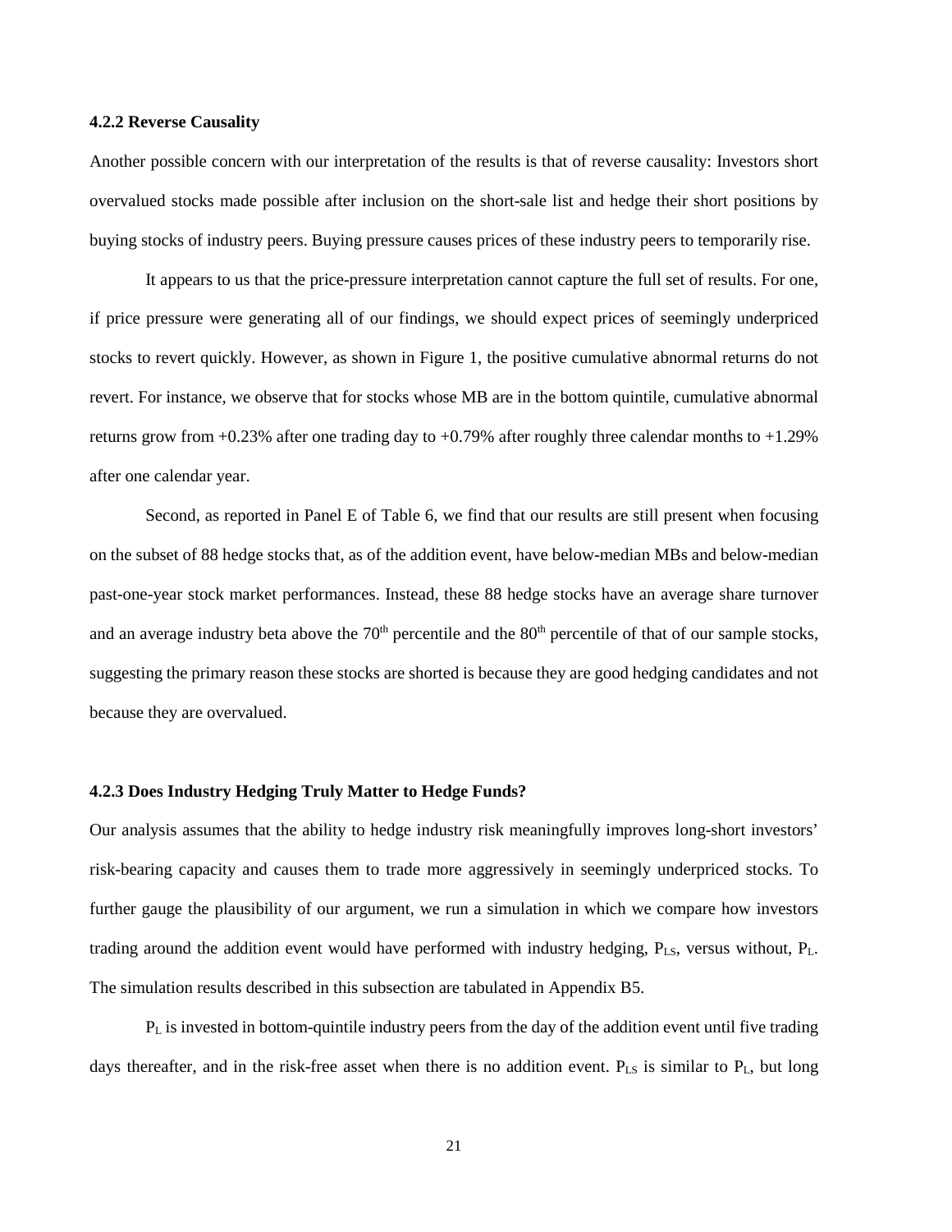#### 4.2.2 Reverse Causality

Another possible concern with our interpretation of the results is that of reverse causality: Investors short overvalued stocks made possible after inclusion on the short-sale list and hedge their short positions by buying stocks of industry peers. Buying pressure causes prices of these industry peers to temporarily rise.

It appears to us that the price-pressure interpretation cannot capture the full set of results. For one, if price pressure were generating all of our findings, we should expect prices of seemingly underpriced stocks to revert quickly. However, as shown in Figure 1, the positive cumulative abnormal returns do not revert. For instance, we observe that for stocks whose MB are in the bottom quintile, cumulative abnormal returns grow from +0.23% after one trading day to +0.79% after roughly three calendar months to +1.29% after one calendar year.

Second, as reported in Panel E of Table 6, we find that our results are still present when focusing on the subset of 88 hedge stocks that, as of the addition event, have below-median MBs and below-median past-one-year stock market performances. Instead, these 88 hedge stocks have an average share turnover and an average industry beta above the 70th percentile and the 80th percentile of that of our sample stocks, suggesting the primary reason these stocks are shorted is because they are good hedging candidates and not because they are overvalued.

#### 4.2.3 Does Industry Hedging Truly Matter to Hedge Funds?

Our analysis assumes that the ability to hedge industry risk meaningfully improves long-short investors' risk-bearing capacity and causes them to trade more aggressively in seemingly underpriced stocks. To further gauge the plausibility of our argument, we run a simulation in which we compare how investors trading around the addition event would have performed with industry hedging, $P_{LS}$, versus without, $P_L$. The simulation results described in this subsection are tabulated in Appendix B5.

$P_L$ is invested in bottom-quintile industry peers from the day of the addition event until five trading days thereafter, and in the risk-free asset when there is no addition event. $P_{LS}$ is similar to $P_L$, but long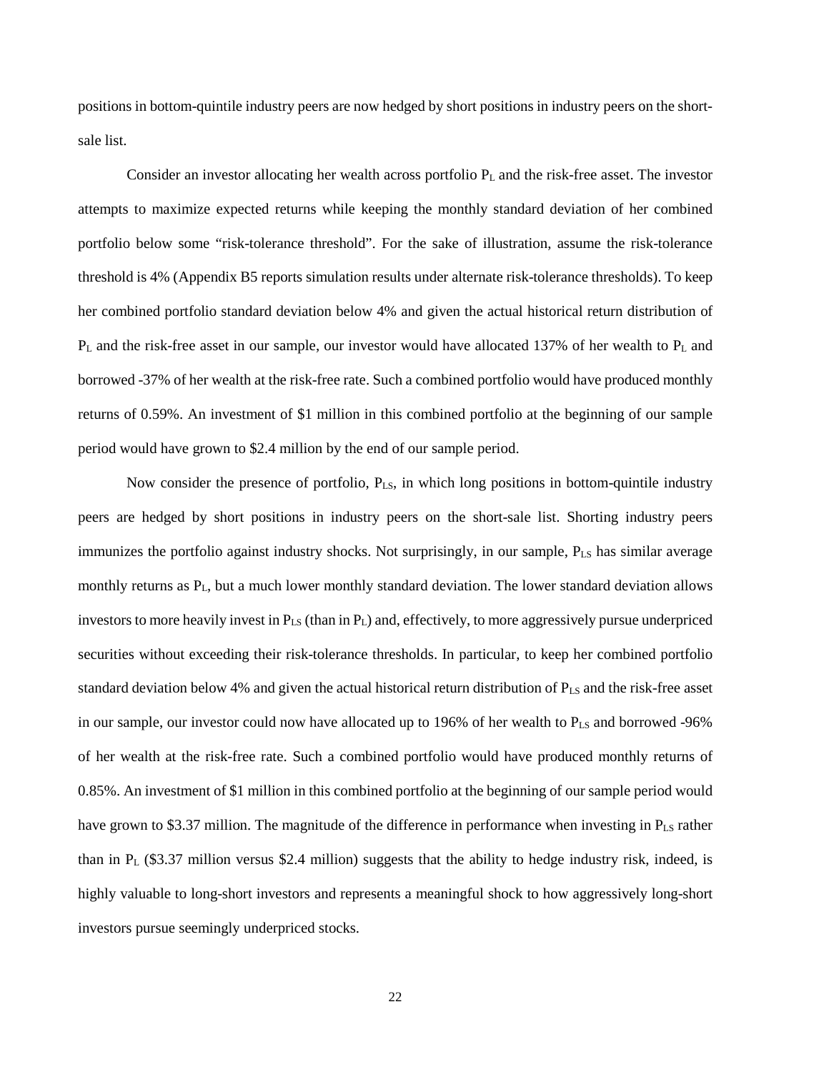positions in bottom-quintile industry peers are now hedged by short positions in industry peers on the short-sale list.

Consider an investor allocating her wealth across portfolio $P_L$ and the risk-free asset. The investor attempts to maximize expected returns while keeping the monthly standard deviation of her combined portfolio below some "risk-tolerance threshold". For the sake of illustration, assume the risk-tolerance threshold is 4% (Appendix B5 reports simulation results under alternate risk-tolerance thresholds). To keep her combined portfolio standard deviation below 4% and given the actual historical return distribution of $P_L$ and the risk-free asset in our sample, our investor would have allocated 137% of her wealth to $P_L$ and borrowed -37% of her wealth at the risk-free rate. Such a combined portfolio would have produced monthly returns of 0.59%. An investment of \$1 million in this combined portfolio at the beginning of our sample period would have grown to \$2.4 million by the end of our sample period.

Now consider the presence of portfolio, $P_{LS}$, in which long positions in bottom-quintile industry peers are hedged by short positions in industry peers on the short-sale list. Shorting industry peers immunizes the portfolio against industry shocks. Not surprisingly, in our sample, $P_{LS}$ has similar average monthly returns as $P_L$, but a much lower monthly standard deviation. The lower standard deviation allows investors to more heavily invest in $P_{LS}$ (than in $P_L$) and, effectively, to more aggressively pursue underpriced securities without exceeding their risk-tolerance thresholds. In particular, to keep her combined portfolio standard deviation below 4% and given the actual historical return distribution of $P_{LS}$ and the risk-free asset in our sample, our investor could now have allocated up to 196% of her wealth to $P_{LS}$ and borrowed -96% of her wealth at the risk-free rate. Such a combined portfolio would have produced monthly returns of 0.85%. An investment of \$1 million in this combined portfolio at the beginning of our sample period would have grown to \$3.37 million. The magnitude of the difference in performance when investing in $P_{LS}$ rather than in $P_L$ (\$3.37 million versus \$2.4 million) suggests that the ability to hedge industry risk, indeed, is highly valuable to long-short investors and represents a meaningful shock to how aggressively long-short investors pursue seemingly underpriced stocks.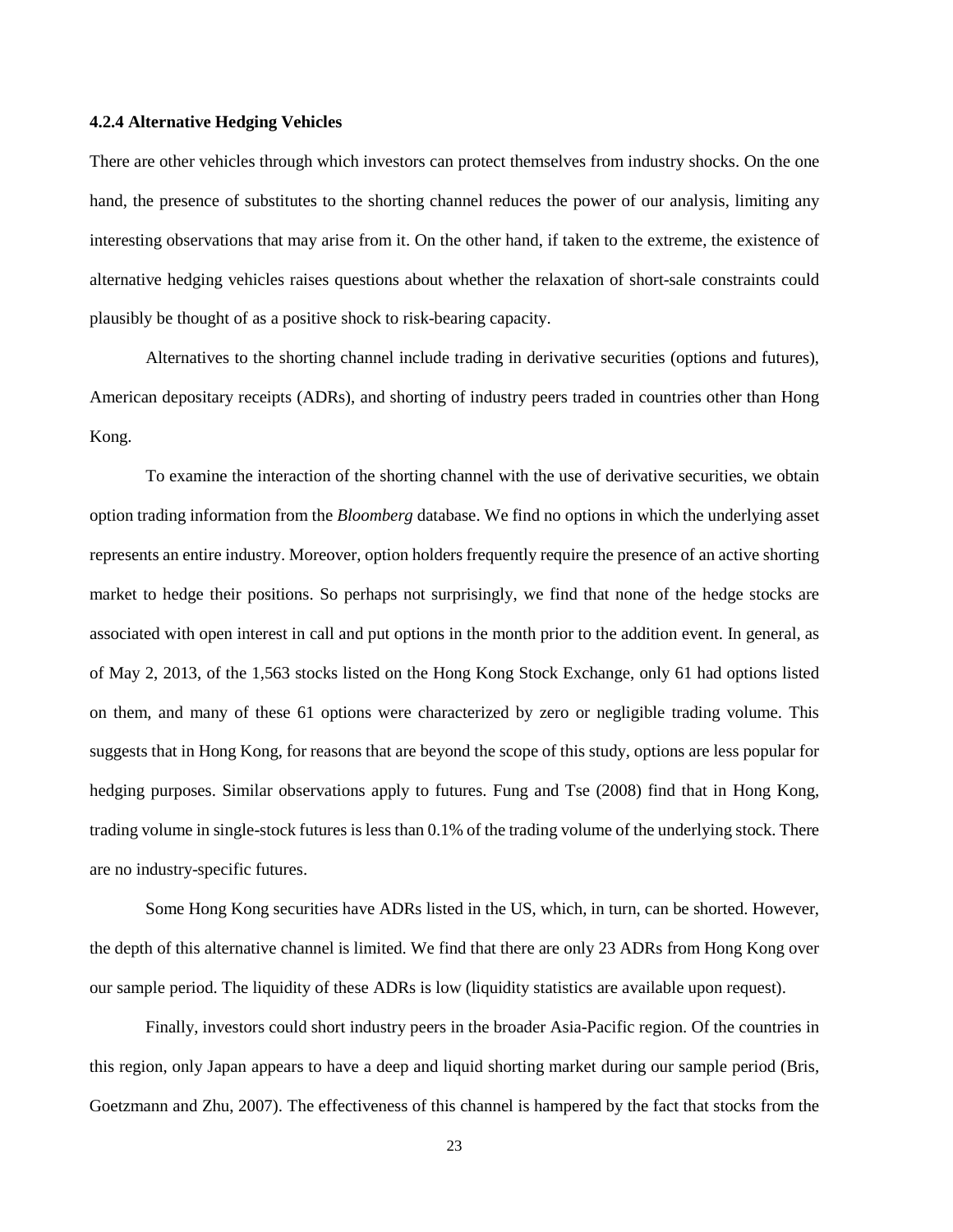#### 4.2.4 Alternative Hedging Vehicles

There are other vehicles through which investors can protect themselves from industry shocks. On the one hand, the presence of substitutes to the shorting channel reduces the power of our analysis, limiting any interesting observations that may arise from it. On the other hand, if taken to the extreme, the existence of alternative hedging vehicles raises questions about whether the relaxation of short-sale constraints could plausibly be thought of as a positive shock to risk-bearing capacity.

Alternatives to the shorting channel include trading in derivative securities (options and futures), American depositary receipts (ADRs), and shorting of industry peers traded in countries other than Hong Kong.

To examine the interaction of the shorting channel with the use of derivative securities, we obtain option trading information from the *Bloomberg* database. We find no options in which the underlying asset represents an entire industry. Moreover, option holders frequently require the presence of an active shorting market to hedge their positions. So perhaps not surprisingly, we find that none of the hedge stocks are associated with open interest in call and put options in the month prior to the addition event. In general, as of May 2, 2013, of the 1,563 stocks listed on the Hong Kong Stock Exchange, only 61 had options listed on them, and many of these 61 options were characterized by zero or negligible trading volume. This suggests that in Hong Kong, for reasons that are beyond the scope of this study, options are less popular for hedging purposes. Similar observations apply to futures. Fung and Tse (2008) find that in Hong Kong, trading volume in single-stock futures is less than 0.1% of the trading volume of the underlying stock. There are no industry-specific futures.

Some Hong Kong securities have ADRs listed in the US, which, in turn, can be shorted. However, the depth of this alternative channel is limited. We find that there are only 23 ADRs from Hong Kong over our sample period. The liquidity of these ADRs is low (liquidity statistics are available upon request).

Finally, investors could short industry peers in the broader Asia-Pacific region. Of the countries in this region, only Japan appears to have a deep and liquid shorting market during our sample period (Bris, Goetzmann and Zhu, 2007). The effectiveness of this channel is hampered by the fact that stocks from the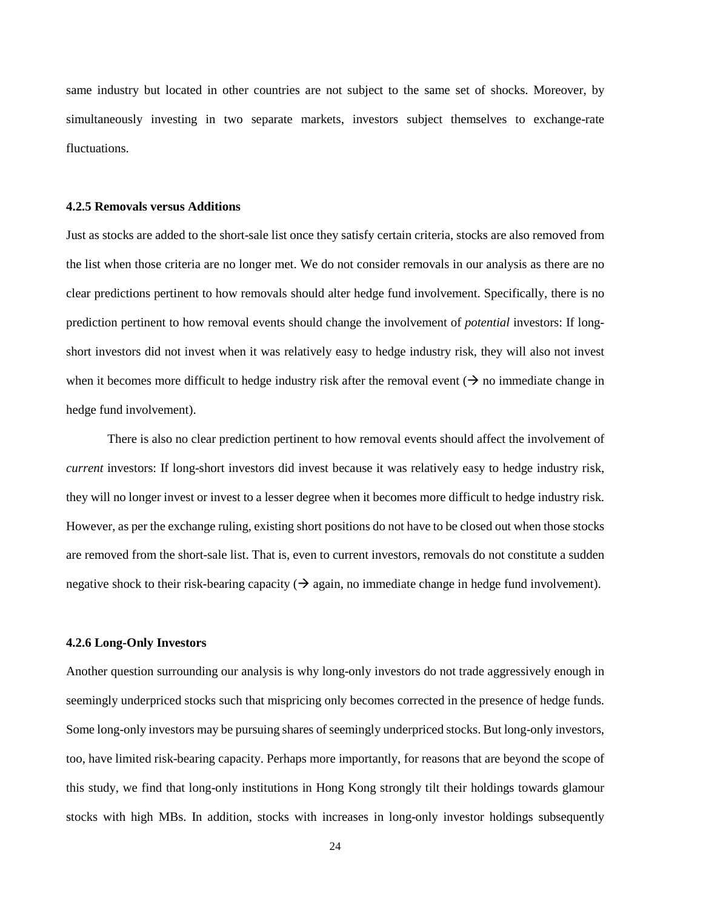same industry but located in other countries are not subject to the same set of shocks. Moreover, by simultaneously investing in two separate markets, investors subject themselves to exchange-rate fluctuations.

### 4.2.5 Removals versus Additions

Just as stocks are added to the short-sale list once they satisfy certain criteria, stocks are also removed from the list when those criteria are no longer met. We do not consider removals in our analysis as there are no clear predictions pertinent to how removals should alter hedge fund involvement. Specifically, there is no prediction pertinent to how removal events should change the involvement of *potential* investors: If long-short investors did not invest when it was relatively easy to hedge industry risk, they will also not invest when it becomes more difficult to hedge industry risk after the removal event (→ no immediate change in hedge fund involvement).

There is also no clear prediction pertinent to how removal events should affect the involvement of *current* investors: If long-short investors did invest because it was relatively easy to hedge industry risk, they will no longer invest or invest to a lesser degree when it becomes more difficult to hedge industry risk. However, as per the exchange ruling, existing short positions do not have to be closed out when those stocks are removed from the short-sale list. That is, even to current investors, removals do not constitute a sudden negative shock to their risk-bearing capacity (→ again, no immediate change in hedge fund involvement).

### 4.2.6 Long-Only Investors

Another question surrounding our analysis is why long-only investors do not trade aggressively enough in seemingly underpriced stocks such that mispricing only becomes corrected in the presence of hedge funds. Some long-only investors may be pursuing shares of seemingly underpriced stocks. But long-only investors, too, have limited risk-bearing capacity. Perhaps more importantly, for reasons that are beyond the scope of this study, we find that long-only institutions in Hong Kong strongly tilt their holdings towards glamour stocks with high MBs. In addition, stocks with increases in long-only investor holdings subsequently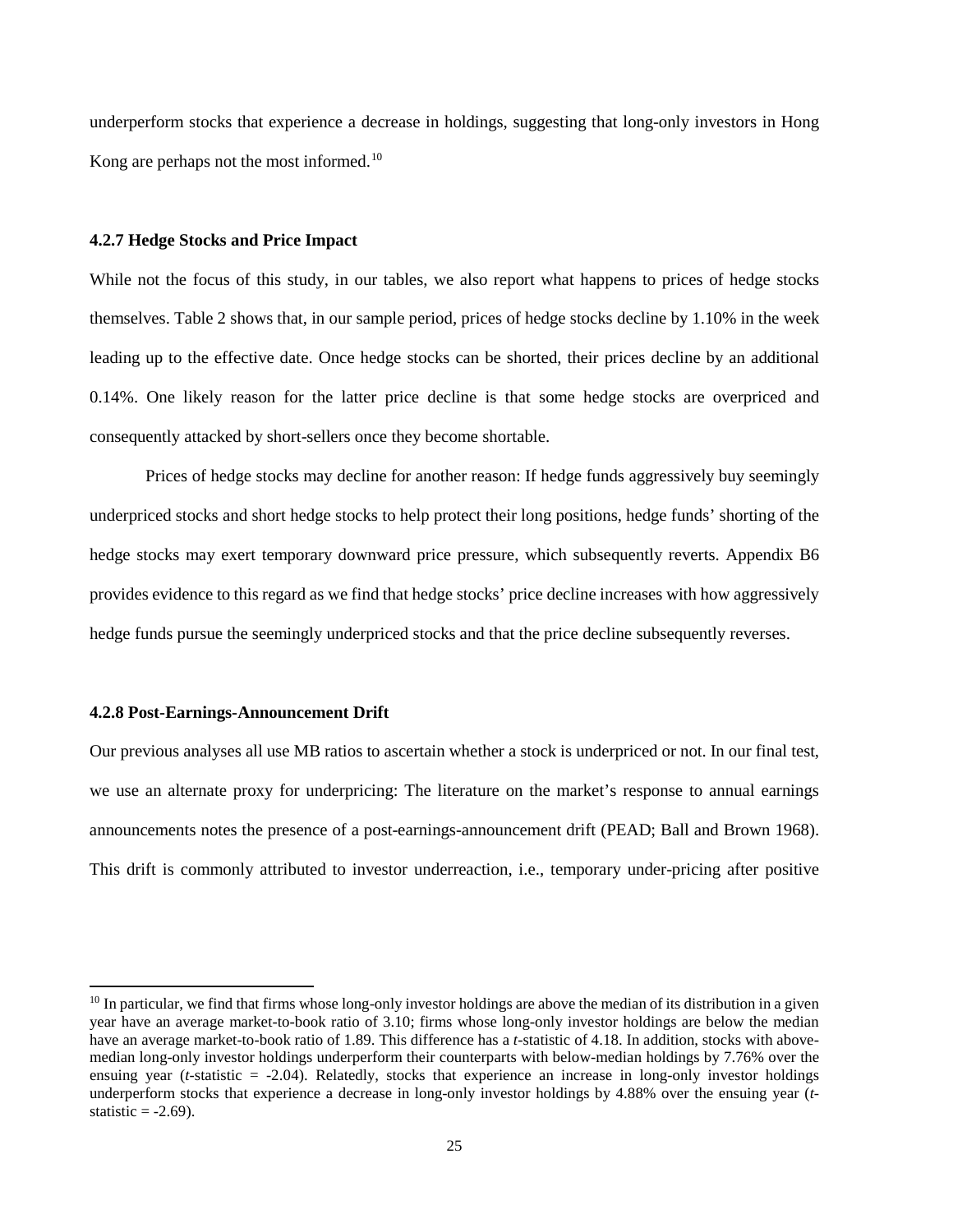underperform stocks that experience a decrease in holdings, suggesting that long-only investors in Hong Kong are perhaps not the most informed.[10]

#### 4.2.7 Hedge Stocks and Price Impact

While not the focus of this study, in our tables, we also report what happens to prices of hedge stocks themselves. Table 2 shows that, in our sample period, prices of hedge stocks decline by 1.10% in the week leading up to the effective date. Once hedge stocks can be shorted, their prices decline by an additional 0.14%. One likely reason for the latter price decline is that some hedge stocks are overpriced and consequently attacked by short-sellers once they become shortable.

Prices of hedge stocks may decline for another reason: If hedge funds aggressively buy seemingly underpriced stocks and short hedge stocks to help protect their long positions, hedge funds' shorting of the hedge stocks may exert temporary downward price pressure, which subsequently reverts. Appendix B6 provides evidence to this regard as we find that hedge stocks' price decline increases with how aggressively hedge funds pursue the seemingly underpriced stocks and that the price decline subsequently reverses.

#### 4.2.8 Post-Earnings-Announcement Drift

Our previous analyses all use MB ratios to ascertain whether a stock is underpriced or not. In our final test, we use an alternate proxy for underpricing: The literature on the market's response to annual earnings announcements notes the presence of a post-earnings-announcement drift (PEAD; Ball and Brown 1968). This drift is commonly attributed to investor underreaction, i.e., temporary under-pricing after positive

---

[10] In particular, we find that firms whose long-only investor holdings are above the median of its distribution in a given year have an average market-to-book ratio of 3.10; firms whose long-only investor holdings are below the median have an average market-to-book ratio of 1.89. This difference has a *t*-statistic of 4.18. In addition, stocks with above-median long-only investor holdings underperform their counterparts with below-median holdings by 7.76% over the ensuing year (*t*-statistic = -2.04). Relatedly, stocks that experience an increase in long-only investor holdings underperform stocks that experience a decrease in long-only investor holdings by 4.88% over the ensuing year (*t*-statistic = -2.69).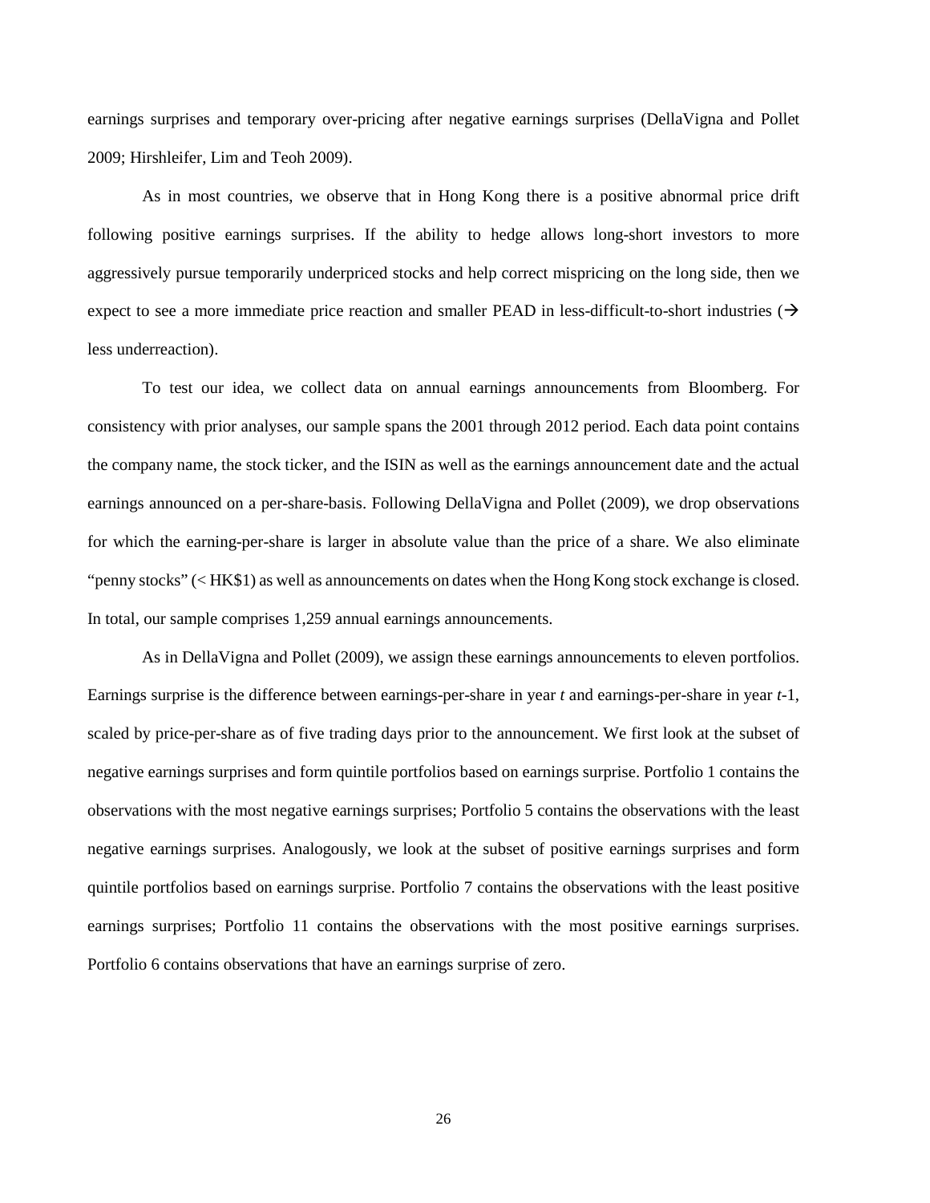earnings surprises and temporary over-pricing after negative earnings surprises (DellaVigna and Pollet 2009; Hirshleifer, Lim and Teoh 2009).

As in most countries, we observe that in Hong Kong there is a positive abnormal price drift following positive earnings surprises. If the ability to hedge allows long-short investors to more aggressively pursue temporarily underpriced stocks and help correct mispricing on the long side, then we expect to see a more immediate price reaction and smaller PEAD in less-difficult-to-short industries (→ less underreaction).

To test our idea, we collect data on annual earnings announcements from Bloomberg. For consistency with prior analyses, our sample spans the 2001 through 2012 period. Each data point contains the company name, the stock ticker, and the ISIN as well as the earnings announcement date and the actual earnings announced on a per-share-basis. Following DellaVigna and Pollet (2009), we drop observations for which the earning-per-share is larger in absolute value than the price of a share. We also eliminate "penny stocks" (< HK$1) as well as announcements on dates when the Hong Kong stock exchange is closed. In total, our sample comprises 1,259 annual earnings announcements.

As in DellaVigna and Pollet (2009), we assign these earnings announcements to eleven portfolios. Earnings surprise is the difference between earnings-per-share in year $t$ and earnings-per-share in year $t$-1, scaled by price-per-share as of five trading days prior to the announcement. We first look at the subset of negative earnings surprises and form quintile portfolios based on earnings surprise. Portfolio 1 contains the observations with the most negative earnings surprises; Portfolio 5 contains the observations with the least negative earnings surprises. Analogously, we look at the subset of positive earnings surprises and form quintile portfolios based on earnings surprise. Portfolio 7 contains the observations with the least positive earnings surprises; Portfolio 11 contains the observations with the most positive earnings surprises. Portfolio 6 contains observations that have an earnings surprise of zero.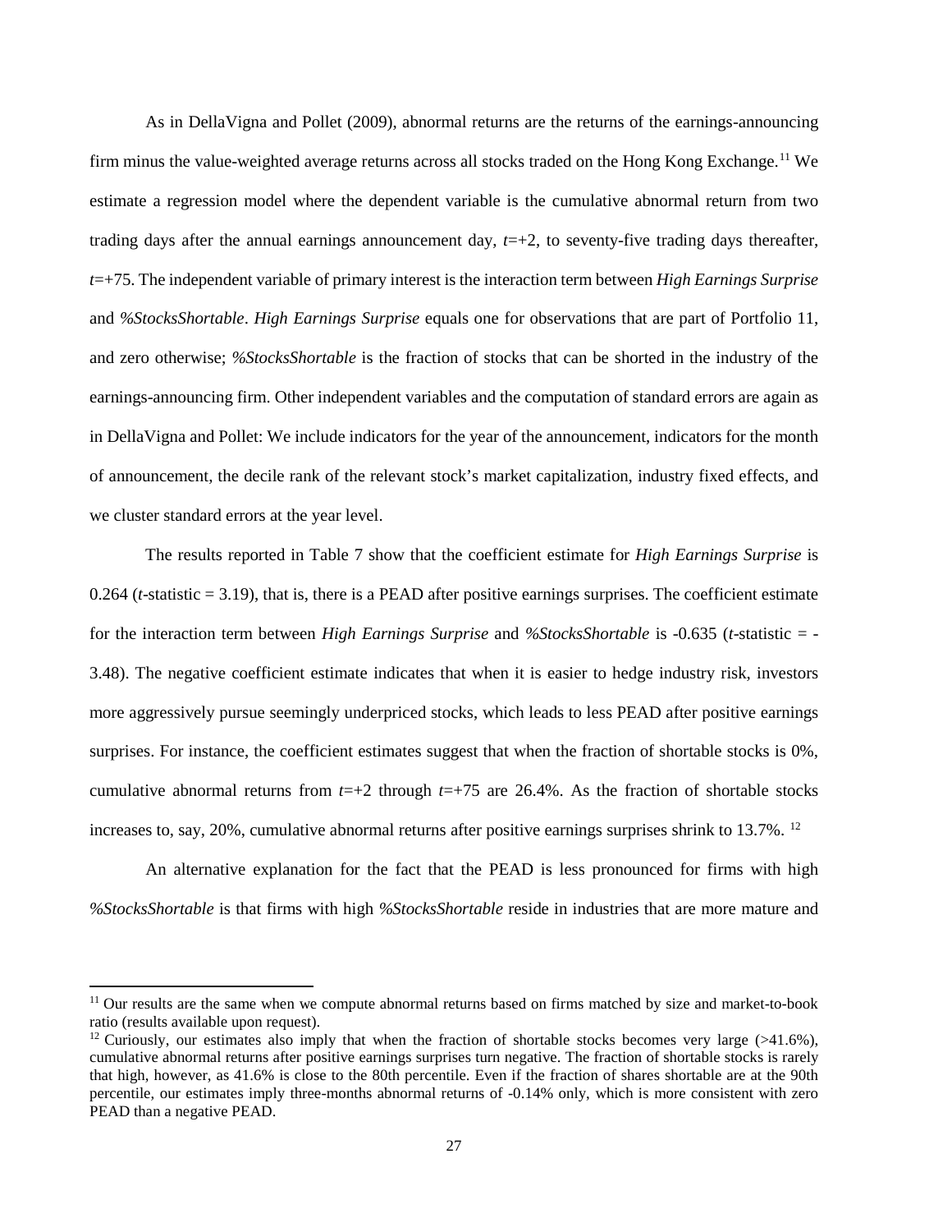As in DellaVigna and Pollet (2009), abnormal returns are the returns of the earnings-announcing firm minus the value-weighted average returns across all stocks traded on the Hong Kong Exchange.[11] We estimate a regression model where the dependent variable is the cumulative abnormal return from two trading days after the annual earnings announcement day, $t$=+2, to seventy-five trading days thereafter, $t$=+75. The independent variable of primary interest is the interaction term between *High Earnings Surprise* and *%StocksShortable*. *High Earnings Surprise* equals one for observations that are part of Portfolio 11, and zero otherwise; *%StocksShortable* is the fraction of stocks that can be shorted in the industry of the earnings-announcing firm. Other independent variables and the computation of standard errors are again as in DellaVigna and Pollet: We include indicators for the year of the announcement, indicators for the month of announcement, the decile rank of the relevant stock's market capitalization, industry fixed effects, and we cluster standard errors at the year level.

The results reported in Table 7 show that the coefficient estimate for *High Earnings Surprise* is 0.264 ($t$-statistic = 3.19), that is, there is a PEAD after positive earnings surprises. The coefficient estimate for the interaction term between *High Earnings Surprise* and *%StocksShortable* is -0.635 ($t$-statistic = -3.48). The negative coefficient estimate indicates that when it is easier to hedge industry risk, investors more aggressively pursue seemingly underpriced stocks, which leads to less PEAD after positive earnings surprises. For instance, the coefficient estimates suggest that when the fraction of shortable stocks is 0%, cumulative abnormal returns from $t$=+2 through $t$=+75 are 26.4%. As the fraction of shortable stocks increases to, say, 20%, cumulative abnormal returns after positive earnings surprises shrink to 13.7%.[12]

An alternative explanation for the fact that the PEAD is less pronounced for firms with high *%StocksShortable* is that firms with high *%StocksShortable* reside in industries that are more mature and

---

[11] Our results are the same when we compute abnormal returns based on firms matched by size and market-to-book ratio (results available upon request).

[12] Curiously, our estimates also imply that when the fraction of shortable stocks becomes very large (>41.6%), cumulative abnormal returns after positive earnings surprises turn negative. The fraction of shortable stocks is rarely that high, however, as 41.6% is close to the 80th percentile. Even if the fraction of shares shortable are at the 90th percentile, our estimates imply three-months abnormal returns of -0.14% only, which is more consistent with zero PEAD than a negative PEAD.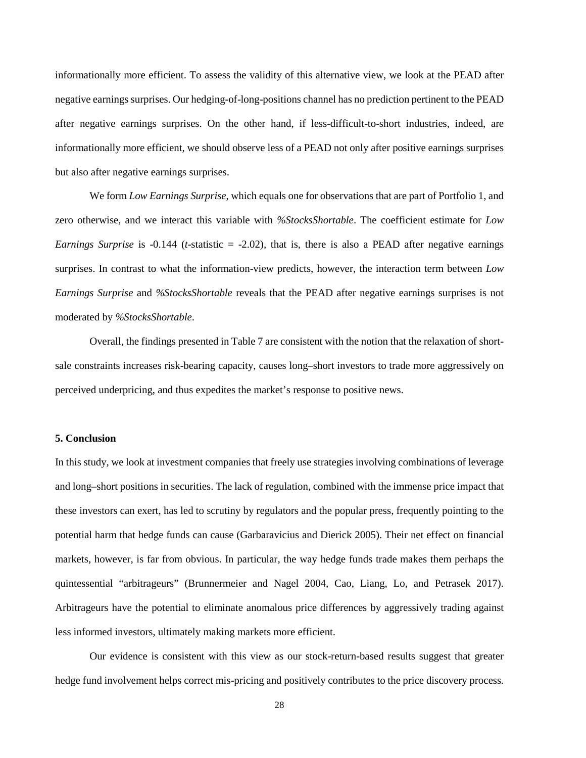informationally more efficient. To assess the validity of this alternative view, we look at the PEAD after negative earnings surprises. Our hedging-of-long-positions channel has no prediction pertinent to the PEAD after negative earnings surprises. On the other hand, if less-difficult-to-short industries, indeed, are informationally more efficient, we should observe less of a PEAD not only after positive earnings surprises but also after negative earnings surprises.

We form *Low Earnings Surprise*, which equals one for observations that are part of Portfolio 1, and zero otherwise, and we interact this variable with *%StocksShortable*. The coefficient estimate for *Low Earnings Surprise* is -0.144 (*t*-statistic = -2.02), that is, there is also a PEAD after negative earnings surprises. In contrast to what the information-view predicts, however, the interaction term between *Low Earnings Surprise* and *%StocksShortable* reveals that the PEAD after negative earnings surprises is not moderated by *%StocksShortable*.

Overall, the findings presented in Table 7 are consistent with the notion that the relaxation of short-sale constraints increases risk-bearing capacity, causes long–short investors to trade more aggressively on perceived underpricing, and thus expedites the market's response to positive news.

## 5. Conclusion

In this study, we look at investment companies that freely use strategies involving combinations of leverage and long–short positions in securities. The lack of regulation, combined with the immense price impact that these investors can exert, has led to scrutiny by regulators and the popular press, frequently pointing to the potential harm that hedge funds can cause (Garbaravicius and Dierick 2005). Their net effect on financial markets, however, is far from obvious. In particular, the way hedge funds trade makes them perhaps the quintessential "arbitrageurs" (Brunnermeier and Nagel 2004, Cao, Liang, Lo, and Petrasek 2017). Arbitrageurs have the potential to eliminate anomalous price differences by aggressively trading against less informed investors, ultimately making markets more efficient.

Our evidence is consistent with this view as our stock-return-based results suggest that greater hedge fund involvement helps correct mis-pricing and positively contributes to the price discovery process.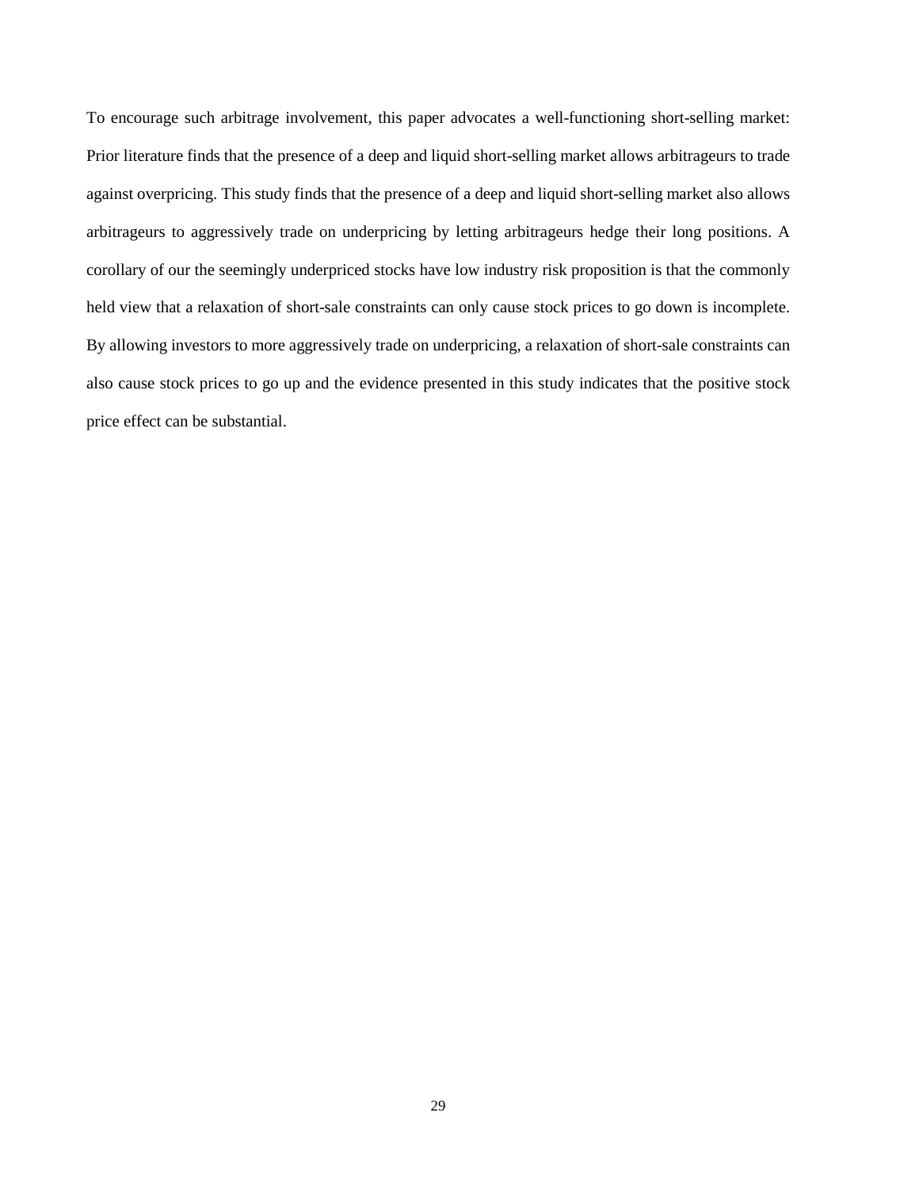To encourage such arbitrage involvement, this paper advocates a well-functioning short-selling market: Prior literature finds that the presence of a deep and liquid short-selling market allows arbitrageurs to trade against overpricing. This study finds that the presence of a deep and liquid short-selling market also allows arbitrageurs to aggressively trade on underpricing by letting arbitrageurs hedge their long positions. A corollary of our the seemingly underpriced stocks have low industry risk proposition is that the commonly held view that a relaxation of short-sale constraints can only cause stock prices to go down is incomplete. By allowing investors to more aggressively trade on underpricing, a relaxation of short-sale constraints can also cause stock prices to go up and the evidence presented in this study indicates that the positive stock price effect can be substantial.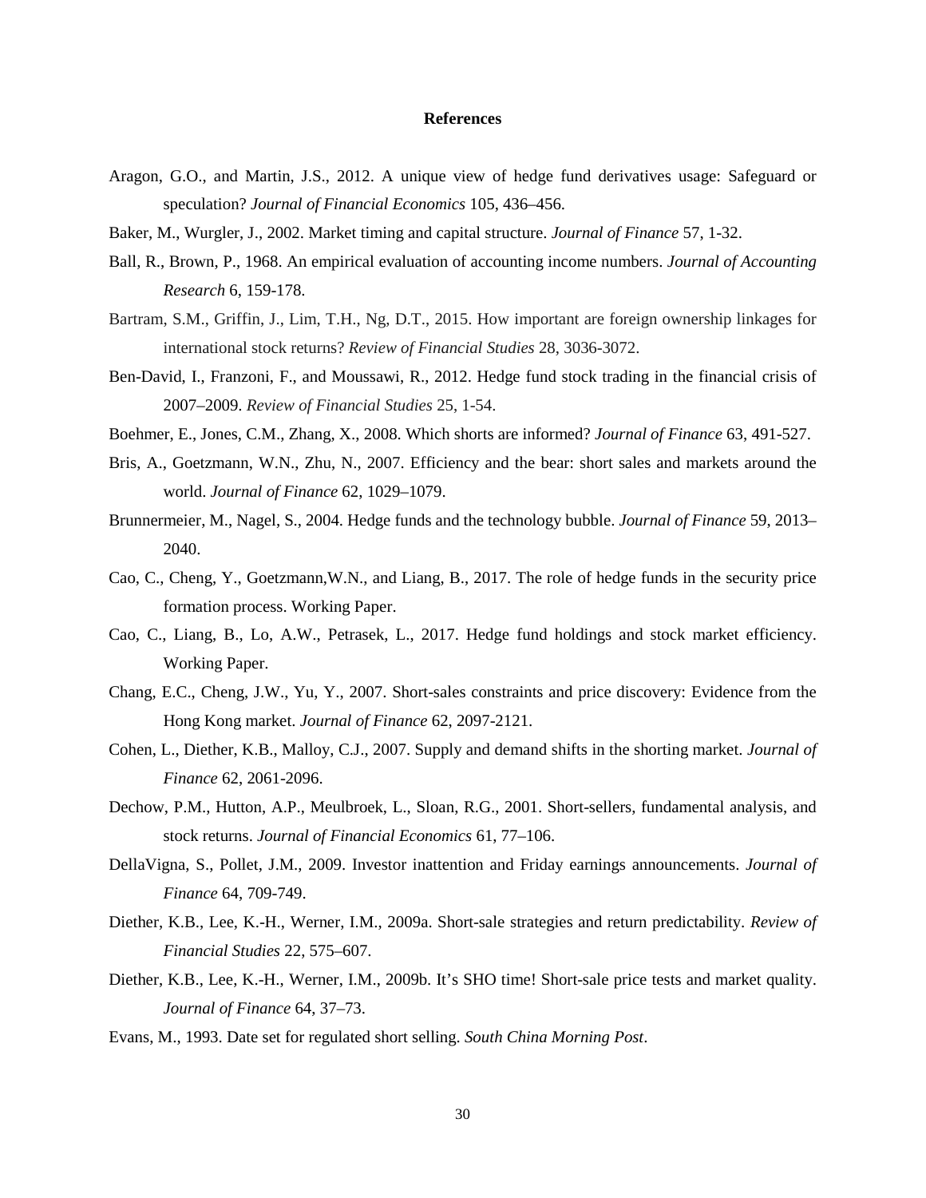# References

Aragon, G.O., and Martin, J.S., 2012. A unique view of hedge fund derivatives usage: Safeguard or speculation? *Journal of Financial Economics* 105, 436–456.

Baker, M., Wurgler, J., 2002. Market timing and capital structure. *Journal of Finance* 57, 1-32.

Ball, R., Brown, P., 1968. An empirical evaluation of accounting income numbers. *Journal of Accounting Research* 6, 159-178.

Bartram, S.M., Griffin, J., Lim, T.H., Ng, D.T., 2015. How important are foreign ownership linkages for international stock returns? *Review of Financial Studies* 28, 3036-3072.

Ben-David, I., Franzoni, F., and Moussawi, R., 2012. Hedge fund stock trading in the financial crisis of 2007–2009. *Review of Financial Studies* 25, 1-54.

Boehmer, E., Jones, C.M., Zhang, X., 2008. Which shorts are informed? *Journal of Finance* 63, 491-527.

Bris, A., Goetzmann, W.N., Zhu, N., 2007. Efficiency and the bear: short sales and markets around the world. *Journal of Finance* 62, 1029–1079.

Brunnermeier, M., Nagel, S., 2004. Hedge funds and the technology bubble. *Journal of Finance* 59, 2013–2040.

Cao, C., Cheng, Y., Goetzmann,W.N., and Liang, B., 2017. The role of hedge funds in the security price formation process. Working Paper.

Cao, C., Liang, B., Lo, A.W., Petrasek, L., 2017. Hedge fund holdings and stock market efficiency. Working Paper.

Chang, E.C., Cheng, J.W., Yu, Y., 2007. Short-sales constraints and price discovery: Evidence from the Hong Kong market. *Journal of Finance* 62, 2097-2121.

Cohen, L., Diether, K.B., Malloy, C.J., 2007. Supply and demand shifts in the shorting market. *Journal of Finance* 62, 2061-2096.

Dechow, P.M., Hutton, A.P., Meulbroek, L., Sloan, R.G., 2001. Short-sellers, fundamental analysis, and stock returns. *Journal of Financial Economics* 61, 77–106.

DellaVigna, S., Pollet, J.M., 2009. Investor inattention and Friday earnings announcements. *Journal of Finance* 64, 709-749.

Diether, K.B., Lee, K.-H., Werner, I.M., 2009a. Short-sale strategies and return predictability. *Review of Financial Studies* 22, 575–607.

Diether, K.B., Lee, K.-H., Werner, I.M., 2009b. It's SHO time! Short-sale price tests and market quality. *Journal of Finance* 64, 37–73.

Evans, M., 1993. Date set for regulated short selling. *South China Morning Post*.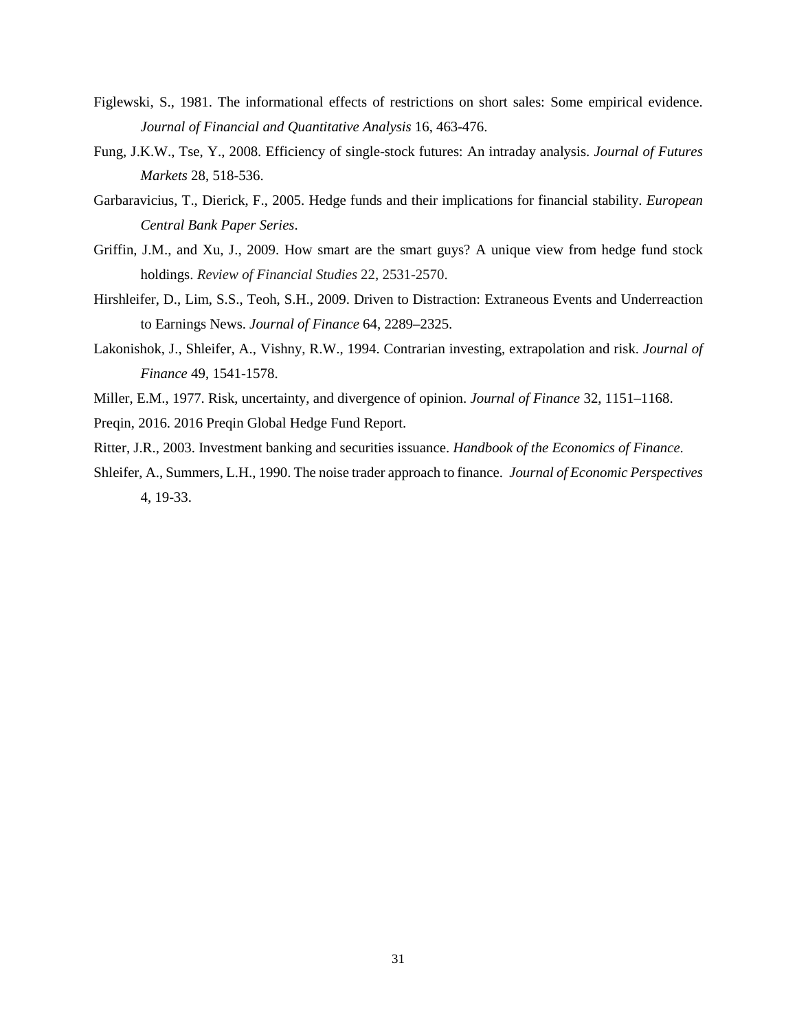Figlewski, S., 1981. The informational effects of restrictions on short sales: Some empirical evidence. *Journal of Financial and Quantitative Analysis* 16, 463-476.

Fung, J.K.W., Tse, Y., 2008. Efficiency of single-stock futures: An intraday analysis. *Journal of Futures Markets* 28, 518-536.

Garbaravicius, T., Dierick, F., 2005. Hedge funds and their implications for financial stability. *European Central Bank Paper Series*.

Griffin, J.M., and Xu, J., 2009. How smart are the smart guys? A unique view from hedge fund stock holdings. *Review of Financial Studies* 22, 2531-2570.

Hirshleifer, D., Lim, S.S., Teoh, S.H., 2009. Driven to Distraction: Extraneous Events and Underreaction to Earnings News. *Journal of Finance* 64, 2289–2325.

Lakonishok, J., Shleifer, A., Vishny, R.W., 1994. Contrarian investing, extrapolation and risk. *Journal of Finance* 49, 1541-1578.

Miller, E.M., 1977. Risk, uncertainty, and divergence of opinion. *Journal of Finance* 32, 1151–1168.

Preqin, 2016. 2016 Preqin Global Hedge Fund Report.

Ritter, J.R., 2003. Investment banking and securities issuance. *Handbook of the Economics of Finance*.

Shleifer, A., Summers, L.H., 1990. The noise trader approach to finance. *Journal of Economic Perspectives* 4, 19-33.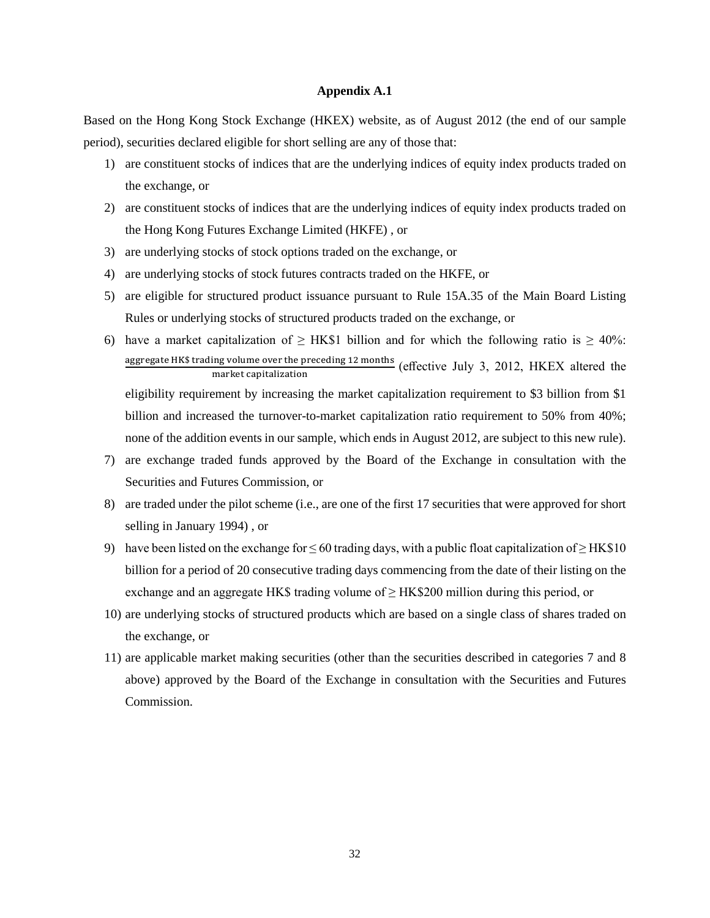**Appendix A.1**

Based on the Hong Kong Stock Exchange (HKEX) website, as of August 2012 (the end of our sample period), securities declared eligible for short selling are any of those that:

1) are constituent stocks of indices that are the underlying indices of equity index products traded on the exchange, or
2) are constituent stocks of indices that are the underlying indices of equity index products traded on the Hong Kong Futures Exchange Limited (HKFE) , or
3) are underlying stocks of stock options traded on the exchange, or
4) are underlying stocks of stock futures contracts traded on the HKFE, or
5) are eligible for structured product issuance pursuant to Rule 15A.35 of the Main Board Listing Rules or underlying stocks of structured products traded on the exchange, or
6) have a market capitalization of ≥ HK\$1 billion and for which the following ratio is ≥ 40%: $\frac{\text{aggregate HK\$ trading volume over the preceding 12 months}}{\text{market capitalization}}$ (effective July 3, 2012, HKEX altered the eligibility requirement by increasing the market capitalization requirement to \$3 billion from \$1 billion and increased the turnover-to-market capitalization ratio requirement to 50% from 40%; none of the addition events in our sample, which ends in August 2012, are subject to this new rule).
7) are exchange traded funds approved by the Board of the Exchange in consultation with the Securities and Futures Commission, or
8) are traded under the pilot scheme (i.e., are one of the first 17 securities that were approved for short selling in January 1994) , or
9) have been listed on the exchange for ≤ 60 trading days, with a public float capitalization of ≥ HK\$10 billion for a period of 20 consecutive trading days commencing from the date of their listing on the exchange and an aggregate HK\$ trading volume of ≥ HK\$200 million during this period, or
10) are underlying stocks of structured products which are based on a single class of shares traded on the exchange, or
11) are applicable market making securities (other than the securities described in categories 7 and 8 above) approved by the Board of the Exchange in consultation with the Securities and Futures Commission.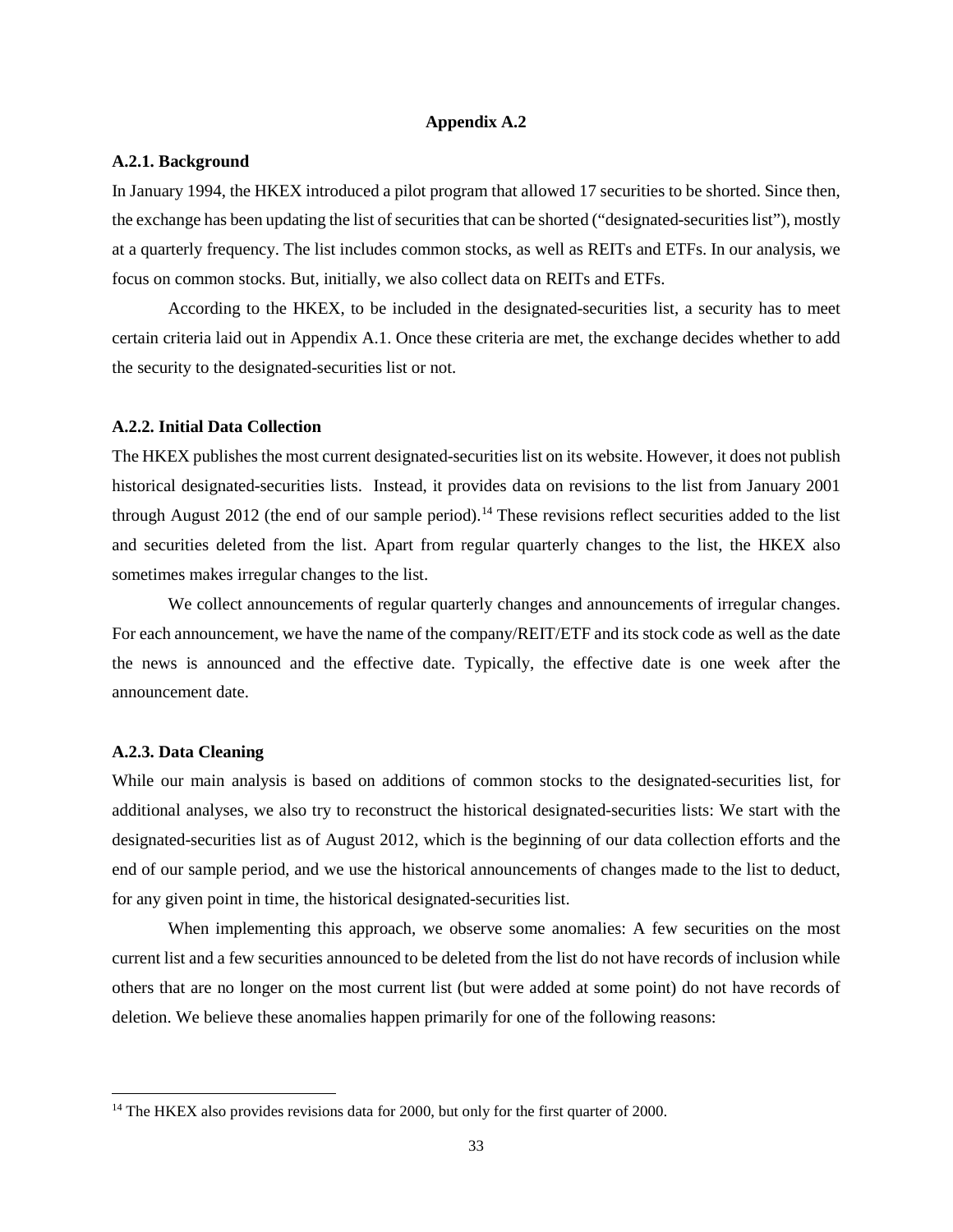## Appendix A.2

### A.2.1. Background

In January 1994, the HKEX introduced a pilot program that allowed 17 securities to be shorted. Since then, the exchange has been updating the list of securities that can be shorted ("designated-securities list"), mostly at a quarterly frequency. The list includes common stocks, as well as REITs and ETFs. In our analysis, we focus on common stocks. But, initially, we also collect data on REITs and ETFs.

According to the HKEX, to be included in the designated-securities list, a security has to meet certain criteria laid out in Appendix A.1. Once these criteria are met, the exchange decides whether to add the security to the designated-securities list or not.

### A.2.2. Initial Data Collection

The HKEX publishes the most current designated-securities list on its website. However, it does not publish historical designated-securities lists. Instead, it provides data on revisions to the list from January 2001 through August 2012 (the end of our sample period).[14] These revisions reflect securities added to the list and securities deleted from the list. Apart from regular quarterly changes to the list, the HKEX also sometimes makes irregular changes to the list.

We collect announcements of regular quarterly changes and announcements of irregular changes. For each announcement, we have the name of the company/REIT/ETF and its stock code as well as the date the news is announced and the effective date. Typically, the effective date is one week after the announcement date.

### A.2.3. Data Cleaning

While our main analysis is based on additions of common stocks to the designated-securities list, for additional analyses, we also try to reconstruct the historical designated-securities lists: We start with the designated-securities list as of August 2012, which is the beginning of our data collection efforts and the end of our sample period, and we use the historical announcements of changes made to the list to deduct, for any given point in time, the historical designated-securities list.

When implementing this approach, we observe some anomalies: A few securities on the most current list and a few securities announced to be deleted from the list do not have records of inclusion while others that are no longer on the most current list (but were added at some point) do not have records of deletion. We believe these anomalies happen primarily for one of the following reasons:

[14] The HKEX also provides revisions data for 2000, but only for the first quarter of 2000.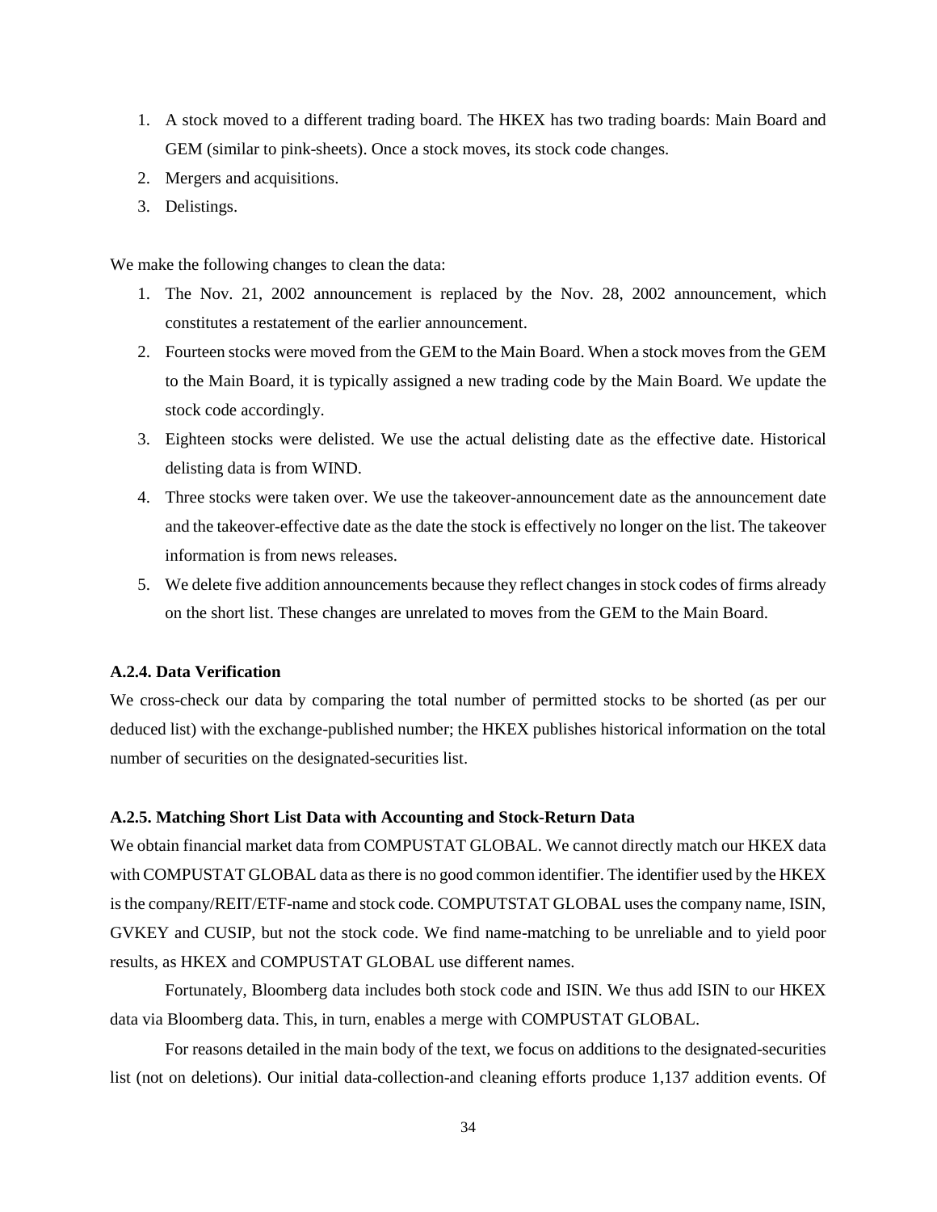1. A stock moved to a different trading board. The HKEX has two trading boards: Main Board and GEM (similar to pink-sheets). Once a stock moves, its stock code changes.
2. Mergers and acquisitions.
3. Delistings.

We make the following changes to clean the data:

1. The Nov. 21, 2002 announcement is replaced by the Nov. 28, 2002 announcement, which constitutes a restatement of the earlier announcement.
2. Fourteen stocks were moved from the GEM to the Main Board. When a stock moves from the GEM to the Main Board, it is typically assigned a new trading code by the Main Board. We update the stock code accordingly.
3. Eighteen stocks were delisted. We use the actual delisting date as the effective date. Historical delisting data is from WIND.
4. Three stocks were taken over. We use the takeover-announcement date as the announcement date and the takeover-effective date as the date the stock is effectively no longer on the list. The takeover information is from news releases.
5. We delete five addition announcements because they reflect changes in stock codes of firms already on the short list. These changes are unrelated to moves from the GEM to the Main Board.

#### A.2.4. Data Verification

We cross-check our data by comparing the total number of permitted stocks to be shorted (as per our deduced list) with the exchange-published number; the HKEX publishes historical information on the total number of securities on the designated-securities list.

#### A.2.5. Matching Short List Data with Accounting and Stock-Return Data

We obtain financial market data from COMPUSTAT GLOBAL. We cannot directly match our HKEX data with COMPUSTAT GLOBAL data as there is no good common identifier. The identifier used by the HKEX is the company/REIT/ETF-name and stock code. COMPUTSTAT GLOBAL uses the company name, ISIN, GVKEY and CUSIP, but not the stock code. We find name-matching to be unreliable and to yield poor results, as HKEX and COMPUSTAT GLOBAL use different names.

Fortunately, Bloomberg data includes both stock code and ISIN. We thus add ISIN to our HKEX data via Bloomberg data. This, in turn, enables a merge with COMPUSTAT GLOBAL.

For reasons detailed in the main body of the text, we focus on additions to the designated-securities list (not on deletions). Our initial data-collection-and cleaning efforts produce 1,137 addition events. Of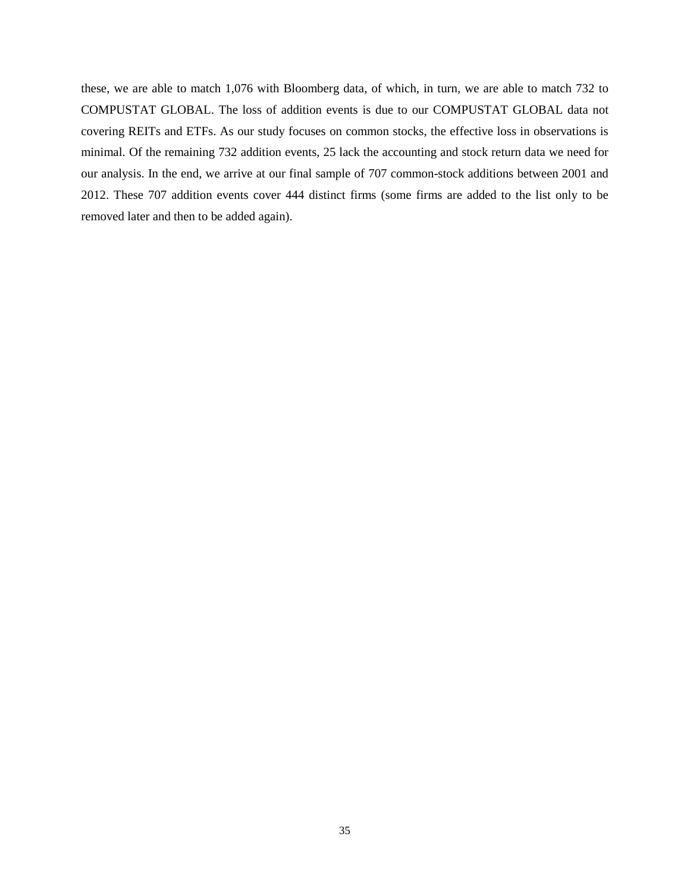these, we are able to match 1,076 with Bloomberg data, of which, in turn, we are able to match 732 to COMPUSTAT GLOBAL. The loss of addition events is due to our COMPUSTAT GLOBAL data not covering REITs and ETFs. As our study focuses on common stocks, the effective loss in observations is minimal. Of the remaining 732 addition events, 25 lack the accounting and stock return data we need for our analysis. In the end, we arrive at our final sample of 707 common-stock additions between 2001 and 2012. These 707 addition events cover 444 distinct firms (some firms are added to the list only to be removed later and then to be added again).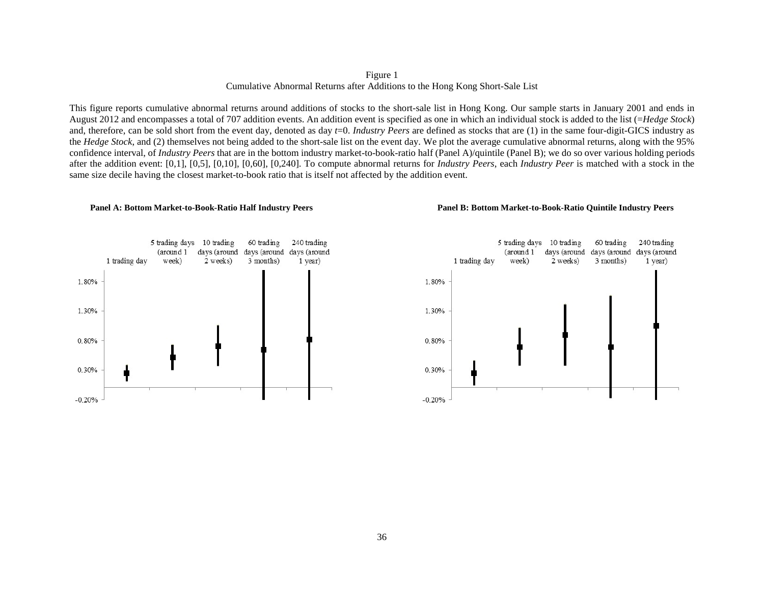Figure 1
Cumulative Abnormal Returns after Additions to the Hong Kong Short-Sale List

This figure reports cumulative abnormal returns around additions of stocks to the short-sale list in Hong Kong. Our sample starts in January 2001 and ends in August 2012 and encompasses a total of 707 addition events. An addition event is specified as one in which an individual stock is added to the list (=*Hedge Stock*) and, therefore, can be sold short from the event day, denoted as day $t$=0. *Industry Peers* are defined as stocks that are (1) in the same four-digit-GICS industry as the *Hedge Stock*, and (2) themselves not being added to the short-sale list on the event day. We plot the average cumulative abnormal returns, along with the 95% confidence interval, of *Industry Peers* that are in the bottom industry market-to-book-ratio half (Panel A)/quintile (Panel B); we do so over various holding periods after the addition event: [0,1], [0,5], [0,10], [0,60], [0,240]. To compute abnormal returns for *Industry Peers*, each *Industry Peer* is matched with a stock in the same size decile having the closest market-to-book ratio that is itself not affected by the addition event.

**Panel A: Bottom Market-to-Book-Ratio Half Industry Peers**

**Panel B: Bottom Market-to-Book-Ratio Quintile Industry Peers**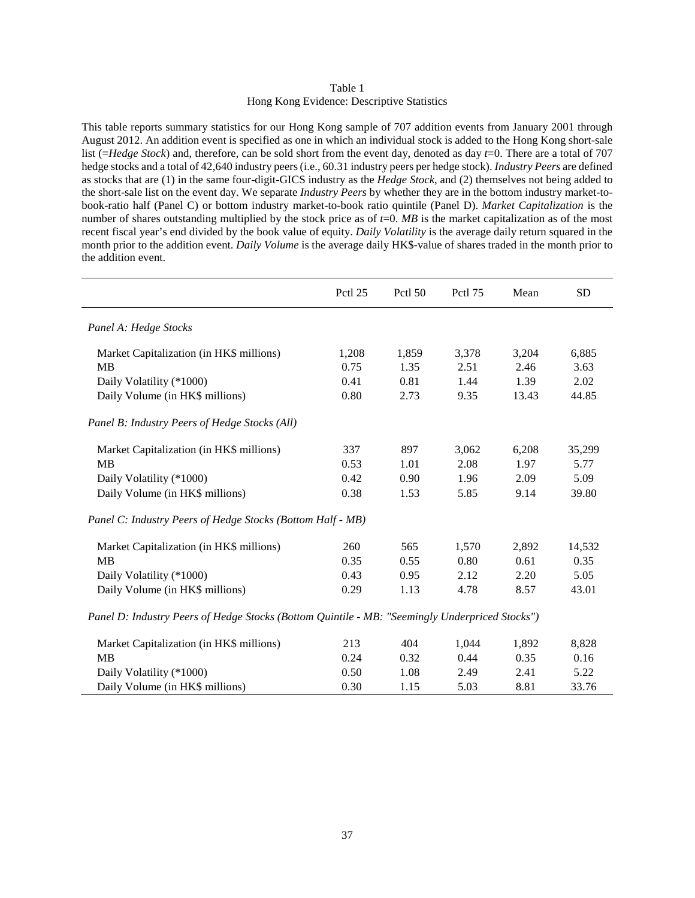Table 1
Hong Kong Evidence: Descriptive Statistics

This table reports summary statistics for our Hong Kong sample of 707 addition events from January 2001 through August 2012. An addition event is specified as one in which an individual stock is added to the Hong Kong short-sale list (=*Hedge Stock*) and, therefore, can be sold short from the event day, denoted as day $t$=0. There are a total of 707 hedge stocks and a total of 42,640 industry peers (i.e., 60.31 industry peers per hedge stock). *Industry Peers* are defined as stocks that are (1) in the same four-digit-GICS industry as the *Hedge Stock*, and (2) themselves not being added to the short-sale list on the event day. We separate *Industry Peers* by whether they are in the bottom industry market-to-book-ratio half (Panel C) or bottom industry market-to-book ratio quintile (Panel D). *Market Capitalization* is the number of shares outstanding multiplied by the stock price as of $t$=0. *MB* is the market capitalization as of the most recent fiscal year's end divided by the book value of equity. *Daily Volatility* is the average daily return squared in the month prior to the addition event. *Daily Volume* is the average daily HK$-value of shares traded in the month prior to the addition event.

| | Pctl 25 | Pctl 50 | Pctl 75 | Mean | SD |
|---|---|---|---|---|---|
| *Panel A: Hedge Stocks* | | | | | |
| Market Capitalization (in HK$ millions) | 1,208 | 1,859 | 3,378 | 3,204 | 6,885 |
| MB | 0.75 | 1.35 | 2.51 | 2.46 | 3.63 |
| Daily Volatility (*1000) | 0.41 | 0.81 | 1.44 | 1.39 | 2.02 |
| Daily Volume (in HK$ millions) | 0.80 | 2.73 | 9.35 | 13.43 | 44.85 |
| *Panel B: Industry Peers of Hedge Stocks (All)* | | | | | |
| Market Capitalization (in HK$ millions) | 337 | 897 | 3,062 | 6,208 | 35,299 |
| MB | 0.53 | 1.01 | 2.08 | 1.97 | 5.77 |
| Daily Volatility (*1000) | 0.42 | 0.90 | 1.96 | 2.09 | 5.09 |
| Daily Volume (in HK$ millions) | 0.38 | 1.53 | 5.85 | 9.14 | 39.80 |
| *Panel C: Industry Peers of Hedge Stocks (Bottom Half - MB)* | | | | | |
| Market Capitalization (in HK$ millions) | 260 | 565 | 1,570 | 2,892 | 14,532 |
| MB | 0.35 | 0.55 | 0.80 | 0.61 | 0.35 |
| Daily Volatility (*1000) | 0.43 | 0.95 | 2.12 | 2.20 | 5.05 |
| Daily Volume (in HK$ millions) | 0.29 | 1.13 | 4.78 | 8.57 | 43.01 |
| *Panel D: Industry Peers of Hedge Stocks (Bottom Quintile - MB: "Seemingly Underpriced Stocks")* | | | | | |
| Market Capitalization (in HK$ millions) | 213 | 404 | 1,044 | 1,892 | 8,828 |
| MB | 0.24 | 0.32 | 0.44 | 0.35 | 0.16 |
| Daily Volatility (*1000) | 0.50 | 1.08 | 2.49 | 2.41 | 5.22 |
| Daily Volume (in HK$ millions) | 0.30 | 1.15 | 5.03 | 8.81 | 33.76 |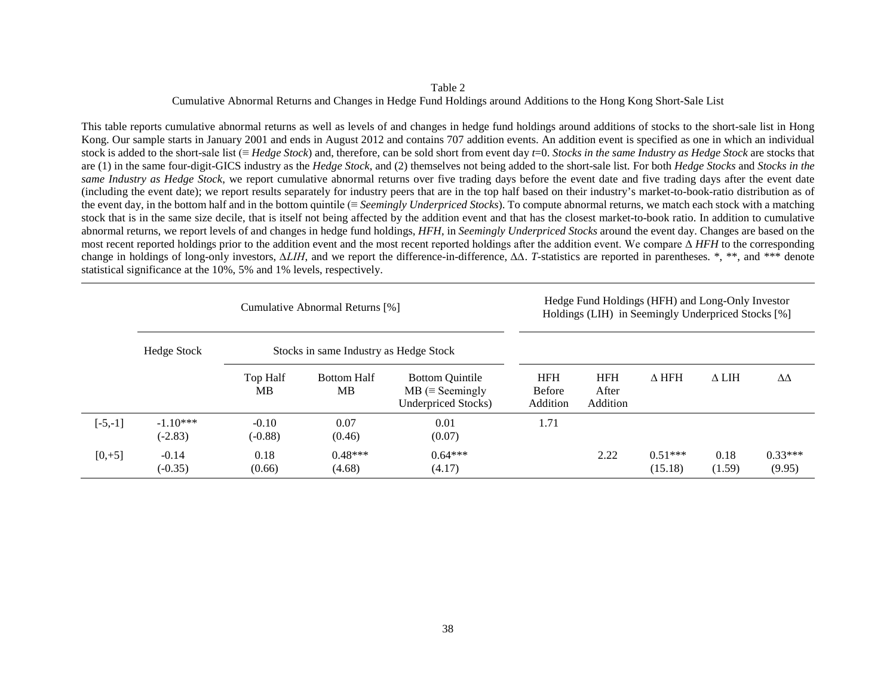Table 2

Cumulative Abnormal Returns and Changes in Hedge Fund Holdings around Additions to the Hong Kong Short-Sale List

This table reports cumulative abnormal returns as well as levels of and changes in hedge fund holdings around additions of stocks to the short-sale list in Hong Kong. Our sample starts in January 2001 and ends in August 2012 and contains 707 addition events. An addition event is specified as one in which an individual stock is added to the short-sale list (≡ *Hedge Stock*) and, therefore, can be sold short from event day $t$=0. *Stocks in the same Industry as Hedge Stock* are stocks that are (1) in the same four-digit-GICS industry as the *Hedge Stock*, and (2) themselves not being added to the short-sale list. For both *Hedge Stocks* and *Stocks in the same Industry as Hedge Stock*, we report cumulative abnormal returns over five trading days before the event date and five trading days after the event date (including the event date); we report results separately for industry peers that are in the top half based on their industry's market-to-book-ratio distribution as of the event day, in the bottom half and in the bottom quintile (≡ *Seemingly Underpriced Stocks*). To compute abnormal returns, we match each stock with a matching stock that is in the same size decile, that is itself not being affected by the addition event and that has the closest market-to-book ratio. In addition to cumulative abnormal returns, we report levels of and changes in hedge fund holdings, *HFH*, in *Seemingly Underpriced Stocks* around the event day. Changes are based on the most recent reported holdings prior to the addition event and the most recent reported holdings after the addition event. We compare Δ *HFH* to the corresponding change in holdings of long-only investors, Δ*LIH*, and we report the difference-in-difference, ΔΔ. *T*-statistics are reported in parentheses. *, **, and *** denote statistical significance at the 10%, 5% and 1% levels, respectively.

| | Cumulative Abnormal Returns [%] | | | | Hedge Fund Holdings (HFH) and Long-Only Investor Holdings (LIH) in Seemingly Underpriced Stocks [%] | | | | |
|---|---|---|---|---|---|---|---|---|---|
| | Hedge Stock | Stocks in same Industry as Hedge Stock | | | | | | | |
| | | Top Half MB | Bottom Half MB | Bottom Quintile MB (≡ Seemingly Underpriced Stocks) | HFH Before Addition | HFH After Addition | Δ HFH | Δ LIH | ΔΔ |
| [-5,-1] | -1.10*** (-2.83) | -0.10 (-0.88) | 0.07 (0.46) | 0.01 (0.07) | 1.71 | | | | |
| [0,+5] | -0.14 (-0.35) | 0.18 (0.66) | 0.48*** (4.68) | 0.64*** (4.17) | | 2.22 | 0.51*** (15.18) | 0.18 (1.59) | 0.33*** (9.95) |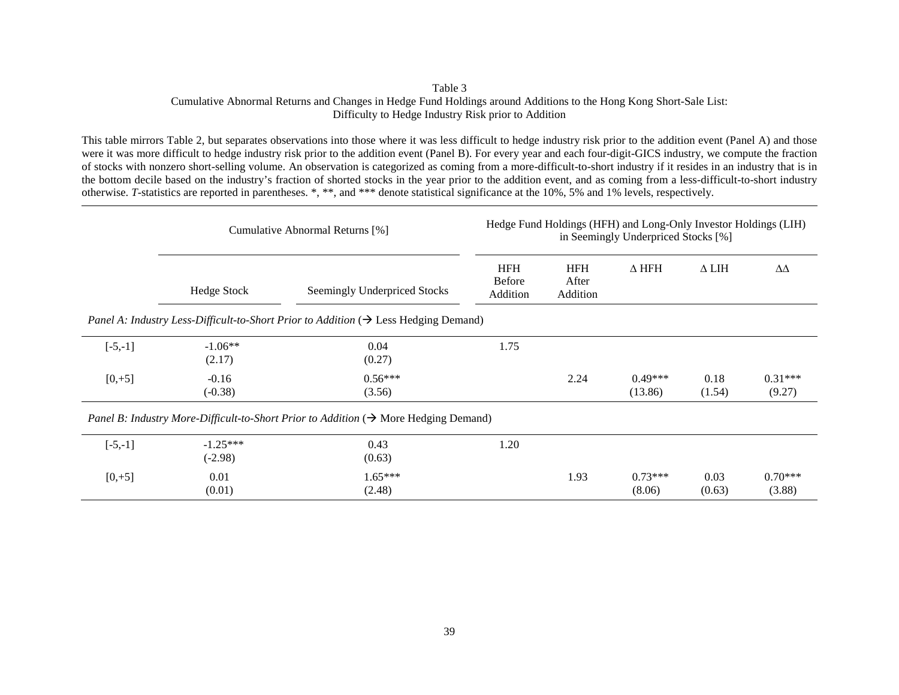Table 3

Cumulative Abnormal Returns and Changes in Hedge Fund Holdings around Additions to the Hong Kong Short-Sale List: Difficulty to Hedge Industry Risk prior to Addition

This table mirrors Table 2, but separates observations into those where it was less difficult to hedge industry risk prior to the addition event (Panel A) and those were it was more difficult to hedge industry risk prior to the addition event (Panel B). For every year and each four-digit-GICS industry, we compute the fraction of stocks with nonzero short-selling volume. An observation is categorized as coming from a more-difficult-to-short industry if it resides in an industry that is in the bottom decile based on the industry's fraction of shorted stocks in the year prior to the addition event, and as coming from a less-difficult-to-short industry otherwise. *T*-statistics are reported in parentheses. *, **, and *** denote statistical significance at the 10%, 5% and 1% levels, respectively.

| | Cumulative Abnormal Returns [%] | | Hedge Fund Holdings (HFH) and Long-Only Investor Holdings (LIH) in Seemingly Underpriced Stocks [%] | | | | |
|---|---|---|---|---|---|---|---|
| | Hedge Stock | Seemingly Underpriced Stocks | HFH Before Addition | HFH After Addition | Δ HFH | Δ LIH | ΔΔ |
| *Panel A: Industry Less-Difficult-to-Short Prior to Addition* (→ Less Hedging Demand) | | | | | | | |
| [-5,-1] | -1.06** | 0.04 | 1.75 | | | | |
| | (2.17) | (0.27) | | | | | |
| [0,+5] | -0.16 | 0.56*** | | 2.24 | 0.49*** | 0.18 | 0.31*** |
| | (-0.38) | (3.56) | | | (13.86) | (1.54) | (9.27) |
| *Panel B: Industry More-Difficult-to-Short Prior to Addition* (→ More Hedging Demand) | | | | | | | |
| [-5,-1] | -1.25*** | 0.43 | 1.20 | | | | |
| | (-2.98) | (0.63) | | | | | |
| [0,+5] | 0.01 | 1.65*** | | 1.93 | 0.73*** | 0.03 | 0.70*** |
| | (0.01) | (2.48) | | | (8.06) | (0.63) | (3.88) |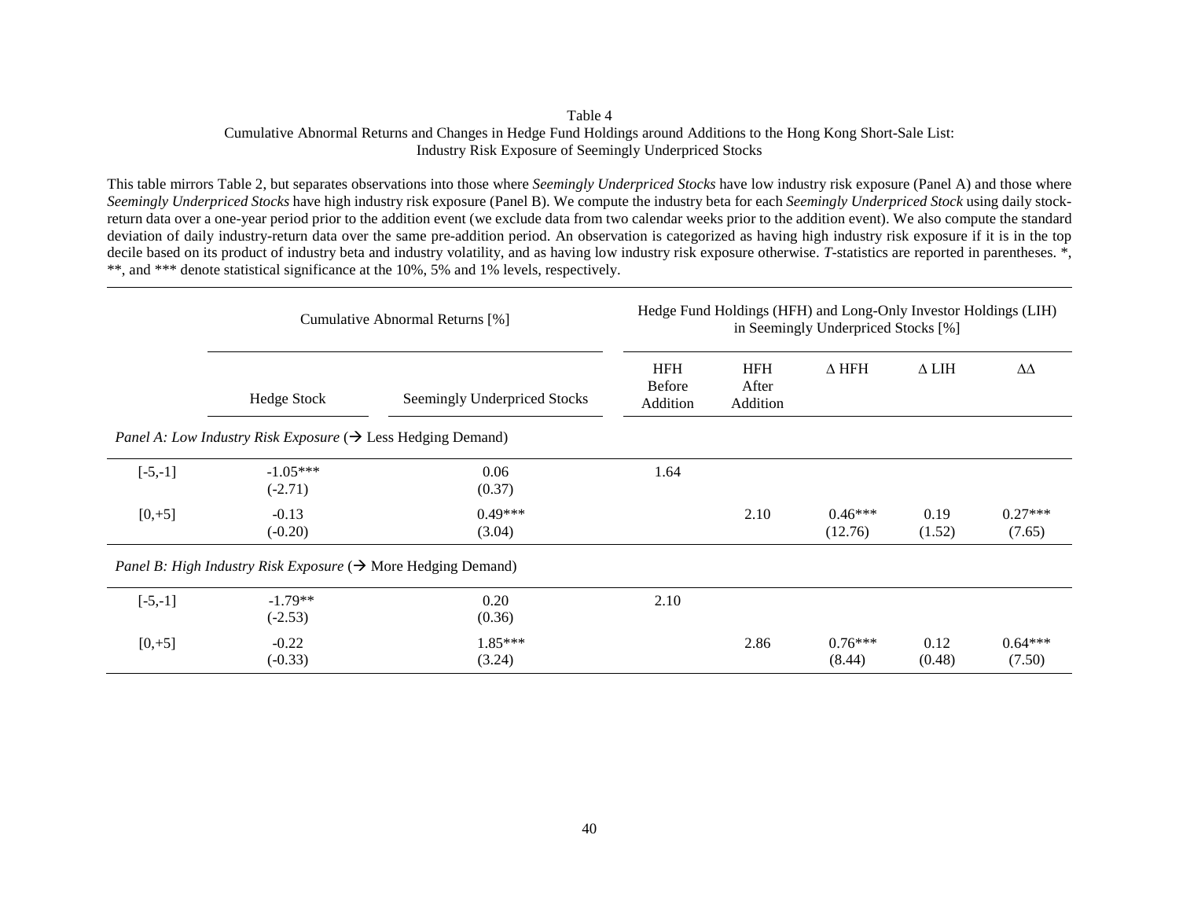Table 4

Cumulative Abnormal Returns and Changes in Hedge Fund Holdings around Additions to the Hong Kong Short-Sale List: Industry Risk Exposure of Seemingly Underpriced Stocks

This table mirrors Table 2, but separates observations into those where *Seemingly Underpriced Stocks* have low industry risk exposure (Panel A) and those where *Seemingly Underpriced Stocks* have high industry risk exposure (Panel B). We compute the industry beta for each *Seemingly Underpriced Stock* using daily stock-return data over a one-year period prior to the addition event (we exclude data from two calendar weeks prior to the addition event). We also compute the standard deviation of daily industry-return data over the same pre-addition period. An observation is categorized as having high industry risk exposure if it is in the top decile based on its product of industry beta and industry volatility, and as having low industry risk exposure otherwise. *T*-statistics are reported in parentheses. *, **, and *** denote statistical significance at the 10%, 5% and 1% levels, respectively.

| | Cumulative Abnormal Returns [%] | | Hedge Fund Holdings (HFH) and Long-Only Investor Holdings (LIH) in Seemingly Underpriced Stocks [%] | | | | |
|---|---|---|---|---|---|---|---|
| | Hedge Stock | Seemingly Underpriced Stocks | HFH Before Addition | HFH After Addition | Δ HFH | Δ LIH | ΔΔ |
| *Panel A: Low Industry Risk Exposure* (→ Less Hedging Demand) | | | | | | | |
| [-5,-1] | -1.05*** | 0.06 | 1.64 | | | | |
| | (-2.71) | (0.37) | | | | | |
| [0,+5] | -0.13 | 0.49*** | | 2.10 | 0.46*** | 0.19 | 0.27*** |
| | (-0.20) | (3.04) | | | (12.76) | (1.52) | (7.65) |
| *Panel B: High Industry Risk Exposure* (→ More Hedging Demand) | | | | | | | |
| [-5,-1] | -1.79** | 0.20 | 2.10 | | | | |
| | (-2.53) | (0.36) | | | | | |
| [0,+5] | -0.22 | 1.85*** | | 2.86 | 0.76*** | 0.12 | 0.64*** |
| | (-0.33) | (3.24) | | | (8.44) | (0.48) | (7.50) |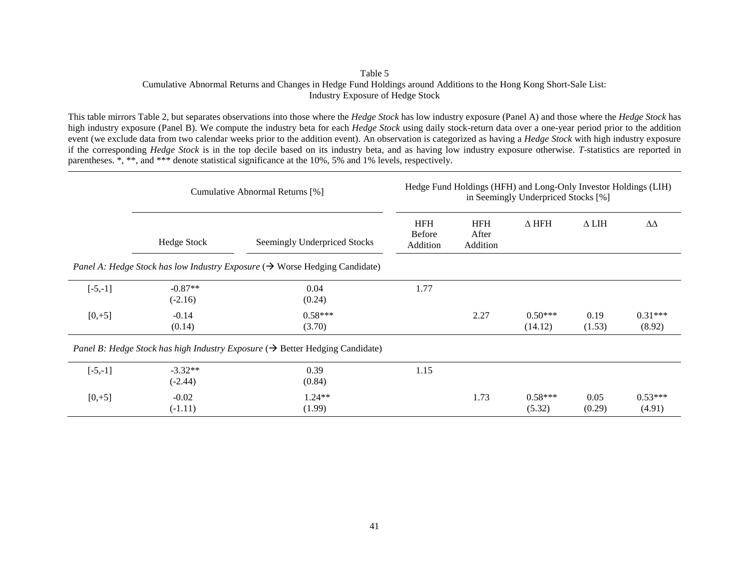Table 5
Cumulative Abnormal Returns and Changes in Hedge Fund Holdings around Additions to the Hong Kong Short-Sale List: Industry Exposure of Hedge Stock

This table mirrors Table 2, but separates observations into those where the *Hedge Stock* has low industry exposure (Panel A) and those where the *Hedge Stock* has high industry exposure (Panel B). We compute the industry beta for each *Hedge Stock* using daily stock-return data over a one-year period prior to the addition event (we exclude data from two calendar weeks prior to the addition event). An observation is categorized as having a *Hedge Stock* with high industry exposure if the corresponding *Hedge Stock* is in the top decile based on its industry beta, and as having low industry exposure otherwise. *T*-statistics are reported in parentheses. *, **, and *** denote statistical significance at the 10%, 5% and 1% levels, respectively.

| | Cumulative Abnormal Returns [%] | | Hedge Fund Holdings (HFH) and Long-Only Investor Holdings (LIH) in Seemingly Underpriced Stocks [%] | | | | |
|---|---|---|---|---|---|---|---|
| | Hedge Stock | Seemingly Underpriced Stocks | HFH Before Addition | HFH After Addition | Δ HFH | Δ LIH | ΔΔ |
| *Panel A: Hedge Stock has low Industry Exposure (→ Worse Hedging Candidate)* | | | | | | | |
| [-5,-1] | -0.87** | 0.04 | 1.77 | | | | |
| | (-2.16) | (0.24) | | | | | |
| [0,+5] | -0.14 | 0.58*** | | 2.27 | 0.50*** | 0.19 | 0.31*** |
| | (0.14) | (3.70) | | | (14.12) | (1.53) | (8.92) |
| *Panel B: Hedge Stock has high Industry Exposure (→ Better Hedging Candidate)* | | | | | | | |
| [-5,-1] | -3.32** | 0.39 | 1.15 | | | | |
| | (-2.44) | (0.84) | | | | | |
| [0,+5] | -0.02 | 1.24** | | 1.73 | 0.58*** | 0.05 | 0.53*** |
| | (-1.11) | (1.99) | | | (5.32) | (0.29) | (4.91) |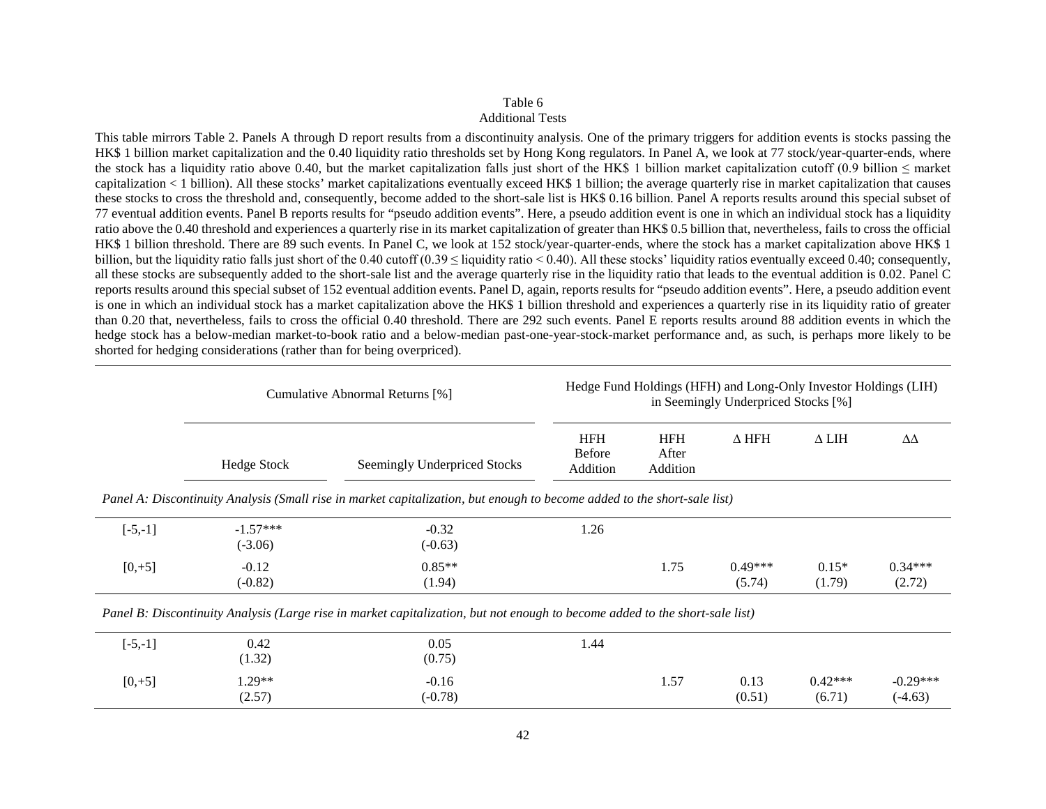Table 6
Additional Tests

This table mirrors Table 2. Panels A through D report results from a discontinuity analysis. One of the primary triggers for addition events is stocks passing the HK$ 1 billion market capitalization and the 0.40 liquidity ratio thresholds set by Hong Kong regulators. In Panel A, we look at 77 stock/year-quarter-ends, where the stock has a liquidity ratio above 0.40, but the market capitalization falls just short of the HK$ 1 billion market capitalization cutoff (0.9 billion ≤ market capitalization < 1 billion). All these stocks' market capitalizations eventually exceed HK$ 1 billion; the average quarterly rise in market capitalization that causes these stocks to cross the threshold and, consequently, become added to the short-sale list is HK$ 0.16 billion. Panel A reports results around this special subset of 77 eventual addition events. Panel B reports results for "pseudo addition events". Here, a pseudo addition event is one in which an individual stock has a liquidity ratio above the 0.40 threshold and experiences a quarterly rise in its market capitalization of greater than HK$ 0.5 billion that, nevertheless, fails to cross the official HK$ 1 billion threshold. There are 89 such events. In Panel C, we look at 152 stock/year-quarter-ends, where the stock has a market capitalization above HK$ 1 billion, but the liquidity ratio falls just short of the 0.40 cutoff (0.39 ≤ liquidity ratio < 0.40). All these stocks' liquidity ratios eventually exceed 0.40; consequently, all these stocks are subsequently added to the short-sale list and the average quarterly rise in the liquidity ratio that leads to the eventual addition is 0.02. Panel C reports results around this special subset of 152 eventual addition events. Panel D, again, reports results for "pseudo addition events". Here, a pseudo addition event is one in which an individual stock has a market capitalization above the HK$ 1 billion threshold and experiences a quarterly rise in its liquidity ratio of greater than 0.20 that, nevertheless, fails to cross the official 0.40 threshold. There are 292 such events. Panel E reports results around 88 addition events in which the hedge stock has a below-median market-to-book ratio and a below-median past-one-year-stock-market performance and, as such, is perhaps more likely to be shorted for hedging considerations (rather than for being overpriced).

| | Cumulative Abnormal Returns [%] | | Hedge Fund Holdings (HFH) and Long-Only Investor Holdings (LIH) in Seemingly Underpriced Stocks [%] | | | | |
|---|---|---|---|---|---|---|---|
| | Hedge Stock | Seemingly Underpriced Stocks | HFH Before Addition | HFH After Addition | Δ HFH | Δ LIH | ΔΔ |
| *Panel A: Discontinuity Analysis (Small rise in market capitalization, but enough to become added to the short-sale list)* | | | | | | | |
| [-5,-1] | -1.57*** | -0.32 | 1.26 | | | | |
| | (-3.06) | (-0.63) | | | | | |
| [0,+5] | -0.12 | 0.85** | | 1.75 | 0.49*** | 0.15* | 0.34*** |
| | (-0.82) | (1.94) | | | (5.74) | (1.79) | (2.72) |
| *Panel B: Discontinuity Analysis (Large rise in market capitalization, but not enough to become added to the short-sale list)* | | | | | | | |
| [-5,-1] | 0.42 | 0.05 | 1.44 | | | | |
| | (1.32) | (0.75) | | | | | |
| [0,+5] | 1.29** | -0.16 | | 1.57 | 0.13 | 0.42*** | -0.29*** |
| | (2.57) | (-0.78) | | | (0.51) | (6.71) | (-4.63) |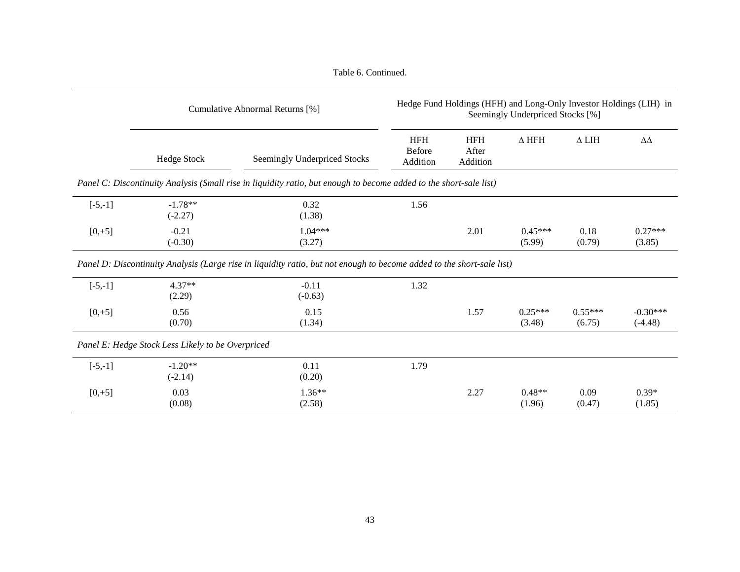Table 6. Continued.

| | Cumulative Abnormal Returns [%] | | Hedge Fund Holdings (HFH) and Long-Only Investor Holdings (LIH) in Seemingly Underpriced Stocks [%] | | | | |
|---|---|---|---|---|---|---|---|
| | Hedge Stock | Seemingly Underpriced Stocks | HFH Before Addition | HFH After Addition | Δ HFH | Δ LIH | ΔΔ |
| *Panel C: Discontinuity Analysis (Small rise in liquidity ratio, but enough to become added to the short-sale list)* | | | | | | | |
| [-5,-1] | -1.78** | 0.32 | 1.56 | | | | |
| | (-2.27) | (1.38) | | | | | |
| [0,+5] | -0.21 | 1.04*** | | 2.01 | 0.45*** | 0.18 | 0.27*** |
| | (-0.30) | (3.27) | | | (5.99) | (0.79) | (3.85) |
| *Panel D: Discontinuity Analysis (Large rise in liquidity ratio, but not enough to become added to the short-sale list)* | | | | | | | |
| [-5,-1] | 4.37** | -0.11 | 1.32 | | | | |
| | (2.29) | (-0.63) | | | | | |
| [0,+5] | 0.56 | 0.15 | | 1.57 | 0.25*** | 0.55*** | -0.30*** |
| | (0.70) | (1.34) | | | (3.48) | (6.75) | (-4.48) |
| *Panel E: Hedge Stock Less Likely to be Overpriced* | | | | | | | |
| [-5,-1] | -1.20** | 0.11 | 1.79 | | | | |
| | (-2.14) | (0.20) | | | | | |
| [0,+5] | 0.03 | 1.36** | | 2.27 | 0.48** | 0.09 | 0.39* |
| | (0.08) | (2.58) | | | (1.96) | (0.47) | (1.85) |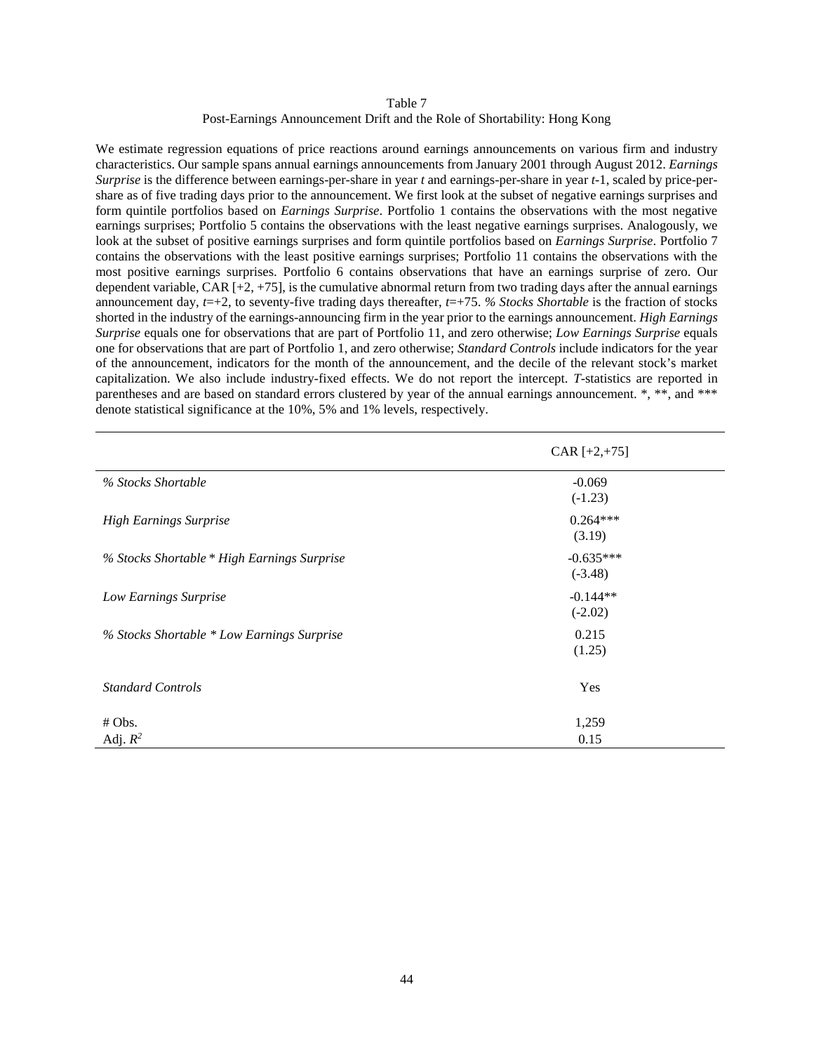Table 7

Post-Earnings Announcement Drift and the Role of Shortability: Hong Kong

We estimate regression equations of price reactions around earnings announcements on various firm and industry characteristics. Our sample spans annual earnings announcements from January 2001 through August 2012. *Earnings Surprise* is the difference between earnings-per-share in year *t* and earnings-per-share in year *t*-1, scaled by price-per-share as of five trading days prior to the announcement. We first look at the subset of negative earnings surprises and form quintile portfolios based on *Earnings Surprise*. Portfolio 1 contains the observations with the most negative earnings surprises; Portfolio 5 contains the observations with the least negative earnings surprises. Analogously, we look at the subset of positive earnings surprises and form quintile portfolios based on *Earnings Surprise*. Portfolio 7 contains the observations with the least positive earnings surprises; Portfolio 11 contains the observations with the most positive earnings surprises. Portfolio 6 contains observations that have an earnings surprise of zero. Our dependent variable, CAR [+2, +75], is the cumulative abnormal return from two trading days after the annual earnings announcement day, $t$=+2, to seventy-five trading days thereafter, $t$=+75. *% Stocks Shortable* is the fraction of stocks shorted in the industry of the earnings-announcing firm in the year prior to the earnings announcement. *High Earnings Surprise* equals one for observations that are part of Portfolio 11, and zero otherwise; *Low Earnings Surprise* equals one for observations that are part of Portfolio 1, and zero otherwise; *Standard Controls* include indicators for the year of the announcement, indicators for the month of the announcement, and the decile of the relevant stock's market capitalization. We also include industry-fixed effects. We do not report the intercept. *T*-statistics are reported in parentheses and are based on standard errors clustered by year of the annual earnings announcement. *, **, and *** denote statistical significance at the 10%, 5% and 1% levels, respectively.

| | CAR [+2,+75] |
|---|---|
| *% Stocks Shortable* | -0.069<br>(-1.23) |
| *High Earnings Surprise* | 0.264***<br>(3.19) |
| *% Stocks Shortable * High Earnings Surprise* | -0.635***<br>(-3.48) |
| *Low Earnings Surprise* | -0.144**<br>(-2.02) |
| *% Stocks Shortable * Low Earnings Surprise* | 0.215<br>(1.25) |
| *Standard Controls* | Yes |
| # Obs. | 1,259 |
| Adj. $R^2$ | 0.15 |